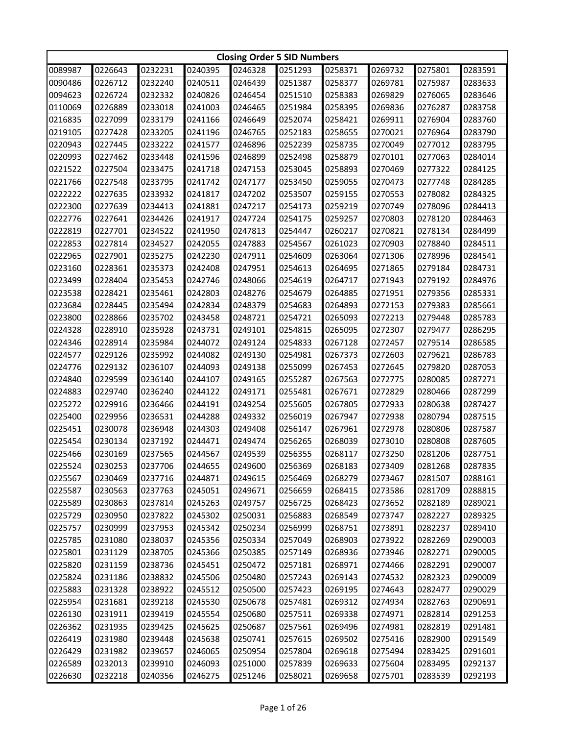| Closing Order 5 SID Numbers | | | | | | | | | |
|---|---|---|---|---|---|---|---|---|---|
| 0089987 | 0226643 | 0232231 | 0240395 | 0246328 | 0251293 | 0258371 | 0269732 | 0275801 | 0283591 |
| 0090486 | 0226712 | 0232240 | 0240511 | 0246439 | 0251387 | 0258377 | 0269781 | 0275987 | 0283633 |
| 0094623 | 0226724 | 0232332 | 0240826 | 0246454 | 0251510 | 0258383 | 0269829 | 0276065 | 0283646 |
| 0110069 | 0226889 | 0233018 | 0241003 | 0246465 | 0251984 | 0258395 | 0269836 | 0276287 | 0283758 |
| 0216835 | 0227099 | 0233179 | 0241166 | 0246649 | 0252074 | 0258421 | 0269911 | 0276904 | 0283760 |
| 0219105 | 0227428 | 0233205 | 0241196 | 0246765 | 0252183 | 0258655 | 0270021 | 0276964 | 0283790 |
| 0220943 | 0227445 | 0233222 | 0241577 | 0246896 | 0252239 | 0258735 | 0270049 | 0277012 | 0283795 |
| 0220993 | 0227462 | 0233448 | 0241596 | 0246899 | 0252498 | 0258879 | 0270101 | 0277063 | 0284014 |
| 0221522 | 0227504 | 0233475 | 0241718 | 0247153 | 0253045 | 0258893 | 0270469 | 0277322 | 0284125 |
| 0221766 | 0227548 | 0233795 | 0241742 | 0247177 | 0253450 | 0259055 | 0270473 | 0277748 | 0284285 |
| 0222222 | 0227635 | 0233932 | 0241817 | 0247202 | 0253507 | 0259155 | 0270553 | 0278082 | 0284325 |
| 0222300 | 0227639 | 0234413 | 0241881 | 0247217 | 0254173 | 0259219 | 0270749 | 0278096 | 0284413 |
| 0222776 | 0227641 | 0234426 | 0241917 | 0247724 | 0254175 | 0259257 | 0270803 | 0278120 | 0284463 |
| 0222819 | 0227701 | 0234522 | 0241950 | 0247813 | 0254447 | 0260217 | 0270821 | 0278134 | 0284499 |
| 0222853 | 0227814 | 0234527 | 0242055 | 0247883 | 0254567 | 0261023 | 0270903 | 0278840 | 0284511 |
| 0222965 | 0227901 | 0235275 | 0242230 | 0247911 | 0254609 | 0263064 | 0271306 | 0278996 | 0284541 |
| 0223160 | 0228361 | 0235373 | 0242408 | 0247951 | 0254613 | 0264695 | 0271865 | 0279184 | 0284731 |
| 0223499 | 0228404 | 0235453 | 0242746 | 0248066 | 0254619 | 0264717 | 0271943 | 0279192 | 0284976 |
| 0223538 | 0228421 | 0235461 | 0242803 | 0248276 | 0254679 | 0264885 | 0271951 | 0279356 | 0285331 |
| 0223684 | 0228445 | 0235494 | 0242834 | 0248379 | 0254683 | 0264893 | 0272153 | 0279383 | 0285661 |
| 0223800 | 0228866 | 0235702 | 0243458 | 0248721 | 0254721 | 0265093 | 0272213 | 0279448 | 0285783 |
| 0224328 | 0228910 | 0235928 | 0243731 | 0249101 | 0254815 | 0265095 | 0272307 | 0279477 | 0286295 |
| 0224346 | 0228914 | 0235984 | 0244072 | 0249124 | 0254833 | 0267128 | 0272457 | 0279514 | 0286585 |
| 0224577 | 0229126 | 0235992 | 0244082 | 0249130 | 0254981 | 0267373 | 0272603 | 0279621 | 0286783 |
| 0224776 | 0229132 | 0236107 | 0244093 | 0249138 | 0255099 | 0267453 | 0272645 | 0279820 | 0287053 |
| 0224840 | 0229599 | 0236140 | 0244107 | 0249165 | 0255287 | 0267563 | 0272775 | 0280085 | 0287271 |
| 0224883 | 0229740 | 0236240 | 0244122 | 0249171 | 0255481 | 0267671 | 0272829 | 0280466 | 0287299 |
| 0225272 | 0229916 | 0236466 | 0244191 | 0249254 | 0255605 | 0267805 | 0272933 | 0280638 | 0287427 |
| 0225400 | 0229956 | 0236531 | 0244288 | 0249332 | 0256019 | 0267947 | 0272938 | 0280794 | 0287515 |
| 0225451 | 0230078 | 0236948 | 0244303 | 0249408 | 0256147 | 0267961 | 0272978 | 0280806 | 0287587 |
| 0225454 | 0230134 | 0237192 | 0244471 | 0249474 | 0256265 | 0268039 | 0273010 | 0280808 | 0287605 |
| 0225466 | 0230169 | 0237565 | 0244567 | 0249539 | 0256355 | 0268117 | 0273250 | 0281206 | 0287751 |
| 0225524 | 0230253 | 0237706 | 0244655 | 0249600 | 0256369 | 0268183 | 0273409 | 0281268 | 0287835 |
| 0225567 | 0230469 | 0237716 | 0244871 | 0249615 | 0256469 | 0268279 | 0273467 | 0281507 | 0288161 |
| 0225587 | 0230563 | 0237763 | 0245051 | 0249671 | 0256659 | 0268415 | 0273586 | 0281709 | 0288815 |
| 0225589 | 0230863 | 0237814 | 0245263 | 0249757 | 0256725 | 0268423 | 0273652 | 0282189 | 0289021 |
| 0225729 | 0230950 | 0237822 | 0245302 | 0250031 | 0256883 | 0268549 | 0273747 | 0282227 | 0289325 |
| 0225757 | 0230999 | 0237953 | 0245342 | 0250234 | 0256999 | 0268751 | 0273891 | 0282237 | 0289410 |
| 0225785 | 0231080 | 0238037 | 0245356 | 0250334 | 0257049 | 0268903 | 0273922 | 0282269 | 0290003 |
| 0225801 | 0231129 | 0238705 | 0245366 | 0250385 | 0257149 | 0268936 | 0273946 | 0282271 | 0290005 |
| 0225820 | 0231159 | 0238736 | 0245451 | 0250472 | 0257181 | 0268971 | 0274466 | 0282291 | 0290007 |
| 0225824 | 0231186 | 0238832 | 0245506 | 0250480 | 0257243 | 0269143 | 0274532 | 0282323 | 0290009 |
| 0225883 | 0231328 | 0238922 | 0245512 | 0250500 | 0257423 | 0269195 | 0274643 | 0282477 | 0290029 |
| 0225954 | 0231681 | 0239218 | 0245530 | 0250678 | 0257481 | 0269312 | 0274934 | 0282763 | 0290691 |
| 0226130 | 0231911 | 0239419 | 0245554 | 0250680 | 0257511 | 0269338 | 0274971 | 0282814 | 0291253 |
| 0226362 | 0231935 | 0239425 | 0245625 | 0250687 | 0257561 | 0269496 | 0274981 | 0282819 | 0291481 |
| 0226419 | 0231980 | 0239448 | 0245638 | 0250741 | 0257615 | 0269502 | 0275416 | 0282900 | 0291549 |
| 0226429 | 0231982 | 0239657 | 0246065 | 0250954 | 0257804 | 0269618 | 0275494 | 0283425 | 0291601 |
| 0226589 | 0232013 | 0239910 | 0246093 | 0251000 | 0257839 | 0269633 | 0275604 | 0283495 | 0292137 |
| 0226630 | 0232218 | 0240356 | 0246275 | 0251246 | 0258021 | 0269658 | 0275701 | 0283539 | 0292193 |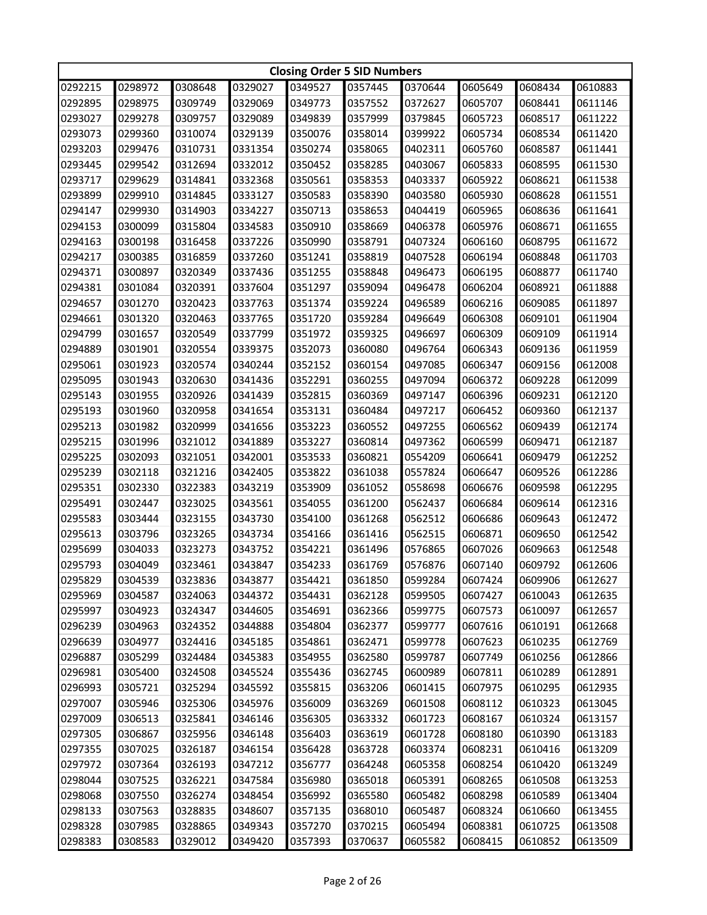| Closing Order 5 SID Numbers | | | | | | | | | |
|---|---|---|---|---|---|---|---|---|---|
| 0292215 | 0298972 | 0308648 | 0329027 | 0349527 | 0357445 | 0370644 | 0605649 | 0608434 | 0610883 |
| 0292895 | 0298975 | 0309749 | 0329069 | 0349773 | 0357552 | 0372627 | 0605707 | 0608441 | 0611146 |
| 0293027 | 0299278 | 0309757 | 0329089 | 0349839 | 0357999 | 0379845 | 0605723 | 0608517 | 0611222 |
| 0293073 | 0299360 | 0310074 | 0329139 | 0350076 | 0358014 | 0399922 | 0605734 | 0608534 | 0611420 |
| 0293203 | 0299476 | 0310731 | 0331354 | 0350274 | 0358065 | 0402311 | 0605760 | 0608587 | 0611441 |
| 0293445 | 0299542 | 0312694 | 0332012 | 0350452 | 0358285 | 0403067 | 0605833 | 0608595 | 0611530 |
| 0293717 | 0299629 | 0314841 | 0332368 | 0350561 | 0358353 | 0403337 | 0605922 | 0608621 | 0611538 |
| 0293899 | 0299910 | 0314845 | 0333127 | 0350583 | 0358390 | 0403580 | 0605930 | 0608628 | 0611551 |
| 0294147 | 0299930 | 0314903 | 0334227 | 0350713 | 0358653 | 0404419 | 0605965 | 0608636 | 0611641 |
| 0294153 | 0300099 | 0315804 | 0334583 | 0350910 | 0358669 | 0406378 | 0605976 | 0608671 | 0611655 |
| 0294163 | 0300198 | 0316458 | 0337226 | 0350990 | 0358791 | 0407324 | 0606160 | 0608795 | 0611672 |
| 0294217 | 0300385 | 0316859 | 0337260 | 0351241 | 0358819 | 0407528 | 0606194 | 0608848 | 0611703 |
| 0294371 | 0300897 | 0320349 | 0337436 | 0351255 | 0358848 | 0496473 | 0606195 | 0608877 | 0611740 |
| 0294381 | 0301084 | 0320391 | 0337604 | 0351297 | 0359094 | 0496478 | 0606204 | 0608921 | 0611888 |
| 0294657 | 0301270 | 0320423 | 0337763 | 0351374 | 0359224 | 0496589 | 0606216 | 0609085 | 0611897 |
| 0294661 | 0301320 | 0320463 | 0337765 | 0351720 | 0359284 | 0496649 | 0606308 | 0609101 | 0611904 |
| 0294799 | 0301657 | 0320549 | 0337799 | 0351972 | 0359325 | 0496697 | 0606309 | 0609109 | 0611914 |
| 0294889 | 0301901 | 0320554 | 0339375 | 0352073 | 0360080 | 0496764 | 0606343 | 0609136 | 0611959 |
| 0295061 | 0301923 | 0320574 | 0340244 | 0352152 | 0360154 | 0497085 | 0606347 | 0609156 | 0612008 |
| 0295095 | 0301943 | 0320630 | 0341436 | 0352291 | 0360255 | 0497094 | 0606372 | 0609228 | 0612099 |
| 0295143 | 0301955 | 0320926 | 0341439 | 0352815 | 0360369 | 0497147 | 0606396 | 0609231 | 0612120 |
| 0295193 | 0301960 | 0320958 | 0341654 | 0353131 | 0360484 | 0497217 | 0606452 | 0609360 | 0612137 |
| 0295213 | 0301982 | 0320999 | 0341656 | 0353223 | 0360552 | 0497255 | 0606562 | 0609439 | 0612174 |
| 0295215 | 0301996 | 0321012 | 0341889 | 0353227 | 0360814 | 0497362 | 0606599 | 0609471 | 0612187 |
| 0295225 | 0302093 | 0321051 | 0342001 | 0353533 | 0360821 | 0554209 | 0606641 | 0609479 | 0612252 |
| 0295239 | 0302118 | 0321216 | 0342405 | 0353822 | 0361038 | 0557824 | 0606647 | 0609526 | 0612286 |
| 0295351 | 0302330 | 0322383 | 0343219 | 0353909 | 0361052 | 0558698 | 0606676 | 0609598 | 0612295 |
| 0295491 | 0302447 | 0323025 | 0343561 | 0354055 | 0361200 | 0562437 | 0606684 | 0609614 | 0612316 |
| 0295583 | 0303444 | 0323155 | 0343730 | 0354100 | 0361268 | 0562512 | 0606686 | 0609643 | 0612472 |
| 0295613 | 0303796 | 0323265 | 0343734 | 0354166 | 0361416 | 0562515 | 0606871 | 0609650 | 0612542 |
| 0295699 | 0304033 | 0323273 | 0343752 | 0354221 | 0361496 | 0576865 | 0607026 | 0609663 | 0612548 |
| 0295793 | 0304049 | 0323461 | 0343847 | 0354233 | 0361769 | 0576876 | 0607140 | 0609792 | 0612606 |
| 0295829 | 0304539 | 0323836 | 0343877 | 0354421 | 0361850 | 0599284 | 0607424 | 0609906 | 0612627 |
| 0295969 | 0304587 | 0324063 | 0344372 | 0354431 | 0362128 | 0599505 | 0607427 | 0610043 | 0612635 |
| 0295997 | 0304923 | 0324347 | 0344605 | 0354691 | 0362366 | 0599775 | 0607573 | 0610097 | 0612657 |
| 0296239 | 0304963 | 0324352 | 0344888 | 0354804 | 0362377 | 0599777 | 0607616 | 0610191 | 0612668 |
| 0296639 | 0304977 | 0324416 | 0345185 | 0354861 | 0362471 | 0599778 | 0607623 | 0610235 | 0612769 |
| 0296887 | 0305299 | 0324484 | 0345383 | 0354955 | 0362580 | 0599787 | 0607749 | 0610256 | 0612866 |
| 0296981 | 0305400 | 0324508 | 0345524 | 0355436 | 0362745 | 0600989 | 0607811 | 0610289 | 0612891 |
| 0296993 | 0305721 | 0325294 | 0345592 | 0355815 | 0363206 | 0601415 | 0607975 | 0610295 | 0612935 |
| 0297007 | 0305946 | 0325306 | 0345976 | 0356009 | 0363269 | 0601508 | 0608112 | 0610323 | 0613045 |
| 0297009 | 0306513 | 0325841 | 0346146 | 0356305 | 0363332 | 0601723 | 0608167 | 0610324 | 0613157 |
| 0297305 | 0306867 | 0325956 | 0346148 | 0356403 | 0363619 | 0601728 | 0608180 | 0610390 | 0613183 |
| 0297355 | 0307025 | 0326187 | 0346154 | 0356428 | 0363728 | 0603374 | 0608231 | 0610416 | 0613209 |
| 0297972 | 0307364 | 0326193 | 0347212 | 0356777 | 0364248 | 0605358 | 0608254 | 0610420 | 0613249 |
| 0298044 | 0307525 | 0326221 | 0347584 | 0356980 | 0365018 | 0605391 | 0608265 | 0610508 | 0613253 |
| 0298068 | 0307550 | 0326274 | 0348454 | 0356992 | 0365580 | 0605482 | 0608298 | 0610589 | 0613404 |
| 0298133 | 0307563 | 0328835 | 0348607 | 0357135 | 0368010 | 0605487 | 0608324 | 0610660 | 0613455 |
| 0298328 | 0307985 | 0328865 | 0349343 | 0357270 | 0370215 | 0605494 | 0608381 | 0610725 | 0613508 |
| 0298383 | 0308583 | 0329012 | 0349420 | 0357393 | 0370637 | 0605582 | 0608415 | 0610852 | 0613509 |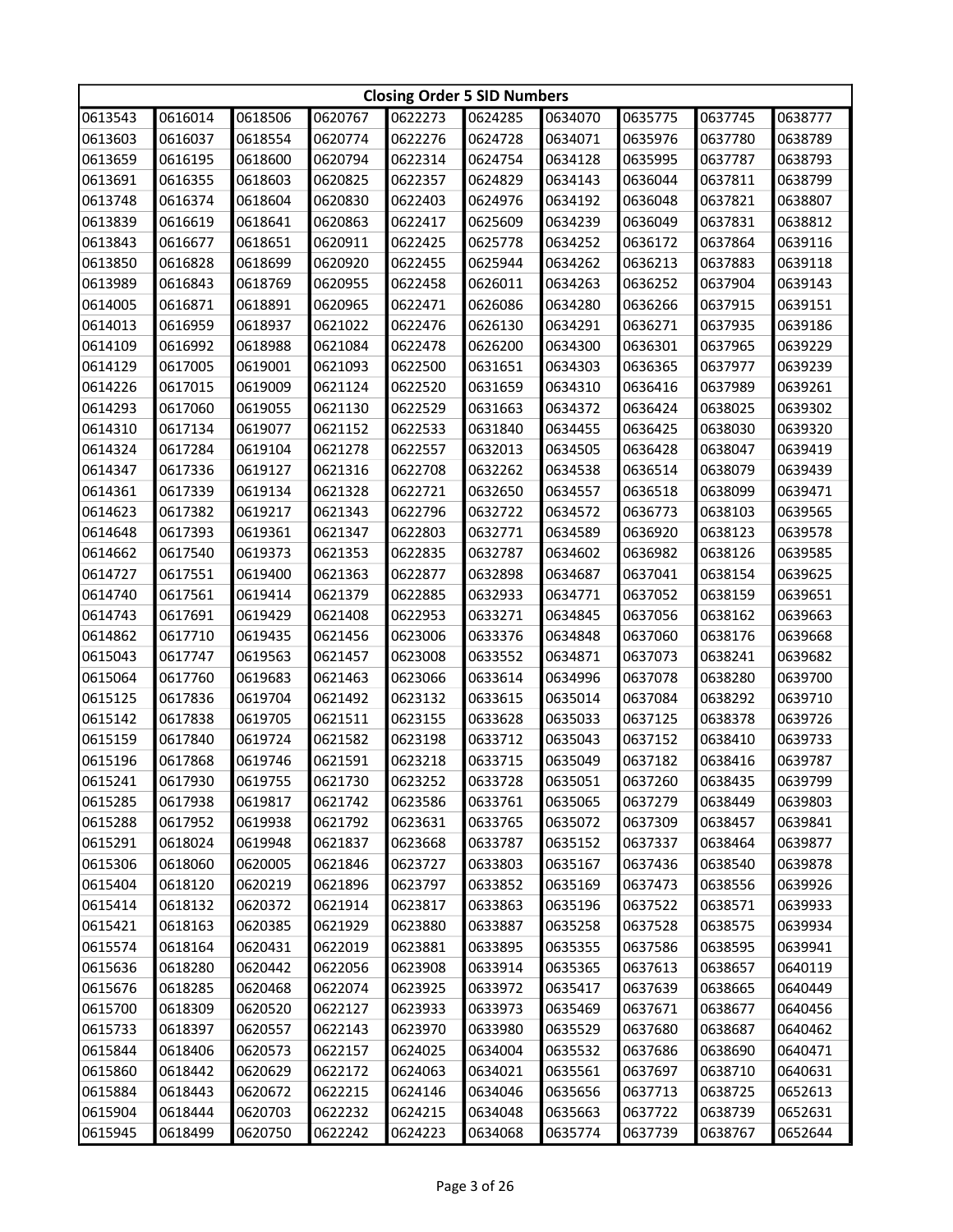| Closing Order 5 SID Numbers | | | | | | | | | |
|---|---|---|---|---|---|---|---|---|---|
| 0613543 | 0616014 | 0618506 | 0620767 | 0622273 | 0624285 | 0634070 | 0635775 | 0637745 | 0638777 |
| 0613603 | 0616037 | 0618554 | 0620774 | 0622276 | 0624728 | 0634071 | 0635976 | 0637780 | 0638789 |
| 0613659 | 0616195 | 0618600 | 0620794 | 0622314 | 0624754 | 0634128 | 0635995 | 0637787 | 0638793 |
| 0613691 | 0616355 | 0618603 | 0620825 | 0622357 | 0624829 | 0634143 | 0636044 | 0637811 | 0638799 |
| 0613748 | 0616374 | 0618604 | 0620830 | 0622403 | 0624976 | 0634192 | 0636048 | 0637821 | 0638807 |
| 0613839 | 0616619 | 0618641 | 0620863 | 0622417 | 0625609 | 0634239 | 0636049 | 0637831 | 0638812 |
| 0613843 | 0616677 | 0618651 | 0620911 | 0622425 | 0625778 | 0634252 | 0636172 | 0637864 | 0639116 |
| 0613850 | 0616828 | 0618699 | 0620920 | 0622455 | 0625944 | 0634262 | 0636213 | 0637883 | 0639118 |
| 0613989 | 0616843 | 0618769 | 0620955 | 0622458 | 0626011 | 0634263 | 0636252 | 0637904 | 0639143 |
| 0614005 | 0616871 | 0618891 | 0620965 | 0622471 | 0626086 | 0634280 | 0636266 | 0637915 | 0639151 |
| 0614013 | 0616959 | 0618937 | 0621022 | 0622476 | 0626130 | 0634291 | 0636271 | 0637935 | 0639186 |
| 0614109 | 0616992 | 0618988 | 0621084 | 0622478 | 0626200 | 0634300 | 0636301 | 0637965 | 0639229 |
| 0614129 | 0617005 | 0619001 | 0621093 | 0622500 | 0631651 | 0634303 | 0636365 | 0637977 | 0639239 |
| 0614226 | 0617015 | 0619009 | 0621124 | 0622520 | 0631659 | 0634310 | 0636416 | 0637989 | 0639261 |
| 0614293 | 0617060 | 0619055 | 0621130 | 0622529 | 0631663 | 0634372 | 0636424 | 0638025 | 0639302 |
| 0614310 | 0617134 | 0619077 | 0621152 | 0622533 | 0631840 | 0634455 | 0636425 | 0638030 | 0639320 |
| 0614324 | 0617284 | 0619104 | 0621278 | 0622557 | 0632013 | 0634505 | 0636428 | 0638047 | 0639419 |
| 0614347 | 0617336 | 0619127 | 0621316 | 0622708 | 0632262 | 0634538 | 0636514 | 0638079 | 0639439 |
| 0614361 | 0617339 | 0619134 | 0621328 | 0622721 | 0632650 | 0634557 | 0636518 | 0638099 | 0639471 |
| 0614623 | 0617382 | 0619217 | 0621343 | 0622796 | 0632722 | 0634572 | 0636773 | 0638103 | 0639565 |
| 0614648 | 0617393 | 0619361 | 0621347 | 0622803 | 0632771 | 0634589 | 0636920 | 0638123 | 0639578 |
| 0614662 | 0617540 | 0619373 | 0621353 | 0622835 | 0632787 | 0634602 | 0636982 | 0638126 | 0639585 |
| 0614727 | 0617551 | 0619400 | 0621363 | 0622877 | 0632898 | 0634687 | 0637041 | 0638154 | 0639625 |
| 0614740 | 0617561 | 0619414 | 0621379 | 0622885 | 0632933 | 0634771 | 0637052 | 0638159 | 0639651 |
| 0614743 | 0617691 | 0619429 | 0621408 | 0622953 | 0633271 | 0634845 | 0637056 | 0638162 | 0639663 |
| 0614862 | 0617710 | 0619435 | 0621456 | 0623006 | 0633376 | 0634848 | 0637060 | 0638176 | 0639668 |
| 0615043 | 0617747 | 0619563 | 0621457 | 0623008 | 0633552 | 0634871 | 0637073 | 0638241 | 0639682 |
| 0615064 | 0617760 | 0619683 | 0621463 | 0623066 | 0633614 | 0634996 | 0637078 | 0638280 | 0639700 |
| 0615125 | 0617836 | 0619704 | 0621492 | 0623132 | 0633615 | 0635014 | 0637084 | 0638292 | 0639710 |
| 0615142 | 0617838 | 0619705 | 0621511 | 0623155 | 0633628 | 0635033 | 0637125 | 0638378 | 0639726 |
| 0615159 | 0617840 | 0619724 | 0621582 | 0623198 | 0633712 | 0635043 | 0637152 | 0638410 | 0639733 |
| 0615196 | 0617868 | 0619746 | 0621591 | 0623218 | 0633715 | 0635049 | 0637182 | 0638416 | 0639787 |
| 0615241 | 0617930 | 0619755 | 0621730 | 0623252 | 0633728 | 0635051 | 0637260 | 0638435 | 0639799 |
| 0615285 | 0617938 | 0619817 | 0621742 | 0623586 | 0633761 | 0635065 | 0637279 | 0638449 | 0639803 |
| 0615288 | 0617952 | 0619938 | 0621792 | 0623631 | 0633765 | 0635072 | 0637309 | 0638457 | 0639841 |
| 0615291 | 0618024 | 0619948 | 0621837 | 0623668 | 0633787 | 0635152 | 0637337 | 0638464 | 0639877 |
| 0615306 | 0618060 | 0620005 | 0621846 | 0623727 | 0633803 | 0635167 | 0637436 | 0638540 | 0639878 |
| 0615404 | 0618120 | 0620219 | 0621896 | 0623797 | 0633852 | 0635169 | 0637473 | 0638556 | 0639926 |
| 0615414 | 0618132 | 0620372 | 0621914 | 0623817 | 0633863 | 0635196 | 0637522 | 0638571 | 0639933 |
| 0615421 | 0618163 | 0620385 | 0621929 | 0623880 | 0633887 | 0635258 | 0637528 | 0638575 | 0639934 |
| 0615574 | 0618164 | 0620431 | 0622019 | 0623881 | 0633895 | 0635355 | 0637586 | 0638595 | 0639941 |
| 0615636 | 0618280 | 0620442 | 0622056 | 0623908 | 0633914 | 0635365 | 0637613 | 0638657 | 0640119 |
| 0615676 | 0618285 | 0620468 | 0622074 | 0623925 | 0633972 | 0635417 | 0637639 | 0638665 | 0640449 |
| 0615700 | 0618309 | 0620520 | 0622127 | 0623933 | 0633973 | 0635469 | 0637671 | 0638677 | 0640456 |
| 0615733 | 0618397 | 0620557 | 0622143 | 0623970 | 0633980 | 0635529 | 0637680 | 0638687 | 0640462 |
| 0615844 | 0618406 | 0620573 | 0622157 | 0624025 | 0634004 | 0635532 | 0637686 | 0638690 | 0640471 |
| 0615860 | 0618442 | 0620629 | 0622172 | 0624063 | 0634021 | 0635561 | 0637697 | 0638710 | 0640631 |
| 0615884 | 0618443 | 0620672 | 0622215 | 0624146 | 0634046 | 0635656 | 0637713 | 0638725 | 0652613 |
| 0615904 | 0618444 | 0620703 | 0622232 | 0624215 | 0634048 | 0635663 | 0637722 | 0638739 | 0652631 |
| 0615945 | 0618499 | 0620750 | 0622242 | 0624223 | 0634068 | 0635774 | 0637739 | 0638767 | 0652644 |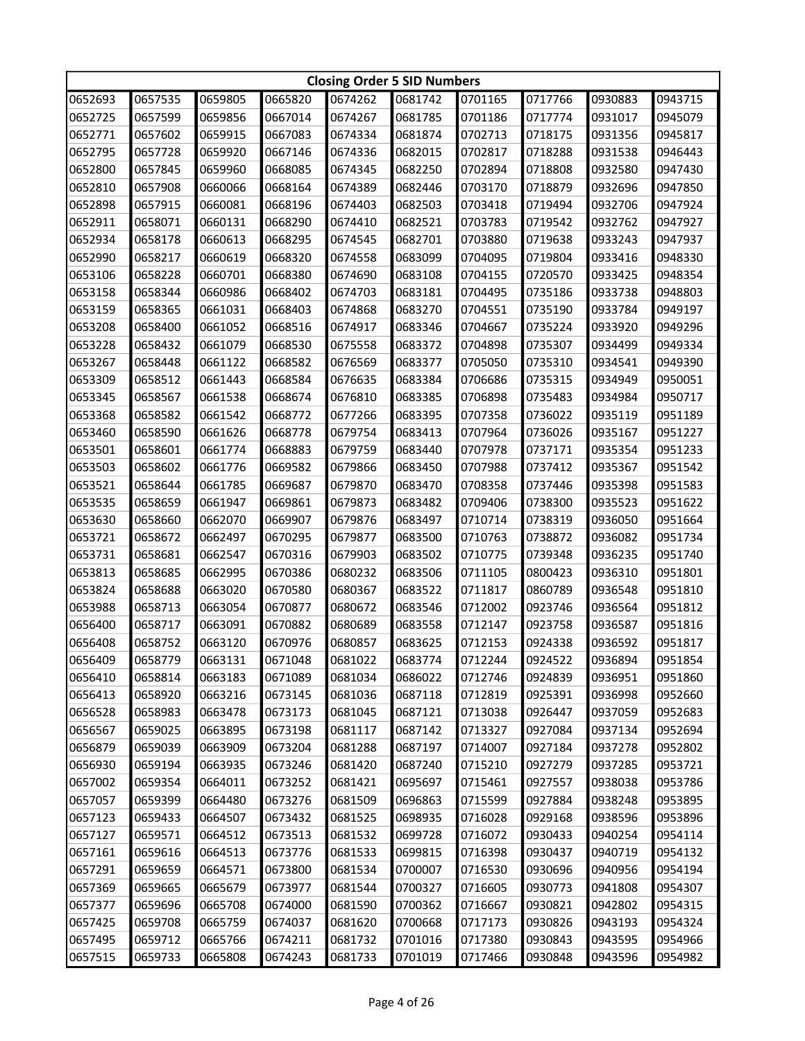| Closing Order 5 SID Numbers | | | | | | | | | |
|---|---|---|---|---|---|---|---|---|---|
| 0652693 | 0657535 | 0659805 | 0665820 | 0674262 | 0681742 | 0701165 | 0717766 | 0930883 | 0943715 |
| 0652725 | 0657599 | 0659856 | 0667014 | 0674267 | 0681785 | 0701186 | 0717774 | 0931017 | 0945079 |
| 0652771 | 0657602 | 0659915 | 0667083 | 0674334 | 0681874 | 0702713 | 0718175 | 0931356 | 0945817 |
| 0652795 | 0657728 | 0659920 | 0667146 | 0674336 | 0682015 | 0702817 | 0718288 | 0931538 | 0946443 |
| 0652800 | 0657845 | 0659960 | 0668085 | 0674345 | 0682250 | 0702894 | 0718808 | 0932580 | 0947430 |
| 0652810 | 0657908 | 0660066 | 0668164 | 0674389 | 0682446 | 0703170 | 0718879 | 0932696 | 0947850 |
| 0652898 | 0657915 | 0660081 | 0668196 | 0674403 | 0682503 | 0703418 | 0719494 | 0932706 | 0947924 |
| 0652911 | 0658071 | 0660131 | 0668290 | 0674410 | 0682521 | 0703783 | 0719542 | 0932762 | 0947927 |
| 0652934 | 0658178 | 0660613 | 0668295 | 0674545 | 0682701 | 0703880 | 0719638 | 0933243 | 0947937 |
| 0652990 | 0658217 | 0660619 | 0668320 | 0674558 | 0683099 | 0704095 | 0719804 | 0933416 | 0948330 |
| 0653106 | 0658228 | 0660701 | 0668380 | 0674690 | 0683108 | 0704155 | 0720570 | 0933425 | 0948354 |
| 0653158 | 0658344 | 0660986 | 0668402 | 0674703 | 0683181 | 0704495 | 0735186 | 0933738 | 0948803 |
| 0653159 | 0658365 | 0661031 | 0668403 | 0674868 | 0683270 | 0704551 | 0735190 | 0933784 | 0949197 |
| 0653208 | 0658400 | 0661052 | 0668516 | 0674917 | 0683346 | 0704667 | 0735224 | 0933920 | 0949296 |
| 0653228 | 0658432 | 0661079 | 0668530 | 0675558 | 0683372 | 0704898 | 0735307 | 0934499 | 0949334 |
| 0653267 | 0658448 | 0661122 | 0668582 | 0676569 | 0683377 | 0705050 | 0735310 | 0934541 | 0949390 |
| 0653309 | 0658512 | 0661443 | 0668584 | 0676635 | 0683384 | 0706686 | 0735315 | 0934949 | 0950051 |
| 0653345 | 0658567 | 0661538 | 0668674 | 0676810 | 0683385 | 0706898 | 0735483 | 0934984 | 0950717 |
| 0653368 | 0658582 | 0661542 | 0668772 | 0677266 | 0683395 | 0707358 | 0736022 | 0935119 | 0951189 |
| 0653460 | 0658590 | 0661626 | 0668778 | 0679754 | 0683413 | 0707964 | 0736026 | 0935167 | 0951227 |
| 0653501 | 0658601 | 0661774 | 0668883 | 0679759 | 0683440 | 0707978 | 0737171 | 0935354 | 0951233 |
| 0653503 | 0658602 | 0661776 | 0669582 | 0679866 | 0683450 | 0707988 | 0737412 | 0935367 | 0951542 |
| 0653521 | 0658644 | 0661785 | 0669687 | 0679870 | 0683470 | 0708358 | 0737446 | 0935398 | 0951583 |
| 0653535 | 0658659 | 0661947 | 0669861 | 0679873 | 0683482 | 0709406 | 0738300 | 0935523 | 0951622 |
| 0653630 | 0658660 | 0662070 | 0669907 | 0679876 | 0683497 | 0710714 | 0738319 | 0936050 | 0951664 |
| 0653721 | 0658672 | 0662497 | 0670295 | 0679877 | 0683500 | 0710763 | 0738872 | 0936082 | 0951734 |
| 0653731 | 0658681 | 0662547 | 0670316 | 0679903 | 0683502 | 0710775 | 0739348 | 0936235 | 0951740 |
| 0653813 | 0658685 | 0662995 | 0670386 | 0680232 | 0683506 | 0711105 | 0800423 | 0936310 | 0951801 |
| 0653824 | 0658688 | 0663020 | 0670580 | 0680367 | 0683522 | 0711817 | 0860789 | 0936548 | 0951810 |
| 0653988 | 0658713 | 0663054 | 0670877 | 0680672 | 0683546 | 0712002 | 0923746 | 0936564 | 0951812 |
| 0656400 | 0658717 | 0663091 | 0670882 | 0680689 | 0683558 | 0712147 | 0923758 | 0936587 | 0951816 |
| 0656408 | 0658752 | 0663120 | 0670976 | 0680857 | 0683625 | 0712153 | 0924338 | 0936592 | 0951817 |
| 0656409 | 0658779 | 0663131 | 0671048 | 0681022 | 0683774 | 0712244 | 0924522 | 0936894 | 0951854 |
| 0656410 | 0658814 | 0663183 | 0671089 | 0681034 | 0686022 | 0712746 | 0924839 | 0936951 | 0951860 |
| 0656413 | 0658920 | 0663216 | 0673145 | 0681036 | 0687118 | 0712819 | 0925391 | 0936998 | 0952660 |
| 0656528 | 0658983 | 0663478 | 0673173 | 0681045 | 0687121 | 0713038 | 0926447 | 0937059 | 0952683 |
| 0656567 | 0659025 | 0663895 | 0673198 | 0681117 | 0687142 | 0713327 | 0927084 | 0937134 | 0952694 |
| 0656879 | 0659039 | 0663909 | 0673204 | 0681288 | 0687197 | 0714007 | 0927184 | 0937278 | 0952802 |
| 0656930 | 0659194 | 0663935 | 0673246 | 0681420 | 0687240 | 0715210 | 0927279 | 0937285 | 0953721 |
| 0657002 | 0659354 | 0664011 | 0673252 | 0681421 | 0695697 | 0715461 | 0927557 | 0938038 | 0953786 |
| 0657057 | 0659399 | 0664480 | 0673276 | 0681509 | 0696863 | 0715599 | 0927884 | 0938248 | 0953895 |
| 0657123 | 0659433 | 0664507 | 0673432 | 0681525 | 0698935 | 0716028 | 0929168 | 0938596 | 0953896 |
| 0657127 | 0659571 | 0664512 | 0673513 | 0681532 | 0699728 | 0716072 | 0930433 | 0940254 | 0954114 |
| 0657161 | 0659616 | 0664513 | 0673776 | 0681533 | 0699815 | 0716398 | 0930437 | 0940719 | 0954132 |
| 0657291 | 0659659 | 0664571 | 0673800 | 0681534 | 0700007 | 0716530 | 0930696 | 0940956 | 0954194 |
| 0657369 | 0659665 | 0665679 | 0673977 | 0681544 | 0700327 | 0716605 | 0930773 | 0941808 | 0954307 |
| 0657377 | 0659696 | 0665708 | 0674000 | 0681590 | 0700362 | 0716667 | 0930821 | 0942802 | 0954315 |
| 0657425 | 0659708 | 0665759 | 0674037 | 0681620 | 0700668 | 0717173 | 0930826 | 0943193 | 0954324 |
| 0657495 | 0659712 | 0665766 | 0674211 | 0681732 | 0701016 | 0717380 | 0930843 | 0943595 | 0954966 |
| 0657515 | 0659733 | 0665808 | 0674243 | 0681733 | 0701019 | 0717466 | 0930848 | 0943596 | 0954982 |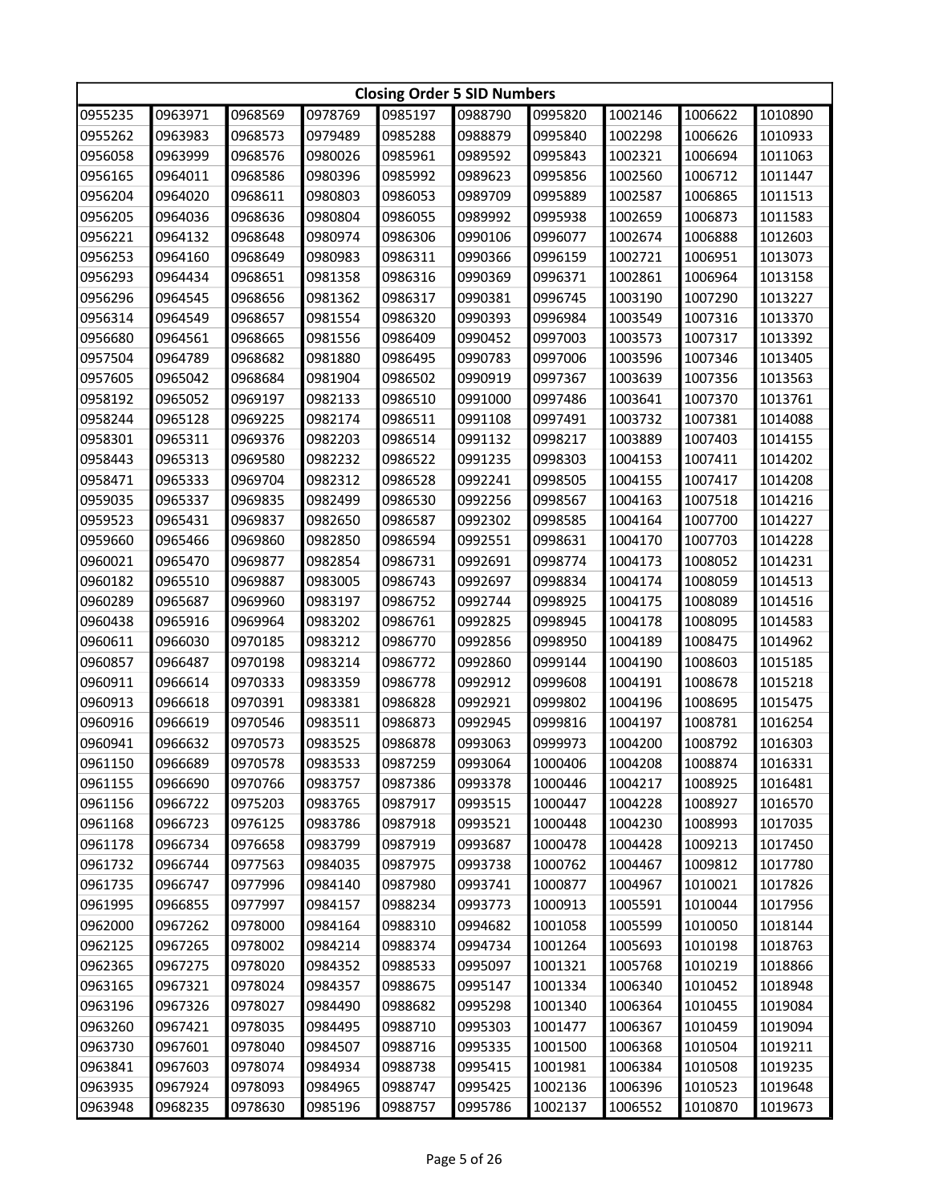| Closing Order 5 SID Numbers | | | | | | | | | |
|---|---|---|---|---|---|---|---|---|---|
| 0955235 | 0963971 | 0968569 | 0978769 | 0985197 | 0988790 | 0995820 | 1002146 | 1006622 | 1010890 |
| 0955262 | 0963983 | 0968573 | 0979489 | 0985288 | 0988879 | 0995840 | 1002298 | 1006626 | 1010933 |
| 0956058 | 0963999 | 0968576 | 0980026 | 0985961 | 0989592 | 0995843 | 1002321 | 1006694 | 1011063 |
| 0956165 | 0964011 | 0968586 | 0980396 | 0985992 | 0989623 | 0995856 | 1002560 | 1006712 | 1011447 |
| 0956204 | 0964020 | 0968611 | 0980803 | 0986053 | 0989709 | 0995889 | 1002587 | 1006865 | 1011513 |
| 0956205 | 0964036 | 0968636 | 0980804 | 0986055 | 0989992 | 0995938 | 1002659 | 1006873 | 1011583 |
| 0956221 | 0964132 | 0968648 | 0980974 | 0986306 | 0990106 | 0996077 | 1002674 | 1006888 | 1012603 |
| 0956253 | 0964160 | 0968649 | 0980983 | 0986311 | 0990366 | 0996159 | 1002721 | 1006951 | 1013073 |
| 0956293 | 0964434 | 0968651 | 0981358 | 0986316 | 0990369 | 0996371 | 1002861 | 1006964 | 1013158 |
| 0956296 | 0964545 | 0968656 | 0981362 | 0986317 | 0990381 | 0996745 | 1003190 | 1007290 | 1013227 |
| 0956314 | 0964549 | 0968657 | 0981554 | 0986320 | 0990393 | 0996984 | 1003549 | 1007316 | 1013370 |
| 0956680 | 0964561 | 0968665 | 0981556 | 0986409 | 0990452 | 0997003 | 1003573 | 1007317 | 1013392 |
| 0957504 | 0964789 | 0968682 | 0981880 | 0986495 | 0990783 | 0997006 | 1003596 | 1007346 | 1013405 |
| 0957605 | 0965042 | 0968684 | 0981904 | 0986502 | 0990919 | 0997367 | 1003639 | 1007356 | 1013563 |
| 0958192 | 0965052 | 0969197 | 0982133 | 0986510 | 0991000 | 0997486 | 1003641 | 1007370 | 1013761 |
| 0958244 | 0965128 | 0969225 | 0982174 | 0986511 | 0991108 | 0997491 | 1003732 | 1007381 | 1014088 |
| 0958301 | 0965311 | 0969376 | 0982203 | 0986514 | 0991132 | 0998217 | 1003889 | 1007403 | 1014155 |
| 0958443 | 0965313 | 0969580 | 0982232 | 0986522 | 0991235 | 0998303 | 1004153 | 1007411 | 1014202 |
| 0958471 | 0965333 | 0969704 | 0982312 | 0986528 | 0992241 | 0998505 | 1004155 | 1007417 | 1014208 |
| 0959035 | 0965337 | 0969835 | 0982499 | 0986530 | 0992256 | 0998567 | 1004163 | 1007518 | 1014216 |
| 0959523 | 0965431 | 0969837 | 0982650 | 0986587 | 0992302 | 0998585 | 1004164 | 1007700 | 1014227 |
| 0959660 | 0965466 | 0969860 | 0982850 | 0986594 | 0992551 | 0998631 | 1004170 | 1007703 | 1014228 |
| 0960021 | 0965470 | 0969877 | 0982854 | 0986731 | 0992691 | 0998774 | 1004173 | 1008052 | 1014231 |
| 0960182 | 0965510 | 0969887 | 0983005 | 0986743 | 0992697 | 0998834 | 1004174 | 1008059 | 1014513 |
| 0960289 | 0965687 | 0969960 | 0983197 | 0986752 | 0992744 | 0998925 | 1004175 | 1008089 | 1014516 |
| 0960438 | 0965916 | 0969964 | 0983202 | 0986761 | 0992825 | 0998945 | 1004178 | 1008095 | 1014583 |
| 0960611 | 0966030 | 0970185 | 0983212 | 0986770 | 0992856 | 0998950 | 1004189 | 1008475 | 1014962 |
| 0960857 | 0966487 | 0970198 | 0983214 | 0986772 | 0992860 | 0999144 | 1004190 | 1008603 | 1015185 |
| 0960911 | 0966614 | 0970333 | 0983359 | 0986778 | 0992912 | 0999608 | 1004191 | 1008678 | 1015218 |
| 0960913 | 0966618 | 0970391 | 0983381 | 0986828 | 0992921 | 0999802 | 1004196 | 1008695 | 1015475 |
| 0960916 | 0966619 | 0970546 | 0983511 | 0986873 | 0992945 | 0999816 | 1004197 | 1008781 | 1016254 |
| 0960941 | 0966632 | 0970573 | 0983525 | 0986878 | 0993063 | 0999973 | 1004200 | 1008792 | 1016303 |
| 0961150 | 0966689 | 0970578 | 0983533 | 0987259 | 0993064 | 1000406 | 1004208 | 1008874 | 1016331 |
| 0961155 | 0966690 | 0970766 | 0983757 | 0987386 | 0993378 | 1000446 | 1004217 | 1008925 | 1016481 |
| 0961156 | 0966722 | 0975203 | 0983765 | 0987917 | 0993515 | 1000447 | 1004228 | 1008927 | 1016570 |
| 0961168 | 0966723 | 0976125 | 0983786 | 0987918 | 0993521 | 1000448 | 1004230 | 1008993 | 1017035 |
| 0961178 | 0966734 | 0976658 | 0983799 | 0987919 | 0993687 | 1000478 | 1004428 | 1009213 | 1017450 |
| 0961732 | 0966744 | 0977563 | 0984035 | 0987975 | 0993738 | 1000762 | 1004467 | 1009812 | 1017780 |
| 0961735 | 0966747 | 0977996 | 0984140 | 0987980 | 0993741 | 1000877 | 1004967 | 1010021 | 1017826 |
| 0961995 | 0966855 | 0977997 | 0984157 | 0988234 | 0993773 | 1000913 | 1005591 | 1010044 | 1017956 |
| 0962000 | 0967262 | 0978000 | 0984164 | 0988310 | 0994682 | 1001058 | 1005599 | 1010050 | 1018144 |
| 0962125 | 0967265 | 0978002 | 0984214 | 0988374 | 0994734 | 1001264 | 1005693 | 1010198 | 1018763 |
| 0962365 | 0967275 | 0978020 | 0984352 | 0988533 | 0995097 | 1001321 | 1005768 | 1010219 | 1018866 |
| 0963165 | 0967321 | 0978024 | 0984357 | 0988675 | 0995147 | 1001334 | 1006340 | 1010452 | 1018948 |
| 0963196 | 0967326 | 0978027 | 0984490 | 0988682 | 0995298 | 1001340 | 1006364 | 1010455 | 1019084 |
| 0963260 | 0967421 | 0978035 | 0984495 | 0988710 | 0995303 | 1001477 | 1006367 | 1010459 | 1019094 |
| 0963730 | 0967601 | 0978040 | 0984507 | 0988716 | 0995335 | 1001500 | 1006368 | 1010504 | 1019211 |
| 0963841 | 0967603 | 0978074 | 0984934 | 0988738 | 0995415 | 1001981 | 1006384 | 1010508 | 1019235 |
| 0963935 | 0967924 | 0978093 | 0984965 | 0988747 | 0995425 | 1002136 | 1006396 | 1010523 | 1019648 |
| 0963948 | 0968235 | 0978630 | 0985196 | 0988757 | 0995786 | 1002137 | 1006552 | 1010870 | 1019673 |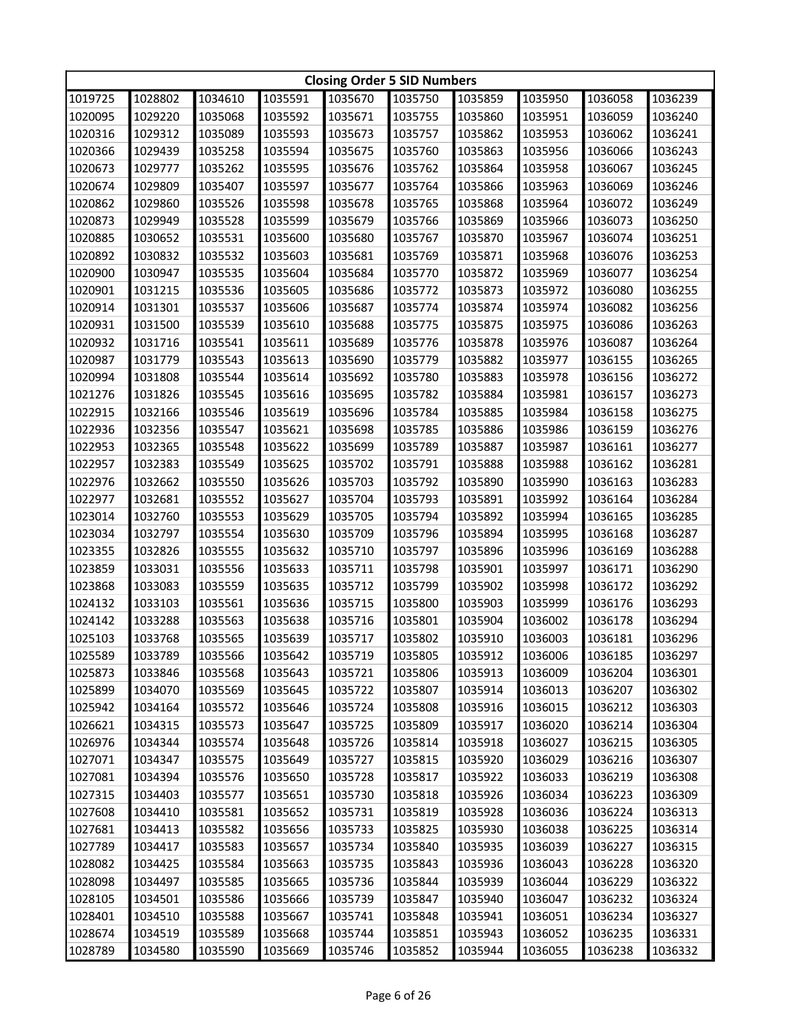| Closing Order 5 SID Numbers | | | | | | | | | |
|---|---|---|---|---|---|---|---|---|---|
| 1019725 | 1028802 | 1034610 | 1035591 | 1035670 | 1035750 | 1035859 | 1035950 | 1036058 | 1036239 |
| 1020095 | 1029220 | 1035068 | 1035592 | 1035671 | 1035755 | 1035860 | 1035951 | 1036059 | 1036240 |
| 1020316 | 1029312 | 1035089 | 1035593 | 1035673 | 1035757 | 1035862 | 1035953 | 1036062 | 1036241 |
| 1020366 | 1029439 | 1035258 | 1035594 | 1035675 | 1035760 | 1035863 | 1035956 | 1036066 | 1036243 |
| 1020673 | 1029777 | 1035262 | 1035595 | 1035676 | 1035762 | 1035864 | 1035958 | 1036067 | 1036245 |
| 1020674 | 1029809 | 1035407 | 1035597 | 1035677 | 1035764 | 1035866 | 1035963 | 1036069 | 1036246 |
| 1020862 | 1029860 | 1035526 | 1035598 | 1035678 | 1035765 | 1035868 | 1035964 | 1036072 | 1036249 |
| 1020873 | 1029949 | 1035528 | 1035599 | 1035679 | 1035766 | 1035869 | 1035966 | 1036073 | 1036250 |
| 1020885 | 1030652 | 1035531 | 1035600 | 1035680 | 1035767 | 1035870 | 1035967 | 1036074 | 1036251 |
| 1020892 | 1030832 | 1035532 | 1035603 | 1035681 | 1035769 | 1035871 | 1035968 | 1036076 | 1036253 |
| 1020900 | 1030947 | 1035535 | 1035604 | 1035684 | 1035770 | 1035872 | 1035969 | 1036077 | 1036254 |
| 1020901 | 1031215 | 1035536 | 1035605 | 1035686 | 1035772 | 1035873 | 1035972 | 1036080 | 1036255 |
| 1020914 | 1031301 | 1035537 | 1035606 | 1035687 | 1035774 | 1035874 | 1035974 | 1036082 | 1036256 |
| 1020931 | 1031500 | 1035539 | 1035610 | 1035688 | 1035775 | 1035875 | 1035975 | 1036086 | 1036263 |
| 1020932 | 1031716 | 1035541 | 1035611 | 1035689 | 1035776 | 1035878 | 1035976 | 1036087 | 1036264 |
| 1020987 | 1031779 | 1035543 | 1035613 | 1035690 | 1035779 | 1035882 | 1035977 | 1036155 | 1036265 |
| 1020994 | 1031808 | 1035544 | 1035614 | 1035692 | 1035780 | 1035883 | 1035978 | 1036156 | 1036272 |
| 1021276 | 1031826 | 1035545 | 1035616 | 1035695 | 1035782 | 1035884 | 1035981 | 1036157 | 1036273 |
| 1022915 | 1032166 | 1035546 | 1035619 | 1035696 | 1035784 | 1035885 | 1035984 | 1036158 | 1036275 |
| 1022936 | 1032356 | 1035547 | 1035621 | 1035698 | 1035785 | 1035886 | 1035986 | 1036159 | 1036276 |
| 1022953 | 1032365 | 1035548 | 1035622 | 1035699 | 1035789 | 1035887 | 1035987 | 1036161 | 1036277 |
| 1022957 | 1032383 | 1035549 | 1035625 | 1035702 | 1035791 | 1035888 | 1035988 | 1036162 | 1036281 |
| 1022976 | 1032662 | 1035550 | 1035626 | 1035703 | 1035792 | 1035890 | 1035990 | 1036163 | 1036283 |
| 1022977 | 1032681 | 1035552 | 1035627 | 1035704 | 1035793 | 1035891 | 1035992 | 1036164 | 1036284 |
| 1023014 | 1032760 | 1035553 | 1035629 | 1035705 | 1035794 | 1035892 | 1035994 | 1036165 | 1036285 |
| 1023034 | 1032797 | 1035554 | 1035630 | 1035709 | 1035796 | 1035894 | 1035995 | 1036168 | 1036287 |
| 1023355 | 1032826 | 1035555 | 1035632 | 1035710 | 1035797 | 1035896 | 1035996 | 1036169 | 1036288 |
| 1023859 | 1033031 | 1035556 | 1035633 | 1035711 | 1035798 | 1035901 | 1035997 | 1036171 | 1036290 |
| 1023868 | 1033083 | 1035559 | 1035635 | 1035712 | 1035799 | 1035902 | 1035998 | 1036172 | 1036292 |
| 1024132 | 1033103 | 1035561 | 1035636 | 1035715 | 1035800 | 1035903 | 1035999 | 1036176 | 1036293 |
| 1024142 | 1033288 | 1035563 | 1035638 | 1035716 | 1035801 | 1035904 | 1036002 | 1036178 | 1036294 |
| 1025103 | 1033768 | 1035565 | 1035639 | 1035717 | 1035802 | 1035910 | 1036003 | 1036181 | 1036296 |
| 1025589 | 1033789 | 1035566 | 1035642 | 1035719 | 1035805 | 1035912 | 1036006 | 1036185 | 1036297 |
| 1025873 | 1033846 | 1035568 | 1035643 | 1035721 | 1035806 | 1035913 | 1036009 | 1036204 | 1036301 |
| 1025899 | 1034070 | 1035569 | 1035645 | 1035722 | 1035807 | 1035914 | 1036013 | 1036207 | 1036302 |
| 1025942 | 1034164 | 1035572 | 1035646 | 1035724 | 1035808 | 1035916 | 1036015 | 1036212 | 1036303 |
| 1026621 | 1034315 | 1035573 | 1035647 | 1035725 | 1035809 | 1035917 | 1036020 | 1036214 | 1036304 |
| 1026976 | 1034344 | 1035574 | 1035648 | 1035726 | 1035814 | 1035918 | 1036027 | 1036215 | 1036305 |
| 1027071 | 1034347 | 1035575 | 1035649 | 1035727 | 1035815 | 1035920 | 1036029 | 1036216 | 1036307 |
| 1027081 | 1034394 | 1035576 | 1035650 | 1035728 | 1035817 | 1035922 | 1036033 | 1036219 | 1036308 |
| 1027315 | 1034403 | 1035577 | 1035651 | 1035730 | 1035818 | 1035926 | 1036034 | 1036223 | 1036309 |
| 1027608 | 1034410 | 1035581 | 1035652 | 1035731 | 1035819 | 1035928 | 1036036 | 1036224 | 1036313 |
| 1027681 | 1034413 | 1035582 | 1035656 | 1035733 | 1035825 | 1035930 | 1036038 | 1036225 | 1036314 |
| 1027789 | 1034417 | 1035583 | 1035657 | 1035734 | 1035840 | 1035935 | 1036039 | 1036227 | 1036315 |
| 1028082 | 1034425 | 1035584 | 1035663 | 1035735 | 1035843 | 1035936 | 1036043 | 1036228 | 1036320 |
| 1028098 | 1034497 | 1035585 | 1035665 | 1035736 | 1035844 | 1035939 | 1036044 | 1036229 | 1036322 |
| 1028105 | 1034501 | 1035586 | 1035666 | 1035739 | 1035847 | 1035940 | 1036047 | 1036232 | 1036324 |
| 1028401 | 1034510 | 1035588 | 1035667 | 1035741 | 1035848 | 1035941 | 1036051 | 1036234 | 1036327 |
| 1028674 | 1034519 | 1035589 | 1035668 | 1035744 | 1035851 | 1035943 | 1036052 | 1036235 | 1036331 |
| 1028789 | 1034580 | 1035590 | 1035669 | 1035746 | 1035852 | 1035944 | 1036055 | 1036238 | 1036332 |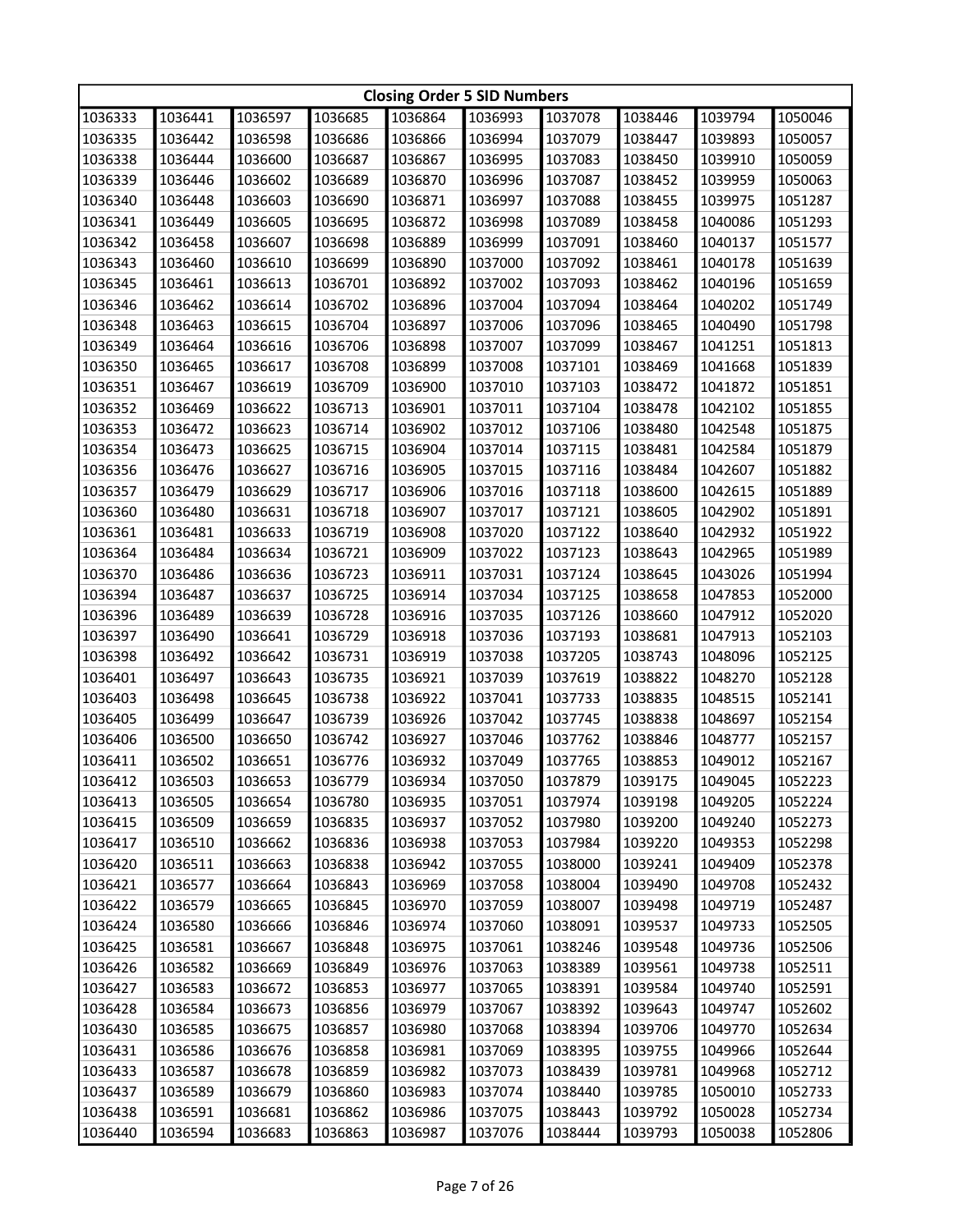| Closing Order 5 SID Numbers | | | | | | | | | |
|---|---|---|---|---|---|---|---|---|---|
| 1036333 | 1036441 | 1036597 | 1036685 | 1036864 | 1036993 | 1037078 | 1038446 | 1039794 | 1050046 |
| 1036335 | 1036442 | 1036598 | 1036686 | 1036866 | 1036994 | 1037079 | 1038447 | 1039893 | 1050057 |
| 1036338 | 1036444 | 1036600 | 1036687 | 1036867 | 1036995 | 1037083 | 1038450 | 1039910 | 1050059 |
| 1036339 | 1036446 | 1036602 | 1036689 | 1036870 | 1036996 | 1037087 | 1038452 | 1039959 | 1050063 |
| 1036340 | 1036448 | 1036603 | 1036690 | 1036871 | 1036997 | 1037088 | 1038455 | 1039975 | 1051287 |
| 1036341 | 1036449 | 1036605 | 1036695 | 1036872 | 1036998 | 1037089 | 1038458 | 1040086 | 1051293 |
| 1036342 | 1036458 | 1036607 | 1036698 | 1036889 | 1036999 | 1037091 | 1038460 | 1040137 | 1051577 |
| 1036343 | 1036460 | 1036610 | 1036699 | 1036890 | 1037000 | 1037092 | 1038461 | 1040178 | 1051639 |
| 1036345 | 1036461 | 1036613 | 1036701 | 1036892 | 1037002 | 1037093 | 1038462 | 1040196 | 1051659 |
| 1036346 | 1036462 | 1036614 | 1036702 | 1036896 | 1037004 | 1037094 | 1038464 | 1040202 | 1051749 |
| 1036348 | 1036463 | 1036615 | 1036704 | 1036897 | 1037006 | 1037096 | 1038465 | 1040490 | 1051798 |
| 1036349 | 1036464 | 1036616 | 1036706 | 1036898 | 1037007 | 1037099 | 1038467 | 1041251 | 1051813 |
| 1036350 | 1036465 | 1036617 | 1036708 | 1036899 | 1037008 | 1037101 | 1038469 | 1041668 | 1051839 |
| 1036351 | 1036467 | 1036619 | 1036709 | 1036900 | 1037010 | 1037103 | 1038472 | 1041872 | 1051851 |
| 1036352 | 1036469 | 1036622 | 1036713 | 1036901 | 1037011 | 1037104 | 1038478 | 1042102 | 1051855 |
| 1036353 | 1036472 | 1036623 | 1036714 | 1036902 | 1037012 | 1037106 | 1038480 | 1042548 | 1051875 |
| 1036354 | 1036473 | 1036625 | 1036715 | 1036904 | 1037014 | 1037115 | 1038481 | 1042584 | 1051879 |
| 1036356 | 1036476 | 1036627 | 1036716 | 1036905 | 1037015 | 1037116 | 1038484 | 1042607 | 1051882 |
| 1036357 | 1036479 | 1036629 | 1036717 | 1036906 | 1037016 | 1037118 | 1038600 | 1042615 | 1051889 |
| 1036360 | 1036480 | 1036631 | 1036718 | 1036907 | 1037017 | 1037121 | 1038605 | 1042902 | 1051891 |
| 1036361 | 1036481 | 1036633 | 1036719 | 1036908 | 1037020 | 1037122 | 1038640 | 1042932 | 1051922 |
| 1036364 | 1036484 | 1036634 | 1036721 | 1036909 | 1037022 | 1037123 | 1038643 | 1042965 | 1051989 |
| 1036370 | 1036486 | 1036636 | 1036723 | 1036911 | 1037031 | 1037124 | 1038645 | 1043026 | 1051994 |
| 1036394 | 1036487 | 1036637 | 1036725 | 1036914 | 1037034 | 1037125 | 1038658 | 1047853 | 1052000 |
| 1036396 | 1036489 | 1036639 | 1036728 | 1036916 | 1037035 | 1037126 | 1038660 | 1047912 | 1052020 |
| 1036397 | 1036490 | 1036641 | 1036729 | 1036918 | 1037036 | 1037193 | 1038681 | 1047913 | 1052103 |
| 1036398 | 1036492 | 1036642 | 1036731 | 1036919 | 1037038 | 1037205 | 1038743 | 1048096 | 1052125 |
| 1036401 | 1036497 | 1036643 | 1036735 | 1036921 | 1037039 | 1037619 | 1038822 | 1048270 | 1052128 |
| 1036403 | 1036498 | 1036645 | 1036738 | 1036922 | 1037041 | 1037733 | 1038835 | 1048515 | 1052141 |
| 1036405 | 1036499 | 1036647 | 1036739 | 1036926 | 1037042 | 1037745 | 1038838 | 1048697 | 1052154 |
| 1036406 | 1036500 | 1036650 | 1036742 | 1036927 | 1037046 | 1037762 | 1038846 | 1048777 | 1052157 |
| 1036411 | 1036502 | 1036651 | 1036776 | 1036932 | 1037049 | 1037765 | 1038853 | 1049012 | 1052167 |
| 1036412 | 1036503 | 1036653 | 1036779 | 1036934 | 1037050 | 1037879 | 1039175 | 1049045 | 1052223 |
| 1036413 | 1036505 | 1036654 | 1036780 | 1036935 | 1037051 | 1037974 | 1039198 | 1049205 | 1052224 |
| 1036415 | 1036509 | 1036659 | 1036835 | 1036937 | 1037052 | 1037980 | 1039200 | 1049240 | 1052273 |
| 1036417 | 1036510 | 1036662 | 1036836 | 1036938 | 1037053 | 1037984 | 1039220 | 1049353 | 1052298 |
| 1036420 | 1036511 | 1036663 | 1036838 | 1036942 | 1037055 | 1038000 | 1039241 | 1049409 | 1052378 |
| 1036421 | 1036577 | 1036664 | 1036843 | 1036969 | 1037058 | 1038004 | 1039490 | 1049708 | 1052432 |
| 1036422 | 1036579 | 1036665 | 1036845 | 1036970 | 1037059 | 1038007 | 1039498 | 1049719 | 1052487 |
| 1036424 | 1036580 | 1036666 | 1036846 | 1036974 | 1037060 | 1038091 | 1039537 | 1049733 | 1052505 |
| 1036425 | 1036581 | 1036667 | 1036848 | 1036975 | 1037061 | 1038246 | 1039548 | 1049736 | 1052506 |
| 1036426 | 1036582 | 1036669 | 1036849 | 1036976 | 1037063 | 1038389 | 1039561 | 1049738 | 1052511 |
| 1036427 | 1036583 | 1036672 | 1036853 | 1036977 | 1037065 | 1038391 | 1039584 | 1049740 | 1052591 |
| 1036428 | 1036584 | 1036673 | 1036856 | 1036979 | 1037067 | 1038392 | 1039643 | 1049747 | 1052602 |
| 1036430 | 1036585 | 1036675 | 1036857 | 1036980 | 1037068 | 1038394 | 1039706 | 1049770 | 1052634 |
| 1036431 | 1036586 | 1036676 | 1036858 | 1036981 | 1037069 | 1038395 | 1039755 | 1049966 | 1052644 |
| 1036433 | 1036587 | 1036678 | 1036859 | 1036982 | 1037073 | 1038439 | 1039781 | 1049968 | 1052712 |
| 1036437 | 1036589 | 1036679 | 1036860 | 1036983 | 1037074 | 1038440 | 1039785 | 1050010 | 1052733 |
| 1036438 | 1036591 | 1036681 | 1036862 | 1036986 | 1037075 | 1038443 | 1039792 | 1050028 | 1052734 |
| 1036440 | 1036594 | 1036683 | 1036863 | 1036987 | 1037076 | 1038444 | 1039793 | 1050038 | 1052806 |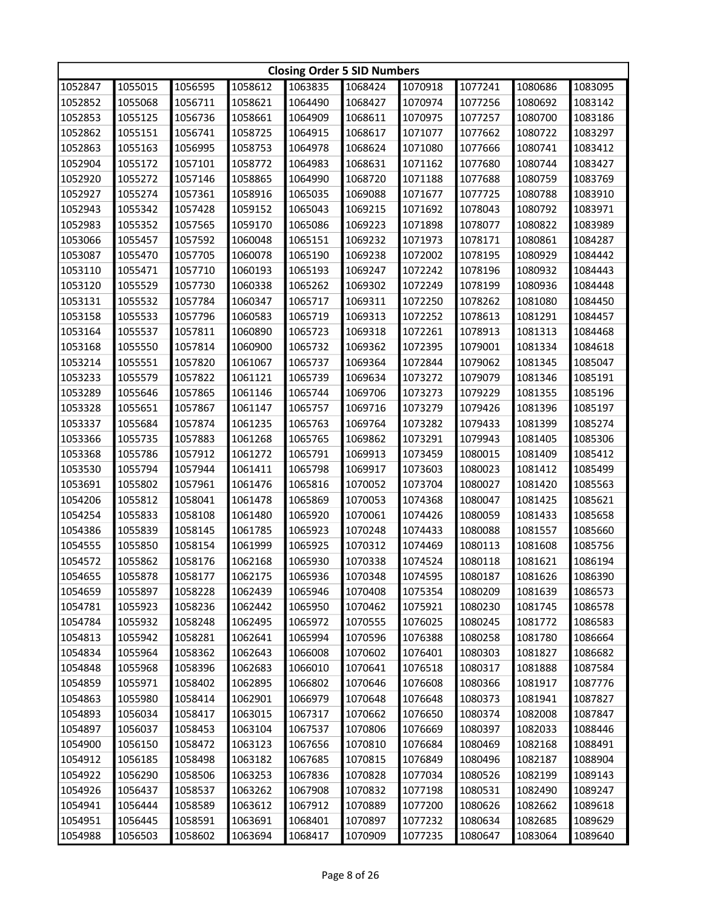| Closing Order 5 SID Numbers | | | | | | | | | |
|---|---|---|---|---|---|---|---|---|---|
| 1052847 | 1055015 | 1056595 | 1058612 | 1063835 | 1068424 | 1070918 | 1077241 | 1080686 | 1083095 |
| 1052852 | 1055068 | 1056711 | 1058621 | 1064490 | 1068427 | 1070974 | 1077256 | 1080692 | 1083142 |
| 1052853 | 1055125 | 1056736 | 1058661 | 1064909 | 1068611 | 1070975 | 1077257 | 1080700 | 1083186 |
| 1052862 | 1055151 | 1056741 | 1058725 | 1064915 | 1068617 | 1071077 | 1077662 | 1080722 | 1083297 |
| 1052863 | 1055163 | 1056995 | 1058753 | 1064978 | 1068624 | 1071080 | 1077666 | 1080741 | 1083412 |
| 1052904 | 1055172 | 1057101 | 1058772 | 1064983 | 1068631 | 1071162 | 1077680 | 1080744 | 1083427 |
| 1052920 | 1055272 | 1057146 | 1058865 | 1064990 | 1068720 | 1071188 | 1077688 | 1080759 | 1083769 |
| 1052927 | 1055274 | 1057361 | 1058916 | 1065035 | 1069088 | 1071677 | 1077725 | 1080788 | 1083910 |
| 1052943 | 1055342 | 1057428 | 1059152 | 1065043 | 1069215 | 1071692 | 1078043 | 1080792 | 1083971 |
| 1052983 | 1055352 | 1057565 | 1059170 | 1065086 | 1069223 | 1071898 | 1078077 | 1080822 | 1083989 |
| 1053066 | 1055457 | 1057592 | 1060048 | 1065151 | 1069232 | 1071973 | 1078171 | 1080861 | 1084287 |
| 1053087 | 1055470 | 1057705 | 1060078 | 1065190 | 1069238 | 1072002 | 1078195 | 1080929 | 1084442 |
| 1053110 | 1055471 | 1057710 | 1060193 | 1065193 | 1069247 | 1072242 | 1078196 | 1080932 | 1084443 |
| 1053120 | 1055529 | 1057730 | 1060338 | 1065262 | 1069302 | 1072249 | 1078199 | 1080936 | 1084448 |
| 1053131 | 1055532 | 1057784 | 1060347 | 1065717 | 1069311 | 1072250 | 1078262 | 1081080 | 1084450 |
| 1053158 | 1055533 | 1057796 | 1060583 | 1065719 | 1069313 | 1072252 | 1078613 | 1081291 | 1084457 |
| 1053164 | 1055537 | 1057811 | 1060890 | 1065723 | 1069318 | 1072261 | 1078913 | 1081313 | 1084468 |
| 1053168 | 1055550 | 1057814 | 1060900 | 1065732 | 1069362 | 1072395 | 1079001 | 1081334 | 1084618 |
| 1053214 | 1055551 | 1057820 | 1061067 | 1065737 | 1069364 | 1072844 | 1079062 | 1081345 | 1085047 |
| 1053233 | 1055579 | 1057822 | 1061121 | 1065739 | 1069634 | 1073272 | 1079079 | 1081346 | 1085191 |
| 1053289 | 1055646 | 1057865 | 1061146 | 1065744 | 1069706 | 1073273 | 1079229 | 1081355 | 1085196 |
| 1053328 | 1055651 | 1057867 | 1061147 | 1065757 | 1069716 | 1073279 | 1079426 | 1081396 | 1085197 |
| 1053337 | 1055684 | 1057874 | 1061235 | 1065763 | 1069764 | 1073282 | 1079433 | 1081399 | 1085274 |
| 1053366 | 1055735 | 1057883 | 1061268 | 1065765 | 1069862 | 1073291 | 1079943 | 1081405 | 1085306 |
| 1053368 | 1055786 | 1057912 | 1061272 | 1065791 | 1069913 | 1073459 | 1080015 | 1081409 | 1085412 |
| 1053530 | 1055794 | 1057944 | 1061411 | 1065798 | 1069917 | 1073603 | 1080023 | 1081412 | 1085499 |
| 1053691 | 1055802 | 1057961 | 1061476 | 1065816 | 1070052 | 1073704 | 1080027 | 1081420 | 1085563 |
| 1054206 | 1055812 | 1058041 | 1061478 | 1065869 | 1070053 | 1074368 | 1080047 | 1081425 | 1085621 |
| 1054254 | 1055833 | 1058108 | 1061480 | 1065920 | 1070061 | 1074426 | 1080059 | 1081433 | 1085658 |
| 1054386 | 1055839 | 1058145 | 1061785 | 1065923 | 1070248 | 1074433 | 1080088 | 1081557 | 1085660 |
| 1054555 | 1055850 | 1058154 | 1061999 | 1065925 | 1070312 | 1074469 | 1080113 | 1081608 | 1085756 |
| 1054572 | 1055862 | 1058176 | 1062168 | 1065930 | 1070338 | 1074524 | 1080118 | 1081621 | 1086194 |
| 1054655 | 1055878 | 1058177 | 1062175 | 1065936 | 1070348 | 1074595 | 1080187 | 1081626 | 1086390 |
| 1054659 | 1055897 | 1058228 | 1062439 | 1065946 | 1070408 | 1075354 | 1080209 | 1081639 | 1086573 |
| 1054781 | 1055923 | 1058236 | 1062442 | 1065950 | 1070462 | 1075921 | 1080230 | 1081745 | 1086578 |
| 1054784 | 1055932 | 1058248 | 1062495 | 1065972 | 1070555 | 1076025 | 1080245 | 1081772 | 1086583 |
| 1054813 | 1055942 | 1058281 | 1062641 | 1065994 | 1070596 | 1076388 | 1080258 | 1081780 | 1086664 |
| 1054834 | 1055964 | 1058362 | 1062643 | 1066008 | 1070602 | 1076401 | 1080303 | 1081827 | 1086682 |
| 1054848 | 1055968 | 1058396 | 1062683 | 1066010 | 1070641 | 1076518 | 1080317 | 1081888 | 1087584 |
| 1054859 | 1055971 | 1058402 | 1062895 | 1066802 | 1070646 | 1076608 | 1080366 | 1081917 | 1087776 |
| 1054863 | 1055980 | 1058414 | 1062901 | 1066979 | 1070648 | 1076648 | 1080373 | 1081941 | 1087827 |
| 1054893 | 1056034 | 1058417 | 1063015 | 1067317 | 1070662 | 1076650 | 1080374 | 1082008 | 1087847 |
| 1054897 | 1056037 | 1058453 | 1063104 | 1067537 | 1070806 | 1076669 | 1080397 | 1082033 | 1088446 |
| 1054900 | 1056150 | 1058472 | 1063123 | 1067656 | 1070810 | 1076684 | 1080469 | 1082168 | 1088491 |
| 1054912 | 1056185 | 1058498 | 1063182 | 1067685 | 1070815 | 1076849 | 1080496 | 1082187 | 1088904 |
| 1054922 | 1056290 | 1058506 | 1063253 | 1067836 | 1070828 | 1077034 | 1080526 | 1082199 | 1089143 |
| 1054926 | 1056437 | 1058537 | 1063262 | 1067908 | 1070832 | 1077198 | 1080531 | 1082490 | 1089247 |
| 1054941 | 1056444 | 1058589 | 1063612 | 1067912 | 1070889 | 1077200 | 1080626 | 1082662 | 1089618 |
| 1054951 | 1056445 | 1058591 | 1063691 | 1068401 | 1070897 | 1077232 | 1080634 | 1082685 | 1089629 |
| 1054988 | 1056503 | 1058602 | 1063694 | 1068417 | 1070909 | 1077235 | 1080647 | 1083064 | 1089640 |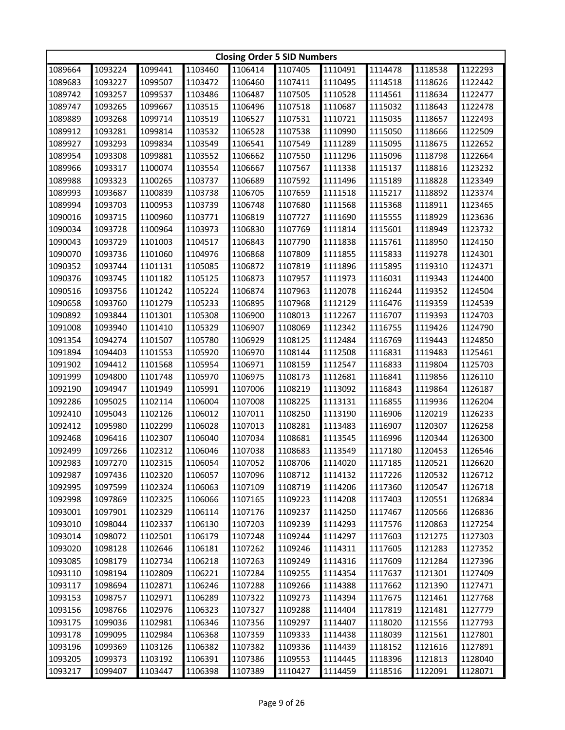| Closing Order 5 SID Numbers | | | | | | | | | |
|---|---|---|---|---|---|---|---|---|---|
| 1089664 | 1093224 | 1099441 | 1103460 | 1106414 | 1107405 | 1110491 | 1114478 | 1118538 | 1122293 |
| 1089683 | 1093227 | 1099507 | 1103472 | 1106460 | 1107411 | 1110495 | 1114518 | 1118626 | 1122442 |
| 1089742 | 1093257 | 1099537 | 1103486 | 1106487 | 1107505 | 1110528 | 1114561 | 1118634 | 1122477 |
| 1089747 | 1093265 | 1099667 | 1103515 | 1106496 | 1107518 | 1110687 | 1115032 | 1118643 | 1122478 |
| 1089889 | 1093268 | 1099714 | 1103519 | 1106527 | 1107531 | 1110721 | 1115035 | 1118657 | 1122493 |
| 1089912 | 1093281 | 1099814 | 1103532 | 1106528 | 1107538 | 1110990 | 1115050 | 1118666 | 1122509 |
| 1089927 | 1093293 | 1099834 | 1103549 | 1106541 | 1107549 | 1111289 | 1115095 | 1118675 | 1122652 |
| 1089954 | 1093308 | 1099881 | 1103552 | 1106662 | 1107550 | 1111296 | 1115096 | 1118798 | 1122664 |
| 1089966 | 1093317 | 1100074 | 1103554 | 1106667 | 1107567 | 1111338 | 1115137 | 1118816 | 1123232 |
| 1089988 | 1093323 | 1100265 | 1103737 | 1106689 | 1107592 | 1111496 | 1115189 | 1118828 | 1123349 |
| 1089993 | 1093687 | 1100839 | 1103738 | 1106705 | 1107659 | 1111518 | 1115217 | 1118892 | 1123374 |
| 1089994 | 1093703 | 1100953 | 1103739 | 1106748 | 1107680 | 1111568 | 1115368 | 1118911 | 1123465 |
| 1090016 | 1093715 | 1100960 | 1103771 | 1106819 | 1107727 | 1111690 | 1115555 | 1118929 | 1123636 |
| 1090034 | 1093728 | 1100964 | 1103973 | 1106830 | 1107769 | 1111814 | 1115601 | 1118949 | 1123732 |
| 1090043 | 1093729 | 1101003 | 1104517 | 1106843 | 1107790 | 1111838 | 1115761 | 1118950 | 1124150 |
| 1090070 | 1093736 | 1101060 | 1104976 | 1106868 | 1107809 | 1111855 | 1115833 | 1119278 | 1124301 |
| 1090352 | 1093744 | 1101131 | 1105085 | 1106872 | 1107819 | 1111896 | 1115895 | 1119310 | 1124371 |
| 1090376 | 1093745 | 1101182 | 1105125 | 1106873 | 1107957 | 1111973 | 1116031 | 1119343 | 1124400 |
| 1090516 | 1093756 | 1101242 | 1105224 | 1106874 | 1107963 | 1112078 | 1116244 | 1119352 | 1124504 |
| 1090658 | 1093760 | 1101279 | 1105233 | 1106895 | 1107968 | 1112129 | 1116476 | 1119359 | 1124539 |
| 1090892 | 1093844 | 1101301 | 1105308 | 1106900 | 1108013 | 1112267 | 1116707 | 1119393 | 1124703 |
| 1091008 | 1093940 | 1101410 | 1105329 | 1106907 | 1108069 | 1112342 | 1116755 | 1119426 | 1124790 |
| 1091354 | 1094274 | 1101507 | 1105780 | 1106929 | 1108125 | 1112484 | 1116769 | 1119443 | 1124850 |
| 1091894 | 1094403 | 1101553 | 1105920 | 1106970 | 1108144 | 1112508 | 1116831 | 1119483 | 1125461 |
| 1091902 | 1094412 | 1101568 | 1105954 | 1106971 | 1108159 | 1112547 | 1116833 | 1119804 | 1125703 |
| 1091999 | 1094800 | 1101748 | 1105970 | 1106975 | 1108173 | 1112681 | 1116841 | 1119856 | 1126110 |
| 1092190 | 1094947 | 1101949 | 1105991 | 1107006 | 1108219 | 1113092 | 1116843 | 1119864 | 1126187 |
| 1092286 | 1095025 | 1102114 | 1106004 | 1107008 | 1108225 | 1113131 | 1116855 | 1119936 | 1126204 |
| 1092410 | 1095043 | 1102126 | 1106012 | 1107011 | 1108250 | 1113190 | 1116906 | 1120219 | 1126233 |
| 1092412 | 1095980 | 1102299 | 1106028 | 1107013 | 1108281 | 1113483 | 1116907 | 1120307 | 1126258 |
| 1092468 | 1096416 | 1102307 | 1106040 | 1107034 | 1108681 | 1113545 | 1116996 | 1120344 | 1126300 |
| 1092499 | 1097266 | 1102312 | 1106046 | 1107038 | 1108683 | 1113549 | 1117180 | 1120453 | 1126546 |
| 1092983 | 1097270 | 1102315 | 1106054 | 1107052 | 1108706 | 1114020 | 1117185 | 1120521 | 1126620 |
| 1092987 | 1097436 | 1102320 | 1106057 | 1107096 | 1108712 | 1114132 | 1117226 | 1120532 | 1126712 |
| 1092995 | 1097599 | 1102324 | 1106063 | 1107109 | 1108719 | 1114206 | 1117360 | 1120547 | 1126718 |
| 1092998 | 1097869 | 1102325 | 1106066 | 1107165 | 1109223 | 1114208 | 1117403 | 1120551 | 1126834 |
| 1093001 | 1097901 | 1102329 | 1106114 | 1107176 | 1109237 | 1114250 | 1117467 | 1120566 | 1126836 |
| 1093010 | 1098044 | 1102337 | 1106130 | 1107203 | 1109239 | 1114293 | 1117576 | 1120863 | 1127254 |
| 1093014 | 1098072 | 1102501 | 1106179 | 1107248 | 1109244 | 1114297 | 1117603 | 1121275 | 1127303 |
| 1093020 | 1098128 | 1102646 | 1106181 | 1107262 | 1109246 | 1114311 | 1117605 | 1121283 | 1127352 |
| 1093085 | 1098179 | 1102734 | 1106218 | 1107263 | 1109249 | 1114316 | 1117609 | 1121284 | 1127396 |
| 1093110 | 1098194 | 1102809 | 1106221 | 1107284 | 1109255 | 1114354 | 1117637 | 1121301 | 1127409 |
| 1093117 | 1098694 | 1102871 | 1106246 | 1107288 | 1109266 | 1114388 | 1117662 | 1121390 | 1127471 |
| 1093153 | 1098757 | 1102971 | 1106289 | 1107322 | 1109273 | 1114394 | 1117675 | 1121461 | 1127768 |
| 1093156 | 1098766 | 1102976 | 1106323 | 1107327 | 1109288 | 1114404 | 1117819 | 1121481 | 1127779 |
| 1093175 | 1099036 | 1102981 | 1106346 | 1107356 | 1109297 | 1114407 | 1118020 | 1121556 | 1127793 |
| 1093178 | 1099095 | 1102984 | 1106368 | 1107359 | 1109333 | 1114438 | 1118039 | 1121561 | 1127801 |
| 1093196 | 1099369 | 1103126 | 1106382 | 1107382 | 1109336 | 1114439 | 1118152 | 1121616 | 1127891 |
| 1093205 | 1099373 | 1103192 | 1106391 | 1107386 | 1109553 | 1114445 | 1118396 | 1121813 | 1128040 |
| 1093217 | 1099407 | 1103447 | 1106398 | 1107389 | 1110427 | 1114459 | 1118516 | 1122091 | 1128071 |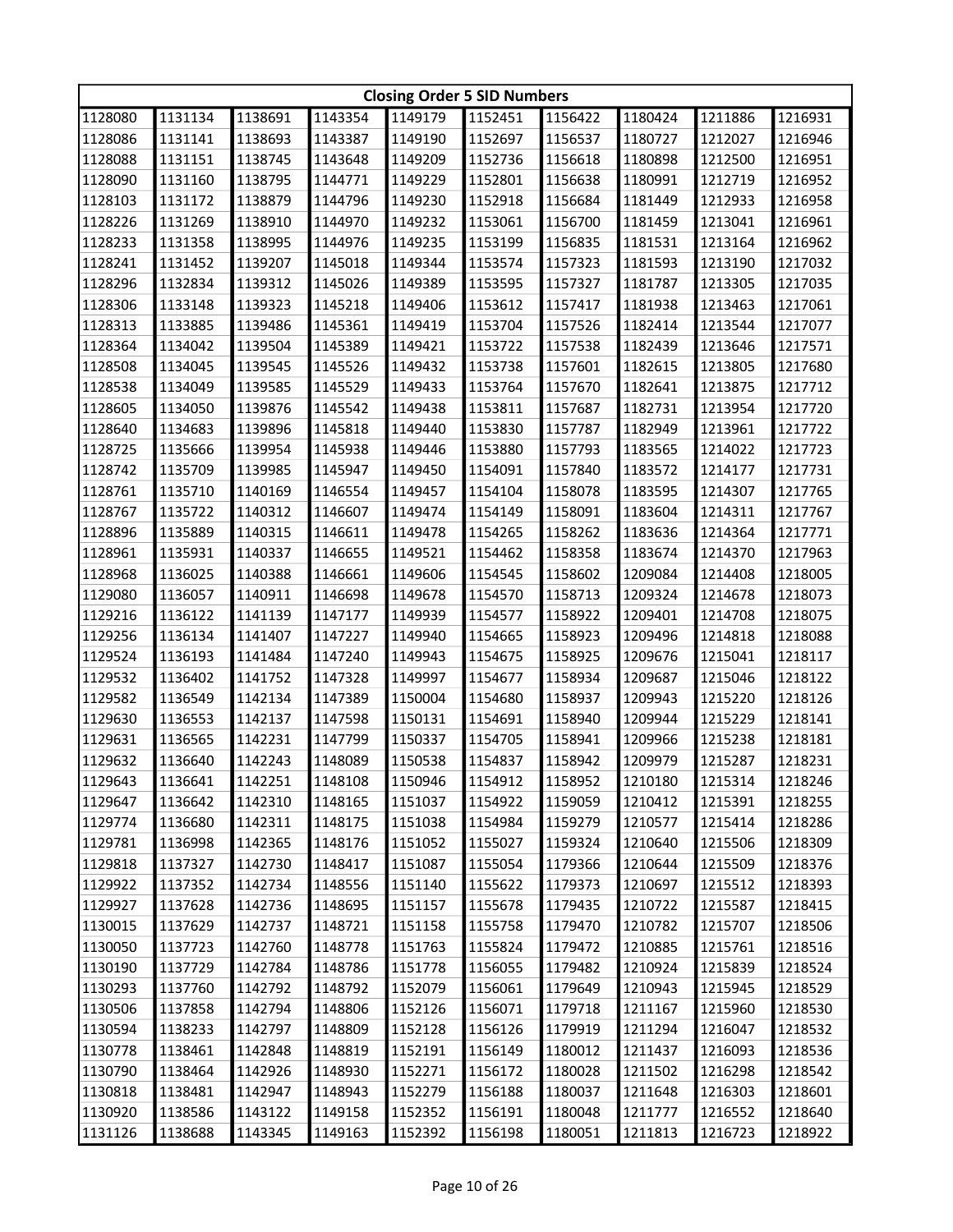| Closing Order 5 SID Numbers | | | | | | | | | |
|---|---|---|---|---|---|---|---|---|---|
| 1128080 | 1131134 | 1138691 | 1143354 | 1149179 | 1152451 | 1156422 | 1180424 | 1211886 | 1216931 |
| 1128086 | 1131141 | 1138693 | 1143387 | 1149190 | 1152697 | 1156537 | 1180727 | 1212027 | 1216946 |
| 1128088 | 1131151 | 1138745 | 1143648 | 1149209 | 1152736 | 1156618 | 1180898 | 1212500 | 1216951 |
| 1128090 | 1131160 | 1138795 | 1144771 | 1149229 | 1152801 | 1156638 | 1180991 | 1212719 | 1216952 |
| 1128103 | 1131172 | 1138879 | 1144796 | 1149230 | 1152918 | 1156684 | 1181449 | 1212933 | 1216958 |
| 1128226 | 1131269 | 1138910 | 1144970 | 1149232 | 1153061 | 1156700 | 1181459 | 1213041 | 1216961 |
| 1128233 | 1131358 | 1138995 | 1144976 | 1149235 | 1153199 | 1156835 | 1181531 | 1213164 | 1216962 |
| 1128241 | 1131452 | 1139207 | 1145018 | 1149344 | 1153574 | 1157323 | 1181593 | 1213190 | 1217032 |
| 1128296 | 1132834 | 1139312 | 1145026 | 1149389 | 1153595 | 1157327 | 1181787 | 1213305 | 1217035 |
| 1128306 | 1133148 | 1139323 | 1145218 | 1149406 | 1153612 | 1157417 | 1181938 | 1213463 | 1217061 |
| 1128313 | 1133885 | 1139486 | 1145361 | 1149419 | 1153704 | 1157526 | 1182414 | 1213544 | 1217077 |
| 1128364 | 1134042 | 1139504 | 1145389 | 1149421 | 1153722 | 1157538 | 1182439 | 1213646 | 1217571 |
| 1128508 | 1134045 | 1139545 | 1145526 | 1149432 | 1153738 | 1157601 | 1182615 | 1213805 | 1217680 |
| 1128538 | 1134049 | 1139585 | 1145529 | 1149433 | 1153764 | 1157670 | 1182641 | 1213875 | 1217712 |
| 1128605 | 1134050 | 1139876 | 1145542 | 1149438 | 1153811 | 1157687 | 1182731 | 1213954 | 1217720 |
| 1128640 | 1134683 | 1139896 | 1145818 | 1149440 | 1153830 | 1157787 | 1182949 | 1213961 | 1217722 |
| 1128725 | 1135666 | 1139954 | 1145938 | 1149446 | 1153880 | 1157793 | 1183565 | 1214022 | 1217723 |
| 1128742 | 1135709 | 1139985 | 1145947 | 1149450 | 1154091 | 1157840 | 1183572 | 1214177 | 1217731 |
| 1128761 | 1135710 | 1140169 | 1146554 | 1149457 | 1154104 | 1158078 | 1183595 | 1214307 | 1217765 |
| 1128767 | 1135722 | 1140312 | 1146607 | 1149474 | 1154149 | 1158091 | 1183604 | 1214311 | 1217767 |
| 1128896 | 1135889 | 1140315 | 1146611 | 1149478 | 1154265 | 1158262 | 1183636 | 1214364 | 1217771 |
| 1128961 | 1135931 | 1140337 | 1146655 | 1149521 | 1154462 | 1158358 | 1183674 | 1214370 | 1217963 |
| 1128968 | 1136025 | 1140388 | 1146661 | 1149606 | 1154545 | 1158602 | 1209084 | 1214408 | 1218005 |
| 1129080 | 1136057 | 1140911 | 1146698 | 1149678 | 1154570 | 1158713 | 1209324 | 1214678 | 1218073 |
| 1129216 | 1136122 | 1141139 | 1147177 | 1149939 | 1154577 | 1158922 | 1209401 | 1214708 | 1218075 |
| 1129256 | 1136134 | 1141407 | 1147227 | 1149940 | 1154665 | 1158923 | 1209496 | 1214818 | 1218088 |
| 1129524 | 1136193 | 1141484 | 1147240 | 1149943 | 1154675 | 1158925 | 1209676 | 1215041 | 1218117 |
| 1129532 | 1136402 | 1141752 | 1147328 | 1149997 | 1154677 | 1158934 | 1209687 | 1215046 | 1218122 |
| 1129582 | 1136549 | 1142134 | 1147389 | 1150004 | 1154680 | 1158937 | 1209943 | 1215220 | 1218126 |
| 1129630 | 1136553 | 1142137 | 1147598 | 1150131 | 1154691 | 1158940 | 1209944 | 1215229 | 1218141 |
| 1129631 | 1136565 | 1142231 | 1147799 | 1150337 | 1154705 | 1158941 | 1209966 | 1215238 | 1218181 |
| 1129632 | 1136640 | 1142243 | 1148089 | 1150538 | 1154837 | 1158942 | 1209979 | 1215287 | 1218231 |
| 1129643 | 1136641 | 1142251 | 1148108 | 1150946 | 1154912 | 1158952 | 1210180 | 1215314 | 1218246 |
| 1129647 | 1136642 | 1142310 | 1148165 | 1151037 | 1154922 | 1159059 | 1210412 | 1215391 | 1218255 |
| 1129774 | 1136680 | 1142311 | 1148175 | 1151038 | 1154984 | 1159279 | 1210577 | 1215414 | 1218286 |
| 1129781 | 1136998 | 1142365 | 1148176 | 1151052 | 1155027 | 1159324 | 1210640 | 1215506 | 1218309 |
| 1129818 | 1137327 | 1142730 | 1148417 | 1151087 | 1155054 | 1179366 | 1210644 | 1215509 | 1218376 |
| 1129922 | 1137352 | 1142734 | 1148556 | 1151140 | 1155622 | 1179373 | 1210697 | 1215512 | 1218393 |
| 1129927 | 1137628 | 1142736 | 1148695 | 1151157 | 1155678 | 1179435 | 1210722 | 1215587 | 1218415 |
| 1130015 | 1137629 | 1142737 | 1148721 | 1151158 | 1155758 | 1179470 | 1210782 | 1215707 | 1218506 |
| 1130050 | 1137723 | 1142760 | 1148778 | 1151763 | 1155824 | 1179472 | 1210885 | 1215761 | 1218516 |
| 1130190 | 1137729 | 1142784 | 1148786 | 1151778 | 1156055 | 1179482 | 1210924 | 1215839 | 1218524 |
| 1130293 | 1137760 | 1142792 | 1148792 | 1152079 | 1156061 | 1179649 | 1210943 | 1215945 | 1218529 |
| 1130506 | 1137858 | 1142794 | 1148806 | 1152126 | 1156071 | 1179718 | 1211167 | 1215960 | 1218530 |
| 1130594 | 1138233 | 1142797 | 1148809 | 1152128 | 1156126 | 1179919 | 1211294 | 1216047 | 1218532 |
| 1130778 | 1138461 | 1142848 | 1148819 | 1152191 | 1156149 | 1180012 | 1211437 | 1216093 | 1218536 |
| 1130790 | 1138464 | 1142926 | 1148930 | 1152271 | 1156172 | 1180028 | 1211502 | 1216298 | 1218542 |
| 1130818 | 1138481 | 1142947 | 1148943 | 1152279 | 1156188 | 1180037 | 1211648 | 1216303 | 1218601 |
| 1130920 | 1138586 | 1143122 | 1149158 | 1152352 | 1156191 | 1180048 | 1211777 | 1216552 | 1218640 |
| 1131126 | 1138688 | 1143345 | 1149163 | 1152392 | 1156198 | 1180051 | 1211813 | 1216723 | 1218922 |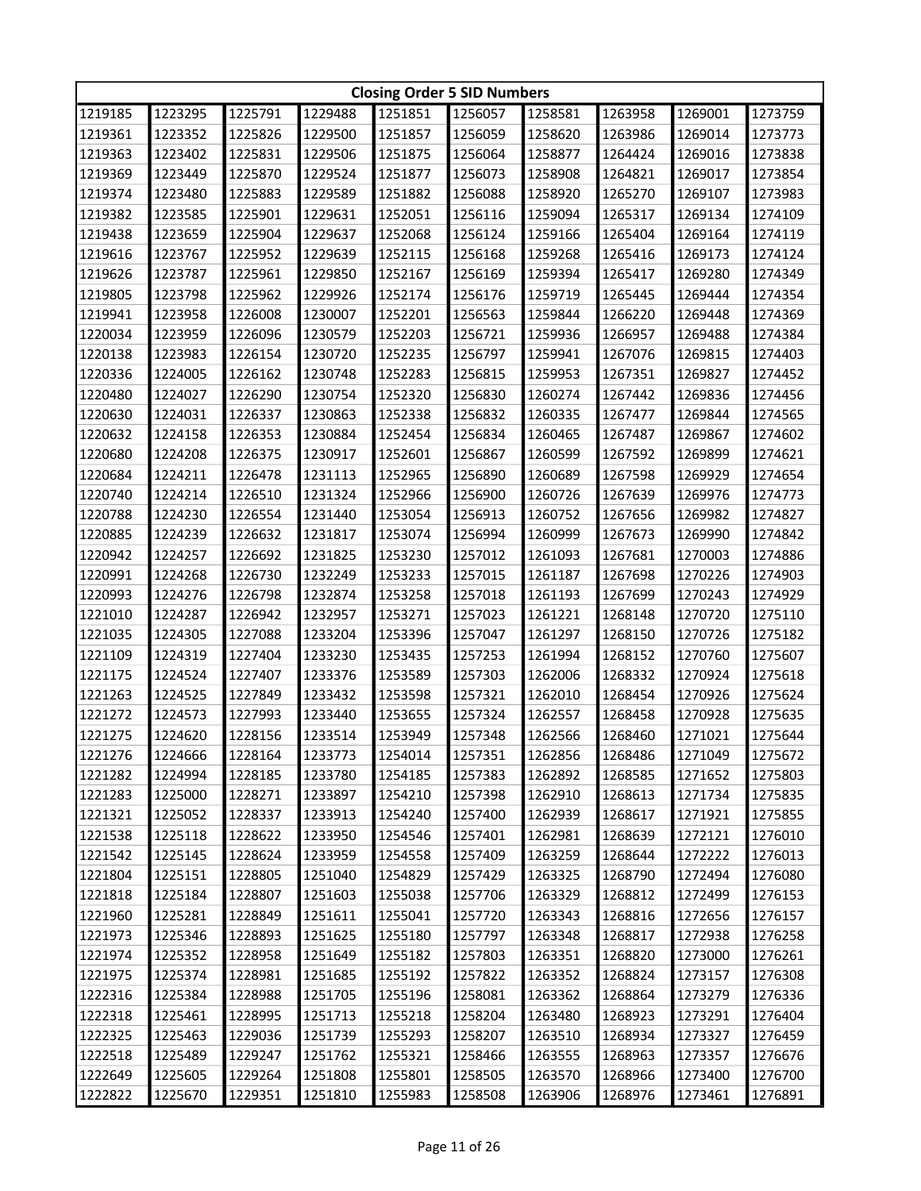| Closing Order 5 SID Numbers | | | | | | | | | |
|---|---|---|---|---|---|---|---|---|---|
| 1219185 | 1223295 | 1225791 | 1229488 | 1251851 | 1256057 | 1258581 | 1263958 | 1269001 | 1273759 |
| 1219361 | 1223352 | 1225826 | 1229500 | 1251857 | 1256059 | 1258620 | 1263986 | 1269014 | 1273773 |
| 1219363 | 1223402 | 1225831 | 1229506 | 1251875 | 1256064 | 1258877 | 1264424 | 1269016 | 1273838 |
| 1219369 | 1223449 | 1225870 | 1229524 | 1251877 | 1256073 | 1258908 | 1264821 | 1269017 | 1273854 |
| 1219374 | 1223480 | 1225883 | 1229589 | 1251882 | 1256088 | 1258920 | 1265270 | 1269107 | 1273983 |
| 1219382 | 1223585 | 1225901 | 1229631 | 1252051 | 1256116 | 1259094 | 1265317 | 1269134 | 1274109 |
| 1219438 | 1223659 | 1225904 | 1229637 | 1252068 | 1256124 | 1259166 | 1265404 | 1269164 | 1274119 |
| 1219616 | 1223767 | 1225952 | 1229639 | 1252115 | 1256168 | 1259268 | 1265416 | 1269173 | 1274124 |
| 1219626 | 1223787 | 1225961 | 1229850 | 1252167 | 1256169 | 1259394 | 1265417 | 1269280 | 1274349 |
| 1219805 | 1223798 | 1225962 | 1229926 | 1252174 | 1256176 | 1259719 | 1265445 | 1269444 | 1274354 |
| 1219941 | 1223958 | 1226008 | 1230007 | 1252201 | 1256563 | 1259844 | 1266220 | 1269448 | 1274369 |
| 1220034 | 1223959 | 1226096 | 1230579 | 1252203 | 1256721 | 1259936 | 1266957 | 1269488 | 1274384 |
| 1220138 | 1223983 | 1226154 | 1230720 | 1252235 | 1256797 | 1259941 | 1267076 | 1269815 | 1274403 |
| 1220336 | 1224005 | 1226162 | 1230748 | 1252283 | 1256815 | 1259953 | 1267351 | 1269827 | 1274452 |
| 1220480 | 1224027 | 1226290 | 1230754 | 1252320 | 1256830 | 1260274 | 1267442 | 1269836 | 1274456 |
| 1220630 | 1224031 | 1226337 | 1230863 | 1252338 | 1256832 | 1260335 | 1267477 | 1269844 | 1274565 |
| 1220632 | 1224158 | 1226353 | 1230884 | 1252454 | 1256834 | 1260465 | 1267487 | 1269867 | 1274602 |
| 1220680 | 1224208 | 1226375 | 1230917 | 1252601 | 1256867 | 1260599 | 1267592 | 1269899 | 1274621 |
| 1220684 | 1224211 | 1226478 | 1231113 | 1252965 | 1256890 | 1260689 | 1267598 | 1269929 | 1274654 |
| 1220740 | 1224214 | 1226510 | 1231324 | 1252966 | 1256900 | 1260726 | 1267639 | 1269976 | 1274773 |
| 1220788 | 1224230 | 1226554 | 1231440 | 1253054 | 1256913 | 1260752 | 1267656 | 1269982 | 1274827 |
| 1220885 | 1224239 | 1226632 | 1231817 | 1253074 | 1256994 | 1260999 | 1267673 | 1269990 | 1274842 |
| 1220942 | 1224257 | 1226692 | 1231825 | 1253230 | 1257012 | 1261093 | 1267681 | 1270003 | 1274886 |
| 1220991 | 1224268 | 1226730 | 1232249 | 1253233 | 1257015 | 1261187 | 1267698 | 1270226 | 1274903 |
| 1220993 | 1224276 | 1226798 | 1232874 | 1253258 | 1257018 | 1261193 | 1267699 | 1270243 | 1274929 |
| 1221010 | 1224287 | 1226942 | 1232957 | 1253271 | 1257023 | 1261221 | 1268148 | 1270720 | 1275110 |
| 1221035 | 1224305 | 1227088 | 1233204 | 1253396 | 1257047 | 1261297 | 1268150 | 1270726 | 1275182 |
| 1221109 | 1224319 | 1227404 | 1233230 | 1253435 | 1257253 | 1261994 | 1268152 | 1270760 | 1275607 |
| 1221175 | 1224524 | 1227407 | 1233376 | 1253589 | 1257303 | 1262006 | 1268332 | 1270924 | 1275618 |
| 1221263 | 1224525 | 1227849 | 1233432 | 1253598 | 1257321 | 1262010 | 1268454 | 1270926 | 1275624 |
| 1221272 | 1224573 | 1227993 | 1233440 | 1253655 | 1257324 | 1262557 | 1268458 | 1270928 | 1275635 |
| 1221275 | 1224620 | 1228156 | 1233514 | 1253949 | 1257348 | 1262566 | 1268460 | 1271021 | 1275644 |
| 1221276 | 1224666 | 1228164 | 1233773 | 1254014 | 1257351 | 1262856 | 1268486 | 1271049 | 1275672 |
| 1221282 | 1224994 | 1228185 | 1233780 | 1254185 | 1257383 | 1262892 | 1268585 | 1271652 | 1275803 |
| 1221283 | 1225000 | 1228271 | 1233897 | 1254210 | 1257398 | 1262910 | 1268613 | 1271734 | 1275835 |
| 1221321 | 1225052 | 1228337 | 1233913 | 1254240 | 1257400 | 1262939 | 1268617 | 1271921 | 1275855 |
| 1221538 | 1225118 | 1228622 | 1233950 | 1254546 | 1257401 | 1262981 | 1268639 | 1272121 | 1276010 |
| 1221542 | 1225145 | 1228624 | 1233959 | 1254558 | 1257409 | 1263259 | 1268644 | 1272222 | 1276013 |
| 1221804 | 1225151 | 1228805 | 1251040 | 1254829 | 1257429 | 1263325 | 1268790 | 1272494 | 1276080 |
| 1221818 | 1225184 | 1228807 | 1251603 | 1255038 | 1257706 | 1263329 | 1268812 | 1272499 | 1276153 |
| 1221960 | 1225281 | 1228849 | 1251611 | 1255041 | 1257720 | 1263343 | 1268816 | 1272656 | 1276157 |
| 1221973 | 1225346 | 1228893 | 1251625 | 1255180 | 1257797 | 1263348 | 1268817 | 1272938 | 1276258 |
| 1221974 | 1225352 | 1228958 | 1251649 | 1255182 | 1257803 | 1263351 | 1268820 | 1273000 | 1276261 |
| 1221975 | 1225374 | 1228981 | 1251685 | 1255192 | 1257822 | 1263352 | 1268824 | 1273157 | 1276308 |
| 1222316 | 1225384 | 1228988 | 1251705 | 1255196 | 1258081 | 1263362 | 1268864 | 1273279 | 1276336 |
| 1222318 | 1225461 | 1228995 | 1251713 | 1255218 | 1258204 | 1263480 | 1268923 | 1273291 | 1276404 |
| 1222325 | 1225463 | 1229036 | 1251739 | 1255293 | 1258207 | 1263510 | 1268934 | 1273327 | 1276459 |
| 1222518 | 1225489 | 1229247 | 1251762 | 1255321 | 1258466 | 1263555 | 1268963 | 1273357 | 1276676 |
| 1222649 | 1225605 | 1229264 | 1251808 | 1255801 | 1258505 | 1263570 | 1268966 | 1273400 | 1276700 |
| 1222822 | 1225670 | 1229351 | 1251810 | 1255983 | 1258508 | 1263906 | 1268976 | 1273461 | 1276891 |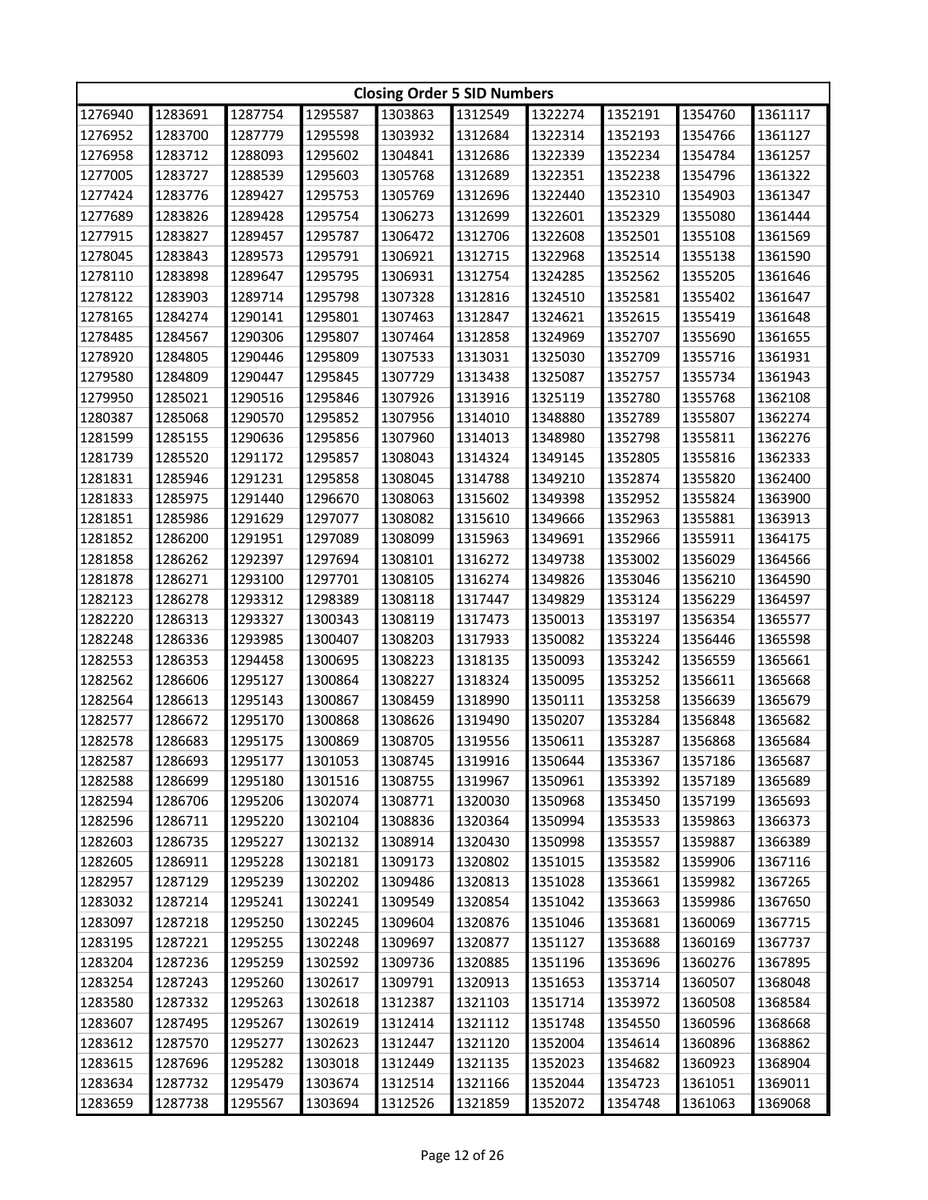| Closing Order 5 SID Numbers | | | | | | | | | |
|---|---|---|---|---|---|---|---|---|---|
| 1276940 | 1283691 | 1287754 | 1295587 | 1303863 | 1312549 | 1322274 | 1352191 | 1354760 | 1361117 |
| 1276952 | 1283700 | 1287779 | 1295598 | 1303932 | 1312684 | 1322314 | 1352193 | 1354766 | 1361127 |
| 1276958 | 1283712 | 1288093 | 1295602 | 1304841 | 1312686 | 1322339 | 1352234 | 1354784 | 1361257 |
| 1277005 | 1283727 | 1288539 | 1295603 | 1305768 | 1312689 | 1322351 | 1352238 | 1354796 | 1361322 |
| 1277424 | 1283776 | 1289427 | 1295753 | 1305769 | 1312696 | 1322440 | 1352310 | 1354903 | 1361347 |
| 1277689 | 1283826 | 1289428 | 1295754 | 1306273 | 1312699 | 1322601 | 1352329 | 1355080 | 1361444 |
| 1277915 | 1283827 | 1289457 | 1295787 | 1306472 | 1312706 | 1322608 | 1352501 | 1355108 | 1361569 |
| 1278045 | 1283843 | 1289573 | 1295791 | 1306921 | 1312715 | 1322968 | 1352514 | 1355138 | 1361590 |
| 1278110 | 1283898 | 1289647 | 1295795 | 1306931 | 1312754 | 1324285 | 1352562 | 1355205 | 1361646 |
| 1278122 | 1283903 | 1289714 | 1295798 | 1307328 | 1312816 | 1324510 | 1352581 | 1355402 | 1361647 |
| 1278165 | 1284274 | 1290141 | 1295801 | 1307463 | 1312847 | 1324621 | 1352615 | 1355419 | 1361648 |
| 1278485 | 1284567 | 1290306 | 1295807 | 1307464 | 1312858 | 1324969 | 1352707 | 1355690 | 1361655 |
| 1278920 | 1284805 | 1290446 | 1295809 | 1307533 | 1313031 | 1325030 | 1352709 | 1355716 | 1361931 |
| 1279580 | 1284809 | 1290447 | 1295845 | 1307729 | 1313438 | 1325087 | 1352757 | 1355734 | 1361943 |
| 1279950 | 1285021 | 1290516 | 1295846 | 1307926 | 1313916 | 1325119 | 1352780 | 1355768 | 1362108 |
| 1280387 | 1285068 | 1290570 | 1295852 | 1307956 | 1314010 | 1348880 | 1352789 | 1355807 | 1362274 |
| 1281599 | 1285155 | 1290636 | 1295856 | 1307960 | 1314013 | 1348980 | 1352798 | 1355811 | 1362276 |
| 1281739 | 1285520 | 1291172 | 1295857 | 1308043 | 1314324 | 1349145 | 1352805 | 1355816 | 1362333 |
| 1281831 | 1285946 | 1291231 | 1295858 | 1308045 | 1314788 | 1349210 | 1352874 | 1355820 | 1362400 |
| 1281833 | 1285975 | 1291440 | 1296670 | 1308063 | 1315602 | 1349398 | 1352952 | 1355824 | 1363900 |
| 1281851 | 1285986 | 1291629 | 1297077 | 1308082 | 1315610 | 1349666 | 1352963 | 1355881 | 1363913 |
| 1281852 | 1286200 | 1291951 | 1297089 | 1308099 | 1315963 | 1349691 | 1352966 | 1355911 | 1364175 |
| 1281858 | 1286262 | 1292397 | 1297694 | 1308101 | 1316272 | 1349738 | 1353002 | 1356029 | 1364566 |
| 1281878 | 1286271 | 1293100 | 1297701 | 1308105 | 1316274 | 1349826 | 1353046 | 1356210 | 1364590 |
| 1282123 | 1286278 | 1293312 | 1298389 | 1308118 | 1317447 | 1349829 | 1353124 | 1356229 | 1364597 |
| 1282220 | 1286313 | 1293327 | 1300343 | 1308119 | 1317473 | 1350013 | 1353197 | 1356354 | 1365577 |
| 1282248 | 1286336 | 1293985 | 1300407 | 1308203 | 1317933 | 1350082 | 1353224 | 1356446 | 1365598 |
| 1282553 | 1286353 | 1294458 | 1300695 | 1308223 | 1318135 | 1350093 | 1353242 | 1356559 | 1365661 |
| 1282562 | 1286606 | 1295127 | 1300864 | 1308227 | 1318324 | 1350095 | 1353252 | 1356611 | 1365668 |
| 1282564 | 1286613 | 1295143 | 1300867 | 1308459 | 1318990 | 1350111 | 1353258 | 1356639 | 1365679 |
| 1282577 | 1286672 | 1295170 | 1300868 | 1308626 | 1319490 | 1350207 | 1353284 | 1356848 | 1365682 |
| 1282578 | 1286683 | 1295175 | 1300869 | 1308705 | 1319556 | 1350611 | 1353287 | 1356868 | 1365684 |
| 1282587 | 1286693 | 1295177 | 1301053 | 1308745 | 1319916 | 1350644 | 1353367 | 1357186 | 1365687 |
| 1282588 | 1286699 | 1295180 | 1301516 | 1308755 | 1319967 | 1350961 | 1353392 | 1357189 | 1365689 |
| 1282594 | 1286706 | 1295206 | 1302074 | 1308771 | 1320030 | 1350968 | 1353450 | 1357199 | 1365693 |
| 1282596 | 1286711 | 1295220 | 1302104 | 1308836 | 1320364 | 1350994 | 1353533 | 1359863 | 1366373 |
| 1282603 | 1286735 | 1295227 | 1302132 | 1308914 | 1320430 | 1350998 | 1353557 | 1359887 | 1366389 |
| 1282605 | 1286911 | 1295228 | 1302181 | 1309173 | 1320802 | 1351015 | 1353582 | 1359906 | 1367116 |
| 1282957 | 1287129 | 1295239 | 1302202 | 1309486 | 1320813 | 1351028 | 1353661 | 1359982 | 1367265 |
| 1283032 | 1287214 | 1295241 | 1302241 | 1309549 | 1320854 | 1351042 | 1353663 | 1359986 | 1367650 |
| 1283097 | 1287218 | 1295250 | 1302245 | 1309604 | 1320876 | 1351046 | 1353681 | 1360069 | 1367715 |
| 1283195 | 1287221 | 1295255 | 1302248 | 1309697 | 1320877 | 1351127 | 1353688 | 1360169 | 1367737 |
| 1283204 | 1287236 | 1295259 | 1302592 | 1309736 | 1320885 | 1351196 | 1353696 | 1360276 | 1367895 |
| 1283254 | 1287243 | 1295260 | 1302617 | 1309791 | 1320913 | 1351653 | 1353714 | 1360507 | 1368048 |
| 1283580 | 1287332 | 1295263 | 1302618 | 1312387 | 1321103 | 1351714 | 1353972 | 1360508 | 1368584 |
| 1283607 | 1287495 | 1295267 | 1302619 | 1312414 | 1321112 | 1351748 | 1354550 | 1360596 | 1368668 |
| 1283612 | 1287570 | 1295277 | 1302623 | 1312447 | 1321120 | 1352004 | 1354614 | 1360896 | 1368862 |
| 1283615 | 1287696 | 1295282 | 1303018 | 1312449 | 1321135 | 1352023 | 1354682 | 1360923 | 1368904 |
| 1283634 | 1287732 | 1295479 | 1303674 | 1312514 | 1321166 | 1352044 | 1354723 | 1361051 | 1369011 |
| 1283659 | 1287738 | 1295567 | 1303694 | 1312526 | 1321859 | 1352072 | 1354748 | 1361063 | 1369068 |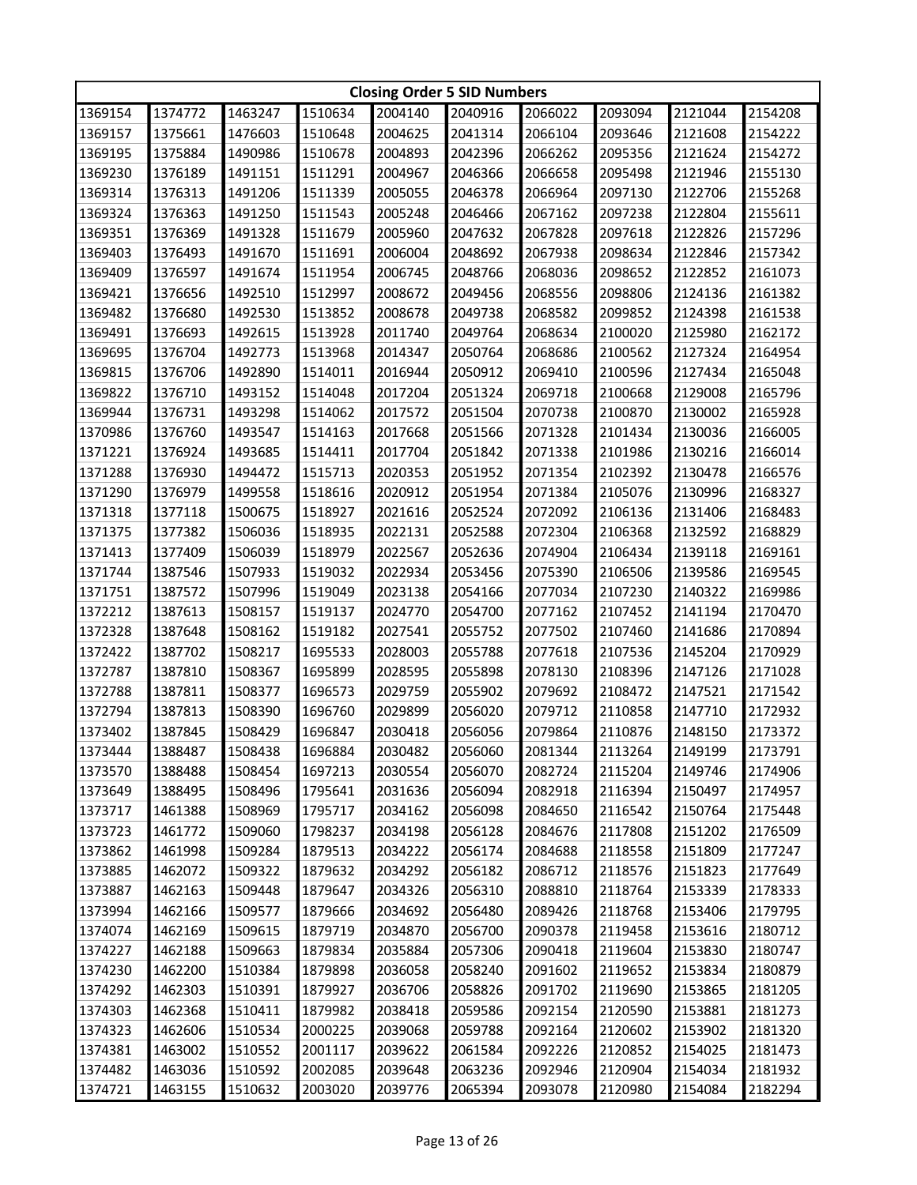| Closing Order 5 SID Numbers | | | | | | | | | |
|---|---|---|---|---|---|---|---|---|---|
| 1369154 | 1374772 | 1463247 | 1510634 | 2004140 | 2040916 | 2066022 | 2093094 | 2121044 | 2154208 |
| 1369157 | 1375661 | 1476603 | 1510648 | 2004625 | 2041314 | 2066104 | 2093646 | 2121608 | 2154222 |
| 1369195 | 1375884 | 1490986 | 1510678 | 2004893 | 2042396 | 2066262 | 2095356 | 2121624 | 2154272 |
| 1369230 | 1376189 | 1491151 | 1511291 | 2004967 | 2046366 | 2066658 | 2095498 | 2121946 | 2155130 |
| 1369314 | 1376313 | 1491206 | 1511339 | 2005055 | 2046378 | 2066964 | 2097130 | 2122706 | 2155268 |
| 1369324 | 1376363 | 1491250 | 1511543 | 2005248 | 2046466 | 2067162 | 2097238 | 2122804 | 2155611 |
| 1369351 | 1376369 | 1491328 | 1511679 | 2005960 | 2047632 | 2067828 | 2097618 | 2122826 | 2157296 |
| 1369403 | 1376493 | 1491670 | 1511691 | 2006004 | 2048692 | 2067938 | 2098634 | 2122846 | 2157342 |
| 1369409 | 1376597 | 1491674 | 1511954 | 2006745 | 2048766 | 2068036 | 2098652 | 2122852 | 2161073 |
| 1369421 | 1376656 | 1492510 | 1512997 | 2008672 | 2049456 | 2068556 | 2098806 | 2124136 | 2161382 |
| 1369482 | 1376680 | 1492530 | 1513852 | 2008678 | 2049738 | 2068582 | 2099852 | 2124398 | 2161538 |
| 1369491 | 1376693 | 1492615 | 1513928 | 2011740 | 2049764 | 2068634 | 2100020 | 2125980 | 2162172 |
| 1369695 | 1376704 | 1492773 | 1513968 | 2014347 | 2050764 | 2068686 | 2100562 | 2127324 | 2164954 |
| 1369815 | 1376706 | 1492890 | 1514011 | 2016944 | 2050912 | 2069410 | 2100596 | 2127434 | 2165048 |
| 1369822 | 1376710 | 1493152 | 1514048 | 2017204 | 2051324 | 2069718 | 2100668 | 2129008 | 2165796 |
| 1369944 | 1376731 | 1493298 | 1514062 | 2017572 | 2051504 | 2070738 | 2100870 | 2130002 | 2165928 |
| 1370986 | 1376760 | 1493547 | 1514163 | 2017668 | 2051566 | 2071328 | 2101434 | 2130036 | 2166005 |
| 1371221 | 1376924 | 1493685 | 1514411 | 2017704 | 2051842 | 2071338 | 2101986 | 2130216 | 2166014 |
| 1371288 | 1376930 | 1494472 | 1515713 | 2020353 | 2051952 | 2071354 | 2102392 | 2130478 | 2166576 |
| 1371290 | 1376979 | 1499558 | 1518616 | 2020912 | 2051954 | 2071384 | 2105076 | 2130996 | 2168327 |
| 1371318 | 1377118 | 1500675 | 1518927 | 2021616 | 2052524 | 2072092 | 2106136 | 2131406 | 2168483 |
| 1371375 | 1377382 | 1506036 | 1518935 | 2022131 | 2052588 | 2072304 | 2106368 | 2132592 | 2168829 |
| 1371413 | 1377409 | 1506039 | 1518979 | 2022567 | 2052636 | 2074904 | 2106434 | 2139118 | 2169161 |
| 1371744 | 1387546 | 1507933 | 1519032 | 2022934 | 2053456 | 2075390 | 2106506 | 2139586 | 2169545 |
| 1371751 | 1387572 | 1507996 | 1519049 | 2023138 | 2054166 | 2077034 | 2107230 | 2140322 | 2169986 |
| 1372212 | 1387613 | 1508157 | 1519137 | 2024770 | 2054700 | 2077162 | 2107452 | 2141194 | 2170470 |
| 1372328 | 1387648 | 1508162 | 1519182 | 2027541 | 2055752 | 2077502 | 2107460 | 2141686 | 2170894 |
| 1372422 | 1387702 | 1508217 | 1695533 | 2028003 | 2055788 | 2077618 | 2107536 | 2145204 | 2170929 |
| 1372787 | 1387810 | 1508367 | 1695899 | 2028595 | 2055898 | 2078130 | 2108396 | 2147126 | 2171028 |
| 1372788 | 1387811 | 1508377 | 1696573 | 2029759 | 2055902 | 2079692 | 2108472 | 2147521 | 2171542 |
| 1372794 | 1387813 | 1508390 | 1696760 | 2029899 | 2056020 | 2079712 | 2110858 | 2147710 | 2172932 |
| 1373402 | 1387845 | 1508429 | 1696847 | 2030418 | 2056056 | 2079864 | 2110876 | 2148150 | 2173372 |
| 1373444 | 1388487 | 1508438 | 1696884 | 2030482 | 2056060 | 2081344 | 2113264 | 2149199 | 2173791 |
| 1373570 | 1388488 | 1508454 | 1697213 | 2030554 | 2056070 | 2082724 | 2115204 | 2149746 | 2174906 |
| 1373649 | 1388495 | 1508496 | 1795641 | 2031636 | 2056094 | 2082918 | 2116394 | 2150497 | 2174957 |
| 1373717 | 1461388 | 1508969 | 1795717 | 2034162 | 2056098 | 2084650 | 2116542 | 2150764 | 2175448 |
| 1373723 | 1461772 | 1509060 | 1798237 | 2034198 | 2056128 | 2084676 | 2117808 | 2151202 | 2176509 |
| 1373862 | 1461998 | 1509284 | 1879513 | 2034222 | 2056174 | 2084688 | 2118558 | 2151809 | 2177247 |
| 1373885 | 1462072 | 1509322 | 1879632 | 2034292 | 2056182 | 2086712 | 2118576 | 2151823 | 2177649 |
| 1373887 | 1462163 | 1509448 | 1879647 | 2034326 | 2056310 | 2088810 | 2118764 | 2153339 | 2178333 |
| 1373994 | 1462166 | 1509577 | 1879666 | 2034692 | 2056480 | 2089426 | 2118768 | 2153406 | 2179795 |
| 1374074 | 1462169 | 1509615 | 1879719 | 2034870 | 2056700 | 2090378 | 2119458 | 2153616 | 2180712 |
| 1374227 | 1462188 | 1509663 | 1879834 | 2035884 | 2057306 | 2090418 | 2119604 | 2153830 | 2180747 |
| 1374230 | 1462200 | 1510384 | 1879898 | 2036058 | 2058240 | 2091602 | 2119652 | 2153834 | 2180879 |
| 1374292 | 1462303 | 1510391 | 1879927 | 2036706 | 2058826 | 2091702 | 2119690 | 2153865 | 2181205 |
| 1374303 | 1462368 | 1510411 | 1879982 | 2038418 | 2059586 | 2092154 | 2120590 | 2153881 | 2181273 |
| 1374323 | 1462606 | 1510534 | 2000225 | 2039068 | 2059788 | 2092164 | 2120602 | 2153902 | 2181320 |
| 1374381 | 1463002 | 1510552 | 2001117 | 2039622 | 2061584 | 2092226 | 2120852 | 2154025 | 2181473 |
| 1374482 | 1463036 | 1510592 | 2002085 | 2039648 | 2063236 | 2092946 | 2120904 | 2154034 | 2181932 |
| 1374721 | 1463155 | 1510632 | 2003020 | 2039776 | 2065394 | 2093078 | 2120980 | 2154084 | 2182294 |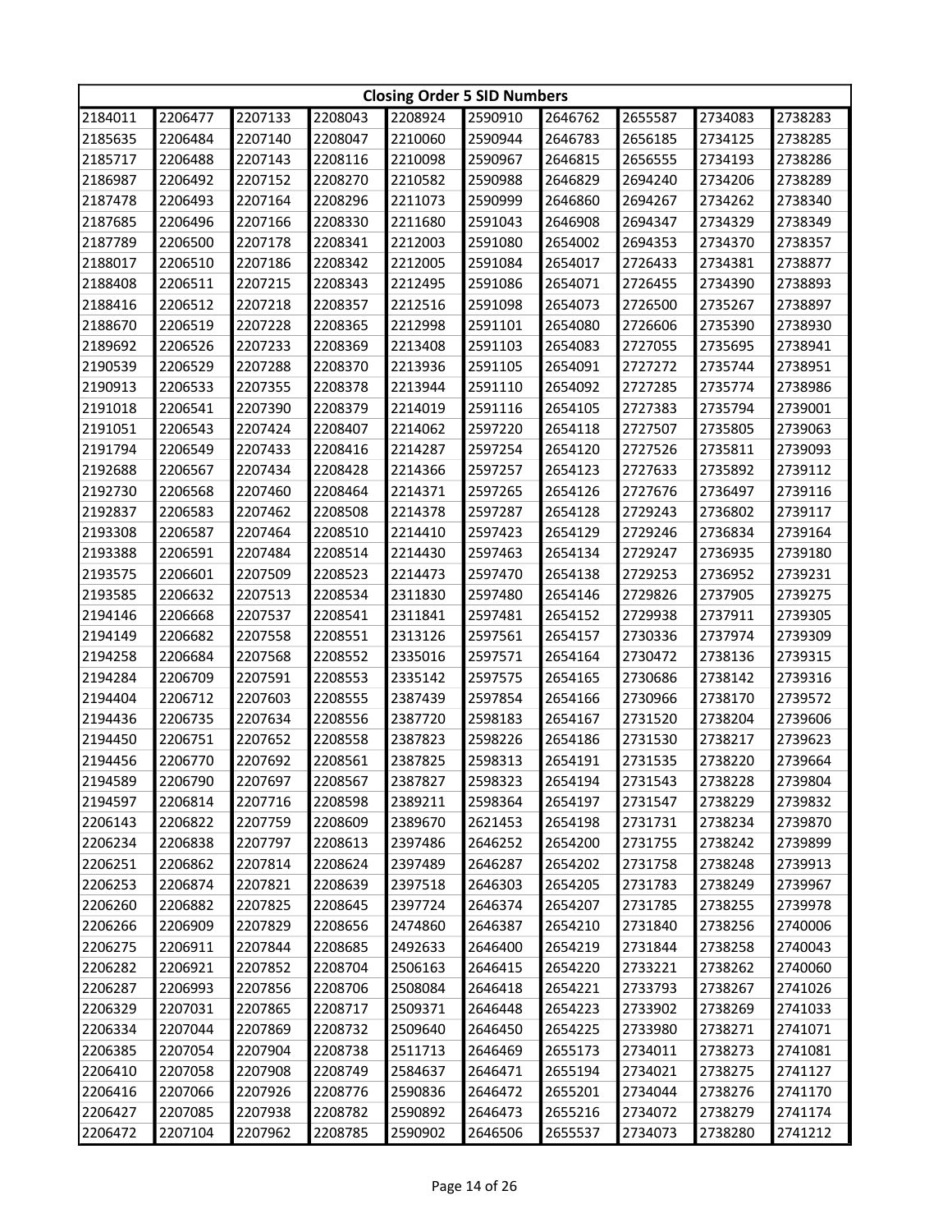| Closing Order 5 SID Numbers | | | | | | | | | |
|---|---|---|---|---|---|---|---|---|---|
| 2184011 | 2206477 | 2207133 | 2208043 | 2208924 | 2590910 | 2646762 | 2655587 | 2734083 | 2738283 |
| 2185635 | 2206484 | 2207140 | 2208047 | 2210060 | 2590944 | 2646783 | 2656185 | 2734125 | 2738285 |
| 2185717 | 2206488 | 2207143 | 2208116 | 2210098 | 2590967 | 2646815 | 2656555 | 2734193 | 2738286 |
| 2186987 | 2206492 | 2207152 | 2208270 | 2210582 | 2590988 | 2646829 | 2694240 | 2734206 | 2738289 |
| 2187478 | 2206493 | 2207164 | 2208296 | 2211073 | 2590999 | 2646860 | 2694267 | 2734262 | 2738340 |
| 2187685 | 2206496 | 2207166 | 2208330 | 2211680 | 2591043 | 2646908 | 2694347 | 2734329 | 2738349 |
| 2187789 | 2206500 | 2207178 | 2208341 | 2212003 | 2591080 | 2654002 | 2694353 | 2734370 | 2738357 |
| 2188017 | 2206510 | 2207186 | 2208342 | 2212005 | 2591084 | 2654017 | 2726433 | 2734381 | 2738877 |
| 2188408 | 2206511 | 2207215 | 2208343 | 2212495 | 2591086 | 2654071 | 2726455 | 2734390 | 2738893 |
| 2188416 | 2206512 | 2207218 | 2208357 | 2212516 | 2591098 | 2654073 | 2726500 | 2735267 | 2738897 |
| 2188670 | 2206519 | 2207228 | 2208365 | 2212998 | 2591101 | 2654080 | 2726606 | 2735390 | 2738930 |
| 2189692 | 2206526 | 2207233 | 2208369 | 2213408 | 2591103 | 2654083 | 2727055 | 2735695 | 2738941 |
| 2190539 | 2206529 | 2207288 | 2208370 | 2213936 | 2591105 | 2654091 | 2727272 | 2735744 | 2738951 |
| 2190913 | 2206533 | 2207355 | 2208378 | 2213944 | 2591110 | 2654092 | 2727285 | 2735774 | 2738986 |
| 2191018 | 2206541 | 2207390 | 2208379 | 2214019 | 2591116 | 2654105 | 2727383 | 2735794 | 2739001 |
| 2191051 | 2206543 | 2207424 | 2208407 | 2214062 | 2597220 | 2654118 | 2727507 | 2735805 | 2739063 |
| 2191794 | 2206549 | 2207433 | 2208416 | 2214287 | 2597254 | 2654120 | 2727526 | 2735811 | 2739093 |
| 2192688 | 2206567 | 2207434 | 2208428 | 2214366 | 2597257 | 2654123 | 2727633 | 2735892 | 2739112 |
| 2192730 | 2206568 | 2207460 | 2208464 | 2214371 | 2597265 | 2654126 | 2727676 | 2736497 | 2739116 |
| 2192837 | 2206583 | 2207462 | 2208508 | 2214378 | 2597287 | 2654128 | 2729243 | 2736802 | 2739117 |
| 2193308 | 2206587 | 2207464 | 2208510 | 2214410 | 2597423 | 2654129 | 2729246 | 2736834 | 2739164 |
| 2193388 | 2206591 | 2207484 | 2208514 | 2214430 | 2597463 | 2654134 | 2729247 | 2736935 | 2739180 |
| 2193575 | 2206601 | 2207509 | 2208523 | 2214473 | 2597470 | 2654138 | 2729253 | 2736952 | 2739231 |
| 2193585 | 2206632 | 2207513 | 2208534 | 2311830 | 2597480 | 2654146 | 2729826 | 2737905 | 2739275 |
| 2194146 | 2206668 | 2207537 | 2208541 | 2311841 | 2597481 | 2654152 | 2729938 | 2737911 | 2739305 |
| 2194149 | 2206682 | 2207558 | 2208551 | 2313126 | 2597561 | 2654157 | 2730336 | 2737974 | 2739309 |
| 2194258 | 2206684 | 2207568 | 2208552 | 2335016 | 2597571 | 2654164 | 2730472 | 2738136 | 2739315 |
| 2194284 | 2206709 | 2207591 | 2208553 | 2335142 | 2597575 | 2654165 | 2730686 | 2738142 | 2739316 |
| 2194404 | 2206712 | 2207603 | 2208555 | 2387439 | 2597854 | 2654166 | 2730966 | 2738170 | 2739572 |
| 2194436 | 2206735 | 2207634 | 2208556 | 2387720 | 2598183 | 2654167 | 2731520 | 2738204 | 2739606 |
| 2194450 | 2206751 | 2207652 | 2208558 | 2387823 | 2598226 | 2654186 | 2731530 | 2738217 | 2739623 |
| 2194456 | 2206770 | 2207692 | 2208561 | 2387825 | 2598313 | 2654191 | 2731535 | 2738220 | 2739664 |
| 2194589 | 2206790 | 2207697 | 2208567 | 2387827 | 2598323 | 2654194 | 2731543 | 2738228 | 2739804 |
| 2194597 | 2206814 | 2207716 | 2208598 | 2389211 | 2598364 | 2654197 | 2731547 | 2738229 | 2739832 |
| 2206143 | 2206822 | 2207759 | 2208609 | 2389670 | 2621453 | 2654198 | 2731731 | 2738234 | 2739870 |
| 2206234 | 2206838 | 2207797 | 2208613 | 2397486 | 2646252 | 2654200 | 2731755 | 2738242 | 2739899 |
| 2206251 | 2206862 | 2207814 | 2208624 | 2397489 | 2646287 | 2654202 | 2731758 | 2738248 | 2739913 |
| 2206253 | 2206874 | 2207821 | 2208639 | 2397518 | 2646303 | 2654205 | 2731783 | 2738249 | 2739967 |
| 2206260 | 2206882 | 2207825 | 2208645 | 2397724 | 2646374 | 2654207 | 2731785 | 2738255 | 2739978 |
| 2206266 | 2206909 | 2207829 | 2208656 | 2474860 | 2646387 | 2654210 | 2731840 | 2738256 | 2740006 |
| 2206275 | 2206911 | 2207844 | 2208685 | 2492633 | 2646400 | 2654219 | 2731844 | 2738258 | 2740043 |
| 2206282 | 2206921 | 2207852 | 2208704 | 2506163 | 2646415 | 2654220 | 2733221 | 2738262 | 2740060 |
| 2206287 | 2206993 | 2207856 | 2208706 | 2508084 | 2646418 | 2654221 | 2733793 | 2738267 | 2741026 |
| 2206329 | 2207031 | 2207865 | 2208717 | 2509371 | 2646448 | 2654223 | 2733902 | 2738269 | 2741033 |
| 2206334 | 2207044 | 2207869 | 2208732 | 2509640 | 2646450 | 2654225 | 2733980 | 2738271 | 2741071 |
| 2206385 | 2207054 | 2207904 | 2208738 | 2511713 | 2646469 | 2655173 | 2734011 | 2738273 | 2741081 |
| 2206410 | 2207058 | 2207908 | 2208749 | 2584637 | 2646471 | 2655194 | 2734021 | 2738275 | 2741127 |
| 2206416 | 2207066 | 2207926 | 2208776 | 2590836 | 2646472 | 2655201 | 2734044 | 2738276 | 2741170 |
| 2206427 | 2207085 | 2207938 | 2208782 | 2590892 | 2646473 | 2655216 | 2734072 | 2738279 | 2741174 |
| 2206472 | 2207104 | 2207962 | 2208785 | 2590902 | 2646506 | 2655537 | 2734073 | 2738280 | 2741212 |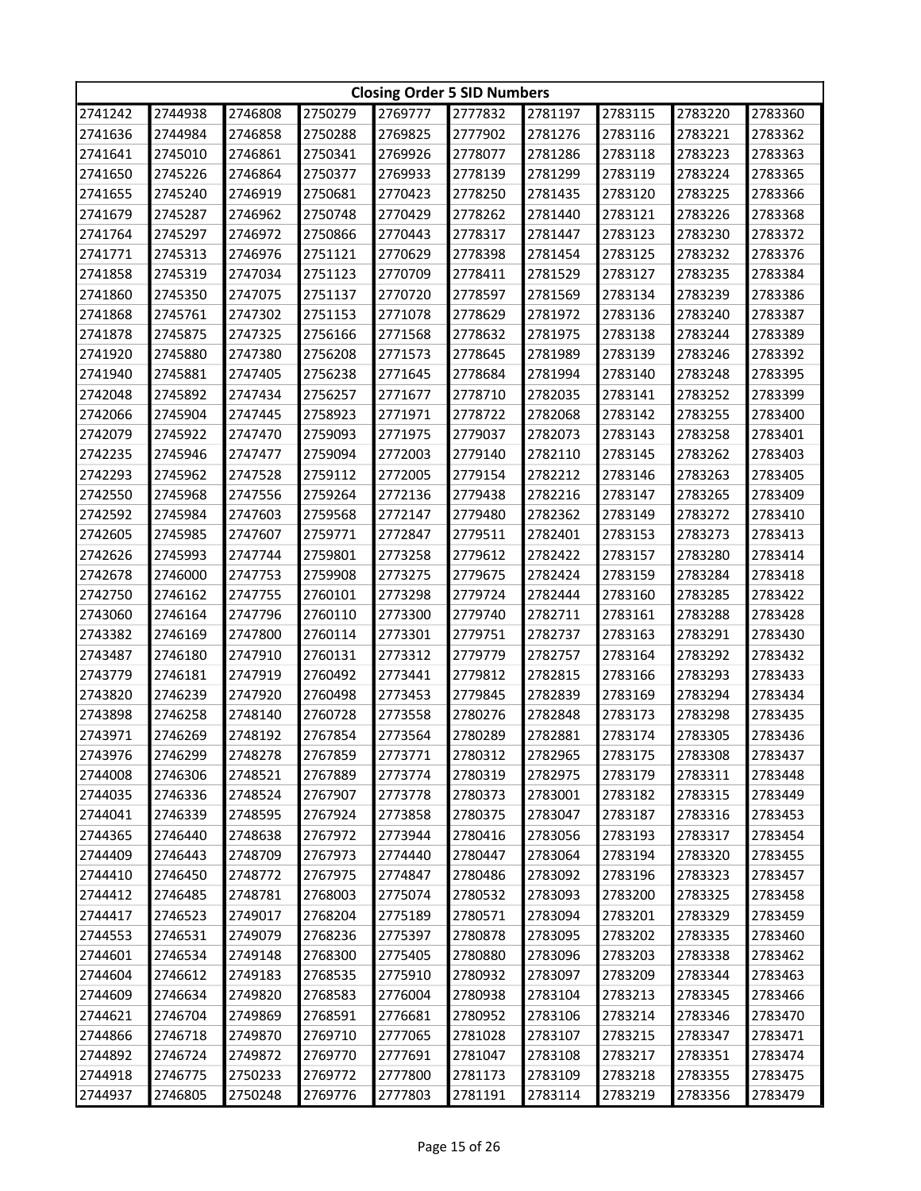| Closing Order 5 SID Numbers | | | | | | | | | |
|---|---|---|---|---|---|---|---|---|---|
| 2741242 | 2744938 | 2746808 | 2750279 | 2769777 | 2777832 | 2781197 | 2783115 | 2783220 | 2783360 |
| 2741636 | 2744984 | 2746858 | 2750288 | 2769825 | 2777902 | 2781276 | 2783116 | 2783221 | 2783362 |
| 2741641 | 2745010 | 2746861 | 2750341 | 2769926 | 2778077 | 2781286 | 2783118 | 2783223 | 2783363 |
| 2741650 | 2745226 | 2746864 | 2750377 | 2769933 | 2778139 | 2781299 | 2783119 | 2783224 | 2783365 |
| 2741655 | 2745240 | 2746919 | 2750681 | 2770423 | 2778250 | 2781435 | 2783120 | 2783225 | 2783366 |
| 2741679 | 2745287 | 2746962 | 2750748 | 2770429 | 2778262 | 2781440 | 2783121 | 2783226 | 2783368 |
| 2741764 | 2745297 | 2746972 | 2750866 | 2770443 | 2778317 | 2781447 | 2783123 | 2783230 | 2783372 |
| 2741771 | 2745313 | 2746976 | 2751121 | 2770629 | 2778398 | 2781454 | 2783125 | 2783232 | 2783376 |
| 2741858 | 2745319 | 2747034 | 2751123 | 2770709 | 2778411 | 2781529 | 2783127 | 2783235 | 2783384 |
| 2741860 | 2745350 | 2747075 | 2751137 | 2770720 | 2778597 | 2781569 | 2783134 | 2783239 | 2783386 |
| 2741868 | 2745761 | 2747302 | 2751153 | 2771078 | 2778629 | 2781972 | 2783136 | 2783240 | 2783387 |
| 2741878 | 2745875 | 2747325 | 2756166 | 2771568 | 2778632 | 2781975 | 2783138 | 2783244 | 2783389 |
| 2741920 | 2745880 | 2747380 | 2756208 | 2771573 | 2778645 | 2781989 | 2783139 | 2783246 | 2783392 |
| 2741940 | 2745881 | 2747405 | 2756238 | 2771645 | 2778684 | 2781994 | 2783140 | 2783248 | 2783395 |
| 2742048 | 2745892 | 2747434 | 2756257 | 2771677 | 2778710 | 2782035 | 2783141 | 2783252 | 2783399 |
| 2742066 | 2745904 | 2747445 | 2758923 | 2771971 | 2778722 | 2782068 | 2783142 | 2783255 | 2783400 |
| 2742079 | 2745922 | 2747470 | 2759093 | 2771975 | 2779037 | 2782073 | 2783143 | 2783258 | 2783401 |
| 2742235 | 2745946 | 2747477 | 2759094 | 2772003 | 2779140 | 2782110 | 2783145 | 2783262 | 2783403 |
| 2742293 | 2745962 | 2747528 | 2759112 | 2772005 | 2779154 | 2782212 | 2783146 | 2783263 | 2783405 |
| 2742550 | 2745968 | 2747556 | 2759264 | 2772136 | 2779438 | 2782216 | 2783147 | 2783265 | 2783409 |
| 2742592 | 2745984 | 2747603 | 2759568 | 2772147 | 2779480 | 2782362 | 2783149 | 2783272 | 2783410 |
| 2742605 | 2745985 | 2747607 | 2759771 | 2772847 | 2779511 | 2782401 | 2783153 | 2783273 | 2783413 |
| 2742626 | 2745993 | 2747744 | 2759801 | 2773258 | 2779612 | 2782422 | 2783157 | 2783280 | 2783414 |
| 2742678 | 2746000 | 2747753 | 2759908 | 2773275 | 2779675 | 2782424 | 2783159 | 2783284 | 2783418 |
| 2742750 | 2746162 | 2747755 | 2760101 | 2773298 | 2779724 | 2782444 | 2783160 | 2783285 | 2783422 |
| 2743060 | 2746164 | 2747796 | 2760110 | 2773300 | 2779740 | 2782711 | 2783161 | 2783288 | 2783428 |
| 2743382 | 2746169 | 2747800 | 2760114 | 2773301 | 2779751 | 2782737 | 2783163 | 2783291 | 2783430 |
| 2743487 | 2746180 | 2747910 | 2760131 | 2773312 | 2779779 | 2782757 | 2783164 | 2783292 | 2783432 |
| 2743779 | 2746181 | 2747919 | 2760492 | 2773441 | 2779812 | 2782815 | 2783166 | 2783293 | 2783433 |
| 2743820 | 2746239 | 2747920 | 2760498 | 2773453 | 2779845 | 2782839 | 2783169 | 2783294 | 2783434 |
| 2743898 | 2746258 | 2748140 | 2760728 | 2773558 | 2780276 | 2782848 | 2783173 | 2783298 | 2783435 |
| 2743971 | 2746269 | 2748192 | 2767854 | 2773564 | 2780289 | 2782881 | 2783174 | 2783305 | 2783436 |
| 2743976 | 2746299 | 2748278 | 2767859 | 2773771 | 2780312 | 2782965 | 2783175 | 2783308 | 2783437 |
| 2744008 | 2746306 | 2748521 | 2767889 | 2773774 | 2780319 | 2782975 | 2783179 | 2783311 | 2783448 |
| 2744035 | 2746336 | 2748524 | 2767907 | 2773778 | 2780373 | 2783001 | 2783182 | 2783315 | 2783449 |
| 2744041 | 2746339 | 2748595 | 2767924 | 2773858 | 2780375 | 2783047 | 2783187 | 2783316 | 2783453 |
| 2744365 | 2746440 | 2748638 | 2767972 | 2773944 | 2780416 | 2783056 | 2783193 | 2783317 | 2783454 |
| 2744409 | 2746443 | 2748709 | 2767973 | 2774440 | 2780447 | 2783064 | 2783194 | 2783320 | 2783455 |
| 2744410 | 2746450 | 2748772 | 2767975 | 2774847 | 2780486 | 2783092 | 2783196 | 2783323 | 2783457 |
| 2744412 | 2746485 | 2748781 | 2768003 | 2775074 | 2780532 | 2783093 | 2783200 | 2783325 | 2783458 |
| 2744417 | 2746523 | 2749017 | 2768204 | 2775189 | 2780571 | 2783094 | 2783201 | 2783329 | 2783459 |
| 2744553 | 2746531 | 2749079 | 2768236 | 2775397 | 2780878 | 2783095 | 2783202 | 2783335 | 2783460 |
| 2744601 | 2746534 | 2749148 | 2768300 | 2775405 | 2780880 | 2783096 | 2783203 | 2783338 | 2783462 |
| 2744604 | 2746612 | 2749183 | 2768535 | 2775910 | 2780932 | 2783097 | 2783209 | 2783344 | 2783463 |
| 2744609 | 2746634 | 2749820 | 2768583 | 2776004 | 2780938 | 2783104 | 2783213 | 2783345 | 2783466 |
| 2744621 | 2746704 | 2749869 | 2768591 | 2776681 | 2780952 | 2783106 | 2783214 | 2783346 | 2783470 |
| 2744866 | 2746718 | 2749870 | 2769710 | 2777065 | 2781028 | 2783107 | 2783215 | 2783347 | 2783471 |
| 2744892 | 2746724 | 2749872 | 2769770 | 2777691 | 2781047 | 2783108 | 2783217 | 2783351 | 2783474 |
| 2744918 | 2746775 | 2750233 | 2769772 | 2777800 | 2781173 | 2783109 | 2783218 | 2783355 | 2783475 |
| 2744937 | 2746805 | 2750248 | 2769776 | 2777803 | 2781191 | 2783114 | 2783219 | 2783356 | 2783479 |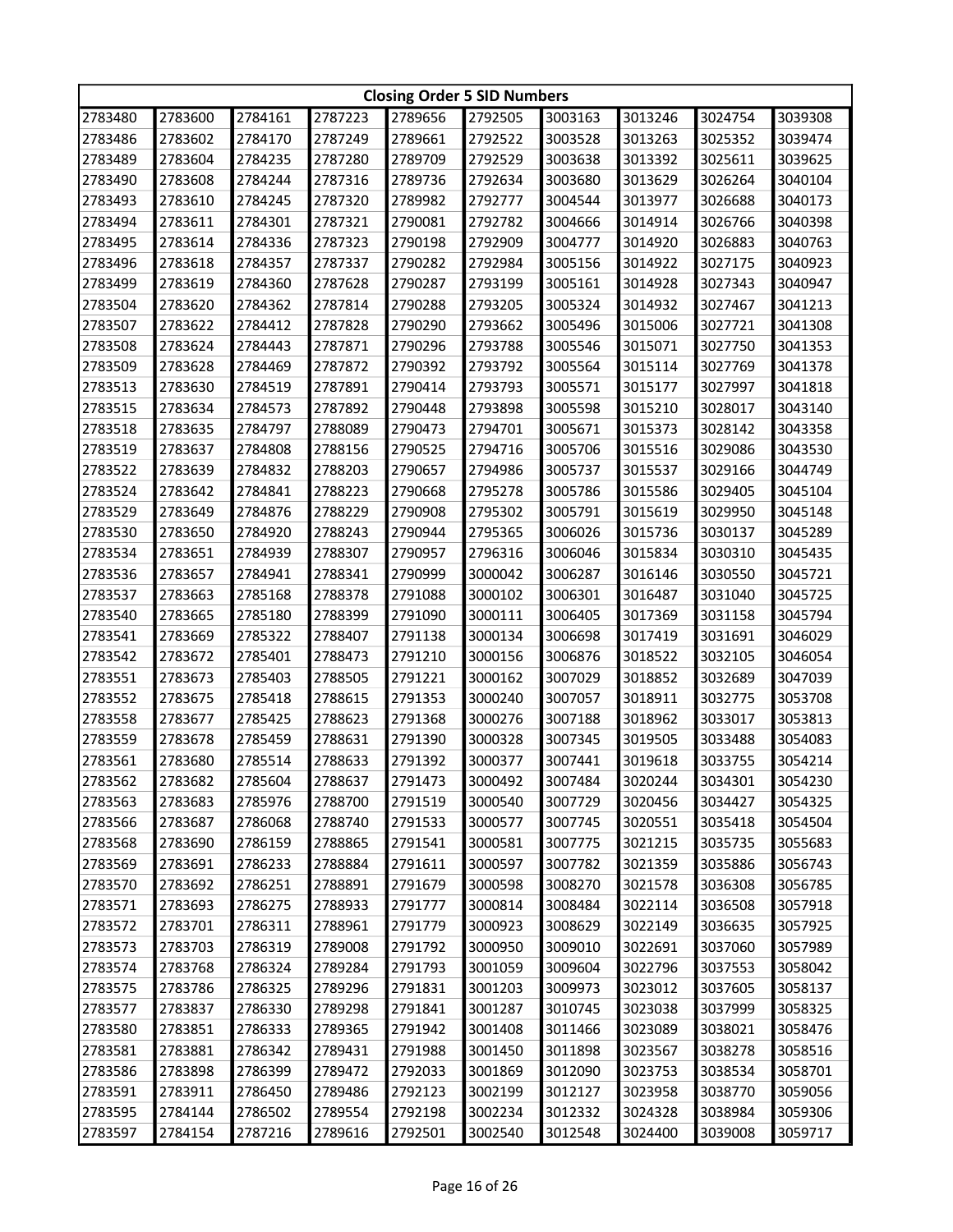| Closing Order 5 SID Numbers | | | | | | | | | |
|---|---|---|---|---|---|---|---|---|---|
| 2783480 | 2783600 | 2784161 | 2787223 | 2789656 | 2792505 | 3003163 | 3013246 | 3024754 | 3039308 |
| 2783486 | 2783602 | 2784170 | 2787249 | 2789661 | 2792522 | 3003528 | 3013263 | 3025352 | 3039474 |
| 2783489 | 2783604 | 2784235 | 2787280 | 2789709 | 2792529 | 3003638 | 3013392 | 3025611 | 3039625 |
| 2783490 | 2783608 | 2784244 | 2787316 | 2789736 | 2792634 | 3003680 | 3013629 | 3026264 | 3040104 |
| 2783493 | 2783610 | 2784245 | 2787320 | 2789982 | 2792777 | 3004544 | 3013977 | 3026688 | 3040173 |
| 2783494 | 2783611 | 2784301 | 2787321 | 2790081 | 2792782 | 3004666 | 3014914 | 3026766 | 3040398 |
| 2783495 | 2783614 | 2784336 | 2787323 | 2790198 | 2792909 | 3004777 | 3014920 | 3026883 | 3040763 |
| 2783496 | 2783618 | 2784357 | 2787337 | 2790282 | 2792984 | 3005156 | 3014922 | 3027175 | 3040923 |
| 2783499 | 2783619 | 2784360 | 2787628 | 2790287 | 2793199 | 3005161 | 3014928 | 3027343 | 3040947 |
| 2783504 | 2783620 | 2784362 | 2787814 | 2790288 | 2793205 | 3005324 | 3014932 | 3027467 | 3041213 |
| 2783507 | 2783622 | 2784412 | 2787828 | 2790290 | 2793662 | 3005496 | 3015006 | 3027721 | 3041308 |
| 2783508 | 2783624 | 2784443 | 2787871 | 2790296 | 2793788 | 3005546 | 3015071 | 3027750 | 3041353 |
| 2783509 | 2783628 | 2784469 | 2787872 | 2790392 | 2793792 | 3005564 | 3015114 | 3027769 | 3041378 |
| 2783513 | 2783630 | 2784519 | 2787891 | 2790414 | 2793793 | 3005571 | 3015177 | 3027997 | 3041818 |
| 2783515 | 2783634 | 2784573 | 2787892 | 2790448 | 2793898 | 3005598 | 3015210 | 3028017 | 3043140 |
| 2783518 | 2783635 | 2784797 | 2788089 | 2790473 | 2794701 | 3005671 | 3015373 | 3028142 | 3043358 |
| 2783519 | 2783637 | 2784808 | 2788156 | 2790525 | 2794716 | 3005706 | 3015516 | 3029086 | 3043530 |
| 2783522 | 2783639 | 2784832 | 2788203 | 2790657 | 2794986 | 3005737 | 3015537 | 3029166 | 3044749 |
| 2783524 | 2783642 | 2784841 | 2788223 | 2790668 | 2795278 | 3005786 | 3015586 | 3029405 | 3045104 |
| 2783529 | 2783649 | 2784876 | 2788229 | 2790908 | 2795302 | 3005791 | 3015619 | 3029950 | 3045148 |
| 2783530 | 2783650 | 2784920 | 2788243 | 2790944 | 2795365 | 3006026 | 3015736 | 3030137 | 3045289 |
| 2783534 | 2783651 | 2784939 | 2788307 | 2790957 | 2796316 | 3006046 | 3015834 | 3030310 | 3045435 |
| 2783536 | 2783657 | 2784941 | 2788341 | 2790999 | 3000042 | 3006287 | 3016146 | 3030550 | 3045721 |
| 2783537 | 2783663 | 2785168 | 2788378 | 2791088 | 3000102 | 3006301 | 3016487 | 3031040 | 3045725 |
| 2783540 | 2783665 | 2785180 | 2788399 | 2791090 | 3000111 | 3006405 | 3017369 | 3031158 | 3045794 |
| 2783541 | 2783669 | 2785322 | 2788407 | 2791138 | 3000134 | 3006698 | 3017419 | 3031691 | 3046029 |
| 2783542 | 2783672 | 2785401 | 2788473 | 2791210 | 3000156 | 3006876 | 3018522 | 3032105 | 3046054 |
| 2783551 | 2783673 | 2785403 | 2788505 | 2791221 | 3000162 | 3007029 | 3018852 | 3032689 | 3047039 |
| 2783552 | 2783675 | 2785418 | 2788615 | 2791353 | 3000240 | 3007057 | 3018911 | 3032775 | 3053708 |
| 2783558 | 2783677 | 2785425 | 2788623 | 2791368 | 3000276 | 3007188 | 3018962 | 3033017 | 3053813 |
| 2783559 | 2783678 | 2785459 | 2788631 | 2791390 | 3000328 | 3007345 | 3019505 | 3033488 | 3054083 |
| 2783561 | 2783680 | 2785514 | 2788633 | 2791392 | 3000377 | 3007441 | 3019618 | 3033755 | 3054214 |
| 2783562 | 2783682 | 2785604 | 2788637 | 2791473 | 3000492 | 3007484 | 3020244 | 3034301 | 3054230 |
| 2783563 | 2783683 | 2785976 | 2788700 | 2791519 | 3000540 | 3007729 | 3020456 | 3034427 | 3054325 |
| 2783566 | 2783687 | 2786068 | 2788740 | 2791533 | 3000577 | 3007745 | 3020551 | 3035418 | 3054504 |
| 2783568 | 2783690 | 2786159 | 2788865 | 2791541 | 3000581 | 3007775 | 3021215 | 3035735 | 3055683 |
| 2783569 | 2783691 | 2786233 | 2788884 | 2791611 | 3000597 | 3007782 | 3021359 | 3035886 | 3056743 |
| 2783570 | 2783692 | 2786251 | 2788891 | 2791679 | 3000598 | 3008270 | 3021578 | 3036308 | 3056785 |
| 2783571 | 2783693 | 2786275 | 2788933 | 2791777 | 3000814 | 3008484 | 3022114 | 3036508 | 3057918 |
| 2783572 | 2783701 | 2786311 | 2788961 | 2791779 | 3000923 | 3008629 | 3022149 | 3036635 | 3057925 |
| 2783573 | 2783703 | 2786319 | 2789008 | 2791792 | 3000950 | 3009010 | 3022691 | 3037060 | 3057989 |
| 2783574 | 2783768 | 2786324 | 2789284 | 2791793 | 3001059 | 3009604 | 3022796 | 3037553 | 3058042 |
| 2783575 | 2783786 | 2786325 | 2789296 | 2791831 | 3001203 | 3009973 | 3023012 | 3037605 | 3058137 |
| 2783577 | 2783837 | 2786330 | 2789298 | 2791841 | 3001287 | 3010745 | 3023038 | 3037999 | 3058325 |
| 2783580 | 2783851 | 2786333 | 2789365 | 2791942 | 3001408 | 3011466 | 3023089 | 3038021 | 3058476 |
| 2783581 | 2783881 | 2786342 | 2789431 | 2791988 | 3001450 | 3011898 | 3023567 | 3038278 | 3058516 |
| 2783586 | 2783898 | 2786399 | 2789472 | 2792033 | 3001869 | 3012090 | 3023753 | 3038534 | 3058701 |
| 2783591 | 2783911 | 2786450 | 2789486 | 2792123 | 3002199 | 3012127 | 3023958 | 3038770 | 3059056 |
| 2783595 | 2784144 | 2786502 | 2789554 | 2792198 | 3002234 | 3012332 | 3024328 | 3038984 | 3059306 |
| 2783597 | 2784154 | 2787216 | 2789616 | 2792501 | 3002540 | 3012548 | 3024400 | 3039008 | 3059717 |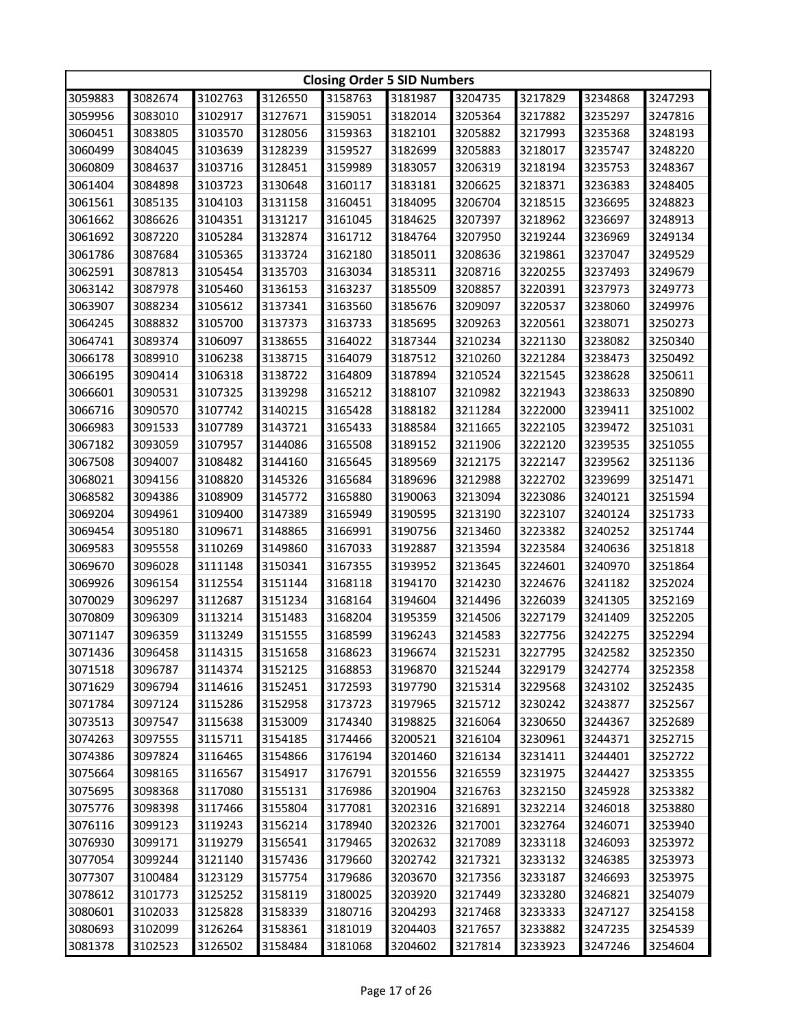| Closing Order 5 SID Numbers | | | | | | | | | |
|---|---|---|---|---|---|---|---|---|---|
| 3059883 | 3082674 | 3102763 | 3126550 | 3158763 | 3181987 | 3204735 | 3217829 | 3234868 | 3247293 |
| 3059956 | 3083010 | 3102917 | 3127671 | 3159051 | 3182014 | 3205364 | 3217882 | 3235297 | 3247816 |
| 3060451 | 3083805 | 3103570 | 3128056 | 3159363 | 3182101 | 3205882 | 3217993 | 3235368 | 3248193 |
| 3060499 | 3084045 | 3103639 | 3128239 | 3159527 | 3182699 | 3205883 | 3218017 | 3235747 | 3248220 |
| 3060809 | 3084637 | 3103716 | 3128451 | 3159989 | 3183057 | 3206319 | 3218194 | 3235753 | 3248367 |
| 3061404 | 3084898 | 3103723 | 3130648 | 3160117 | 3183181 | 3206625 | 3218371 | 3236383 | 3248405 |
| 3061561 | 3085135 | 3104103 | 3131158 | 3160451 | 3184095 | 3206704 | 3218515 | 3236695 | 3248823 |
| 3061662 | 3086626 | 3104351 | 3131217 | 3161045 | 3184625 | 3207397 | 3218962 | 3236697 | 3248913 |
| 3061692 | 3087220 | 3105284 | 3132874 | 3161712 | 3184764 | 3207950 | 3219244 | 3236969 | 3249134 |
| 3061786 | 3087684 | 3105365 | 3133724 | 3162180 | 3185011 | 3208636 | 3219861 | 3237047 | 3249529 |
| 3062591 | 3087813 | 3105454 | 3135703 | 3163034 | 3185311 | 3208716 | 3220255 | 3237493 | 3249679 |
| 3063142 | 3087978 | 3105460 | 3136153 | 3163237 | 3185509 | 3208857 | 3220391 | 3237973 | 3249773 |
| 3063907 | 3088234 | 3105612 | 3137341 | 3163560 | 3185676 | 3209097 | 3220537 | 3238060 | 3249976 |
| 3064245 | 3088832 | 3105700 | 3137373 | 3163733 | 3185695 | 3209263 | 3220561 | 3238071 | 3250273 |
| 3064741 | 3089374 | 3106097 | 3138655 | 3164022 | 3187344 | 3210234 | 3221130 | 3238082 | 3250340 |
| 3066178 | 3089910 | 3106238 | 3138715 | 3164079 | 3187512 | 3210260 | 3221284 | 3238473 | 3250492 |
| 3066195 | 3090414 | 3106318 | 3138722 | 3164809 | 3187894 | 3210524 | 3221545 | 3238628 | 3250611 |
| 3066601 | 3090531 | 3107325 | 3139298 | 3165212 | 3188107 | 3210982 | 3221943 | 3238633 | 3250890 |
| 3066716 | 3090570 | 3107742 | 3140215 | 3165428 | 3188182 | 3211284 | 3222000 | 3239411 | 3251002 |
| 3066983 | 3091533 | 3107789 | 3143721 | 3165433 | 3188584 | 3211665 | 3222105 | 3239472 | 3251031 |
| 3067182 | 3093059 | 3107957 | 3144086 | 3165508 | 3189152 | 3211906 | 3222120 | 3239535 | 3251055 |
| 3067508 | 3094007 | 3108482 | 3144160 | 3165645 | 3189569 | 3212175 | 3222147 | 3239562 | 3251136 |
| 3068021 | 3094156 | 3108820 | 3145326 | 3165684 | 3189696 | 3212988 | 3222702 | 3239699 | 3251471 |
| 3068582 | 3094386 | 3108909 | 3145772 | 3165880 | 3190063 | 3213094 | 3223086 | 3240121 | 3251594 |
| 3069204 | 3094961 | 3109400 | 3147389 | 3165949 | 3190595 | 3213190 | 3223107 | 3240124 | 3251733 |
| 3069454 | 3095180 | 3109671 | 3148865 | 3166991 | 3190756 | 3213460 | 3223382 | 3240252 | 3251744 |
| 3069583 | 3095558 | 3110269 | 3149860 | 3167033 | 3192887 | 3213594 | 3223584 | 3240636 | 3251818 |
| 3069670 | 3096028 | 3111148 | 3150341 | 3167355 | 3193952 | 3213645 | 3224601 | 3240970 | 3251864 |
| 3069926 | 3096154 | 3112554 | 3151144 | 3168118 | 3194170 | 3214230 | 3224676 | 3241182 | 3252024 |
| 3070029 | 3096297 | 3112687 | 3151234 | 3168164 | 3194604 | 3214496 | 3226039 | 3241305 | 3252169 |
| 3070809 | 3096309 | 3113214 | 3151483 | 3168204 | 3195359 | 3214506 | 3227179 | 3241409 | 3252205 |
| 3071147 | 3096359 | 3113249 | 3151555 | 3168599 | 3196243 | 3214583 | 3227756 | 3242275 | 3252294 |
| 3071436 | 3096458 | 3114315 | 3151658 | 3168623 | 3196674 | 3215231 | 3227795 | 3242582 | 3252350 |
| 3071518 | 3096787 | 3114374 | 3152125 | 3168853 | 3196870 | 3215244 | 3229179 | 3242774 | 3252358 |
| 3071629 | 3096794 | 3114616 | 3152451 | 3172593 | 3197790 | 3215314 | 3229568 | 3243102 | 3252435 |
| 3071784 | 3097124 | 3115286 | 3152958 | 3173723 | 3197965 | 3215712 | 3230242 | 3243877 | 3252567 |
| 3073513 | 3097547 | 3115638 | 3153009 | 3174340 | 3198825 | 3216064 | 3230650 | 3244367 | 3252689 |
| 3074263 | 3097555 | 3115711 | 3154185 | 3174466 | 3200521 | 3216104 | 3230961 | 3244371 | 3252715 |
| 3074386 | 3097824 | 3116465 | 3154866 | 3176194 | 3201460 | 3216134 | 3231411 | 3244401 | 3252722 |
| 3075664 | 3098165 | 3116567 | 3154917 | 3176791 | 3201556 | 3216559 | 3231975 | 3244427 | 3253355 |
| 3075695 | 3098368 | 3117080 | 3155131 | 3176986 | 3201904 | 3216763 | 3232150 | 3245928 | 3253382 |
| 3075776 | 3098398 | 3117466 | 3155804 | 3177081 | 3202316 | 3216891 | 3232214 | 3246018 | 3253880 |
| 3076116 | 3099123 | 3119243 | 3156214 | 3178940 | 3202326 | 3217001 | 3232764 | 3246071 | 3253940 |
| 3076930 | 3099171 | 3119279 | 3156541 | 3179465 | 3202632 | 3217089 | 3233118 | 3246093 | 3253972 |
| 3077054 | 3099244 | 3121140 | 3157436 | 3179660 | 3202742 | 3217321 | 3233132 | 3246385 | 3253973 |
| 3077307 | 3100484 | 3123129 | 3157754 | 3179686 | 3203670 | 3217356 | 3233187 | 3246693 | 3253975 |
| 3078612 | 3101773 | 3125252 | 3158119 | 3180025 | 3203920 | 3217449 | 3233280 | 3246821 | 3254079 |
| 3080601 | 3102033 | 3125828 | 3158339 | 3180716 | 3204293 | 3217468 | 3233333 | 3247127 | 3254158 |
| 3080693 | 3102099 | 3126264 | 3158361 | 3181019 | 3204403 | 3217657 | 3233882 | 3247235 | 3254539 |
| 3081378 | 3102523 | 3126502 | 3158484 | 3181068 | 3204602 | 3217814 | 3233923 | 3247246 | 3254604 |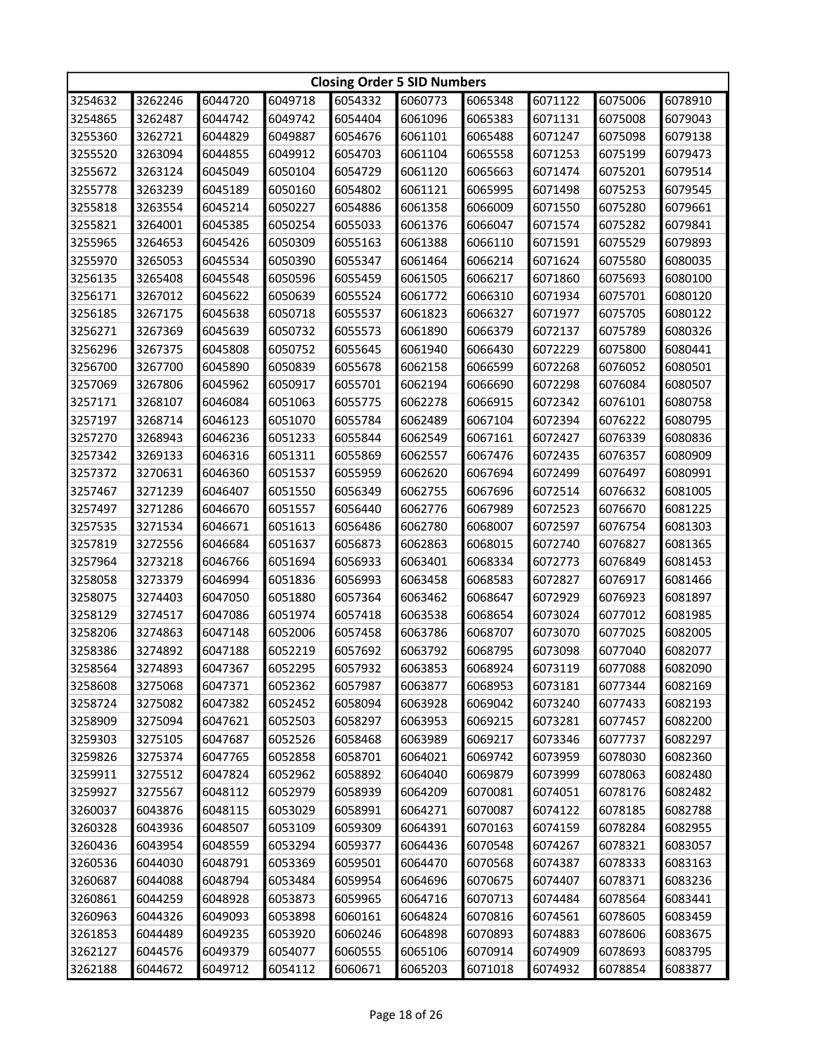| Closing Order 5 SID Numbers | | | | | | | | | |
|---|---|---|---|---|---|---|---|---|---|
| 3254632 | 3262246 | 6044720 | 6049718 | 6054332 | 6060773 | 6065348 | 6071122 | 6075006 | 6078910 |
| 3254865 | 3262487 | 6044742 | 6049742 | 6054404 | 6061096 | 6065383 | 6071131 | 6075008 | 6079043 |
| 3255360 | 3262721 | 6044829 | 6049887 | 6054676 | 6061101 | 6065488 | 6071247 | 6075098 | 6079138 |
| 3255520 | 3263094 | 6044855 | 6049912 | 6054703 | 6061104 | 6065558 | 6071253 | 6075199 | 6079473 |
| 3255672 | 3263124 | 6045049 | 6050104 | 6054729 | 6061120 | 6065663 | 6071474 | 6075201 | 6079514 |
| 3255778 | 3263239 | 6045189 | 6050160 | 6054802 | 6061121 | 6065995 | 6071498 | 6075253 | 6079545 |
| 3255818 | 3263554 | 6045214 | 6050227 | 6054886 | 6061358 | 6066009 | 6071550 | 6075280 | 6079661 |
| 3255821 | 3264001 | 6045385 | 6050254 | 6055033 | 6061376 | 6066047 | 6071574 | 6075282 | 6079841 |
| 3255965 | 3264653 | 6045426 | 6050309 | 6055163 | 6061388 | 6066110 | 6071591 | 6075529 | 6079893 |
| 3255970 | 3265053 | 6045534 | 6050390 | 6055347 | 6061464 | 6066214 | 6071624 | 6075580 | 6080035 |
| 3256135 | 3265408 | 6045548 | 6050596 | 6055459 | 6061505 | 6066217 | 6071860 | 6075693 | 6080100 |
| 3256171 | 3267012 | 6045622 | 6050639 | 6055524 | 6061772 | 6066310 | 6071934 | 6075701 | 6080120 |
| 3256185 | 3267175 | 6045638 | 6050718 | 6055537 | 6061823 | 6066327 | 6071977 | 6075705 | 6080122 |
| 3256271 | 3267369 | 6045639 | 6050732 | 6055573 | 6061890 | 6066379 | 6072137 | 6075789 | 6080326 |
| 3256296 | 3267375 | 6045808 | 6050752 | 6055645 | 6061940 | 6066430 | 6072229 | 6075800 | 6080441 |
| 3256700 | 3267700 | 6045890 | 6050839 | 6055678 | 6062158 | 6066599 | 6072268 | 6076052 | 6080501 |
| 3257069 | 3267806 | 6045962 | 6050917 | 6055701 | 6062194 | 6066690 | 6072298 | 6076084 | 6080507 |
| 3257171 | 3268107 | 6046084 | 6051063 | 6055775 | 6062278 | 6066915 | 6072342 | 6076101 | 6080758 |
| 3257197 | 3268714 | 6046123 | 6051070 | 6055784 | 6062489 | 6067104 | 6072394 | 6076222 | 6080795 |
| 3257270 | 3268943 | 6046236 | 6051233 | 6055844 | 6062549 | 6067161 | 6072427 | 6076339 | 6080836 |
| 3257342 | 3269133 | 6046316 | 6051311 | 6055869 | 6062557 | 6067476 | 6072435 | 6076357 | 6080909 |
| 3257372 | 3270631 | 6046360 | 6051537 | 6055959 | 6062620 | 6067694 | 6072499 | 6076497 | 6080991 |
| 3257467 | 3271239 | 6046407 | 6051550 | 6056349 | 6062755 | 6067696 | 6072514 | 6076632 | 6081005 |
| 3257497 | 3271286 | 6046670 | 6051557 | 6056440 | 6062776 | 6067989 | 6072523 | 6076670 | 6081225 |
| 3257535 | 3271534 | 6046671 | 6051613 | 6056486 | 6062780 | 6068007 | 6072597 | 6076754 | 6081303 |
| 3257819 | 3272556 | 6046684 | 6051637 | 6056873 | 6062863 | 6068015 | 6072740 | 6076827 | 6081365 |
| 3257964 | 3273218 | 6046766 | 6051694 | 6056933 | 6063401 | 6068334 | 6072773 | 6076849 | 6081453 |
| 3258058 | 3273379 | 6046994 | 6051836 | 6056993 | 6063458 | 6068583 | 6072827 | 6076917 | 6081466 |
| 3258075 | 3274403 | 6047050 | 6051880 | 6057364 | 6063462 | 6068647 | 6072929 | 6076923 | 6081897 |
| 3258129 | 3274517 | 6047086 | 6051974 | 6057418 | 6063538 | 6068654 | 6073024 | 6077012 | 6081985 |
| 3258206 | 3274863 | 6047148 | 6052006 | 6057458 | 6063786 | 6068707 | 6073070 | 6077025 | 6082005 |
| 3258386 | 3274892 | 6047188 | 6052219 | 6057692 | 6063792 | 6068795 | 6073098 | 6077040 | 6082077 |
| 3258564 | 3274893 | 6047367 | 6052295 | 6057932 | 6063853 | 6068924 | 6073119 | 6077088 | 6082090 |
| 3258608 | 3275068 | 6047371 | 6052362 | 6057987 | 6063877 | 6068953 | 6073181 | 6077344 | 6082169 |
| 3258724 | 3275082 | 6047382 | 6052452 | 6058094 | 6063928 | 6069042 | 6073240 | 6077433 | 6082193 |
| 3258909 | 3275094 | 6047621 | 6052503 | 6058297 | 6063953 | 6069215 | 6073281 | 6077457 | 6082200 |
| 3259303 | 3275105 | 6047687 | 6052526 | 6058468 | 6063989 | 6069217 | 6073346 | 6077737 | 6082297 |
| 3259826 | 3275374 | 6047765 | 6052858 | 6058701 | 6064021 | 6069742 | 6073959 | 6078030 | 6082360 |
| 3259911 | 3275512 | 6047824 | 6052962 | 6058892 | 6064040 | 6069879 | 6073999 | 6078063 | 6082480 |
| 3259927 | 3275567 | 6048112 | 6052979 | 6058939 | 6064209 | 6070081 | 6074051 | 6078176 | 6082482 |
| 3260037 | 6043876 | 6048115 | 6053029 | 6058991 | 6064271 | 6070087 | 6074122 | 6078185 | 6082788 |
| 3260328 | 6043936 | 6048507 | 6053109 | 6059309 | 6064391 | 6070163 | 6074159 | 6078284 | 6082955 |
| 3260436 | 6043954 | 6048559 | 6053294 | 6059377 | 6064436 | 6070548 | 6074267 | 6078321 | 6083057 |
| 3260536 | 6044030 | 6048791 | 6053369 | 6059501 | 6064470 | 6070568 | 6074387 | 6078333 | 6083163 |
| 3260687 | 6044088 | 6048794 | 6053484 | 6059954 | 6064696 | 6070675 | 6074407 | 6078371 | 6083236 |
| 3260861 | 6044259 | 6048928 | 6053873 | 6059965 | 6064716 | 6070713 | 6074484 | 6078564 | 6083441 |
| 3260963 | 6044326 | 6049093 | 6053898 | 6060161 | 6064824 | 6070816 | 6074561 | 6078605 | 6083459 |
| 3261853 | 6044489 | 6049235 | 6053920 | 6060246 | 6064898 | 6070893 | 6074883 | 6078606 | 6083675 |
| 3262127 | 6044576 | 6049379 | 6054077 | 6060555 | 6065106 | 6070914 | 6074909 | 6078693 | 6083795 |
| 3262188 | 6044672 | 6049712 | 6054112 | 6060671 | 6065203 | 6071018 | 6074932 | 6078854 | 6083877 |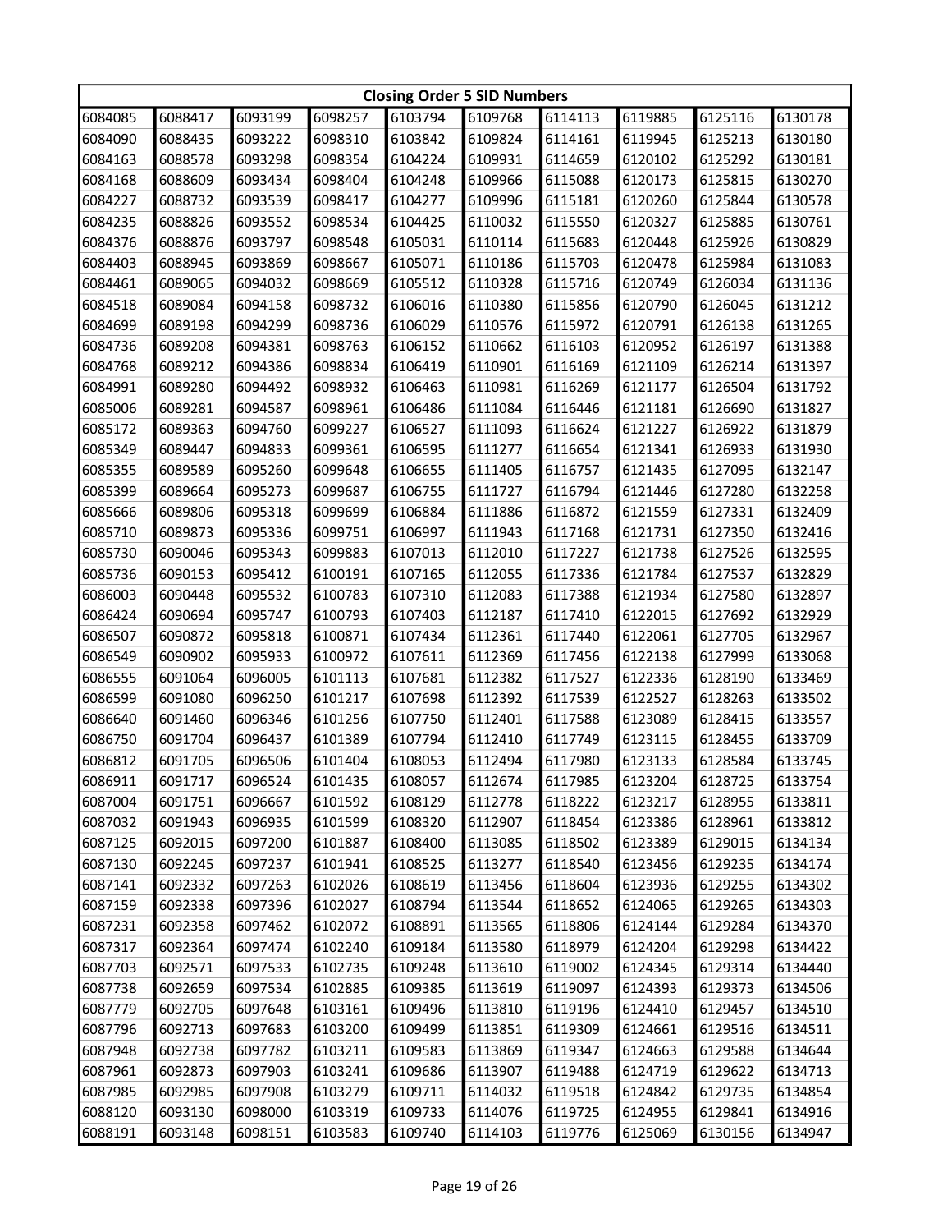| Closing Order 5 SID Numbers | | | | | | | | | |
|---|---|---|---|---|---|---|---|---|---|
| 6084085 | 6088417 | 6093199 | 6098257 | 6103794 | 6109768 | 6114113 | 6119885 | 6125116 | 6130178 |
| 6084090 | 6088435 | 6093222 | 6098310 | 6103842 | 6109824 | 6114161 | 6119945 | 6125213 | 6130180 |
| 6084163 | 6088578 | 6093298 | 6098354 | 6104224 | 6109931 | 6114659 | 6120102 | 6125292 | 6130181 |
| 6084168 | 6088609 | 6093434 | 6098404 | 6104248 | 6109966 | 6115088 | 6120173 | 6125815 | 6130270 |
| 6084227 | 6088732 | 6093539 | 6098417 | 6104277 | 6109996 | 6115181 | 6120260 | 6125844 | 6130578 |
| 6084235 | 6088826 | 6093552 | 6098534 | 6104425 | 6110032 | 6115550 | 6120327 | 6125885 | 6130761 |
| 6084376 | 6088876 | 6093797 | 6098548 | 6105031 | 6110114 | 6115683 | 6120448 | 6125926 | 6130829 |
| 6084403 | 6088945 | 6093869 | 6098667 | 6105071 | 6110186 | 6115703 | 6120478 | 6125984 | 6131083 |
| 6084461 | 6089065 | 6094032 | 6098669 | 6105512 | 6110328 | 6115716 | 6120749 | 6126034 | 6131136 |
| 6084518 | 6089084 | 6094158 | 6098732 | 6106016 | 6110380 | 6115856 | 6120790 | 6126045 | 6131212 |
| 6084699 | 6089198 | 6094299 | 6098736 | 6106029 | 6110576 | 6115972 | 6120791 | 6126138 | 6131265 |
| 6084736 | 6089208 | 6094381 | 6098763 | 6106152 | 6110662 | 6116103 | 6120952 | 6126197 | 6131388 |
| 6084768 | 6089212 | 6094386 | 6098834 | 6106419 | 6110901 | 6116169 | 6121109 | 6126214 | 6131397 |
| 6084991 | 6089280 | 6094492 | 6098932 | 6106463 | 6110981 | 6116269 | 6121177 | 6126504 | 6131792 |
| 6085006 | 6089281 | 6094587 | 6098961 | 6106486 | 6111084 | 6116446 | 6121181 | 6126690 | 6131827 |
| 6085172 | 6089363 | 6094760 | 6099227 | 6106527 | 6111093 | 6116624 | 6121227 | 6126922 | 6131879 |
| 6085349 | 6089447 | 6094833 | 6099361 | 6106595 | 6111277 | 6116654 | 6121341 | 6126933 | 6131930 |
| 6085355 | 6089589 | 6095260 | 6099648 | 6106655 | 6111405 | 6116757 | 6121435 | 6127095 | 6132147 |
| 6085399 | 6089664 | 6095273 | 6099687 | 6106755 | 6111727 | 6116794 | 6121446 | 6127280 | 6132258 |
| 6085666 | 6089806 | 6095318 | 6099699 | 6106884 | 6111886 | 6116872 | 6121559 | 6127331 | 6132409 |
| 6085710 | 6089873 | 6095336 | 6099751 | 6106997 | 6111943 | 6117168 | 6121731 | 6127350 | 6132416 |
| 6085730 | 6090046 | 6095343 | 6099883 | 6107013 | 6112010 | 6117227 | 6121738 | 6127526 | 6132595 |
| 6085736 | 6090153 | 6095412 | 6100191 | 6107165 | 6112055 | 6117336 | 6121784 | 6127537 | 6132829 |
| 6086003 | 6090448 | 6095532 | 6100783 | 6107310 | 6112083 | 6117388 | 6121934 | 6127580 | 6132897 |
| 6086424 | 6090694 | 6095747 | 6100793 | 6107403 | 6112187 | 6117410 | 6122015 | 6127692 | 6132929 |
| 6086507 | 6090872 | 6095818 | 6100871 | 6107434 | 6112361 | 6117440 | 6122061 | 6127705 | 6132967 |
| 6086549 | 6090902 | 6095933 | 6100972 | 6107611 | 6112369 | 6117456 | 6122138 | 6127999 | 6133068 |
| 6086555 | 6091064 | 6096005 | 6101113 | 6107681 | 6112382 | 6117527 | 6122336 | 6128190 | 6133469 |
| 6086599 | 6091080 | 6096250 | 6101217 | 6107698 | 6112392 | 6117539 | 6122527 | 6128263 | 6133502 |
| 6086640 | 6091460 | 6096346 | 6101256 | 6107750 | 6112401 | 6117588 | 6123089 | 6128415 | 6133557 |
| 6086750 | 6091704 | 6096437 | 6101389 | 6107794 | 6112410 | 6117749 | 6123115 | 6128455 | 6133709 |
| 6086812 | 6091705 | 6096506 | 6101404 | 6108053 | 6112494 | 6117980 | 6123133 | 6128584 | 6133745 |
| 6086911 | 6091717 | 6096524 | 6101435 | 6108057 | 6112674 | 6117985 | 6123204 | 6128725 | 6133754 |
| 6087004 | 6091751 | 6096667 | 6101592 | 6108129 | 6112778 | 6118222 | 6123217 | 6128955 | 6133811 |
| 6087032 | 6091943 | 6096935 | 6101599 | 6108320 | 6112907 | 6118454 | 6123386 | 6128961 | 6133812 |
| 6087125 | 6092015 | 6097200 | 6101887 | 6108400 | 6113085 | 6118502 | 6123389 | 6129015 | 6134134 |
| 6087130 | 6092245 | 6097237 | 6101941 | 6108525 | 6113277 | 6118540 | 6123456 | 6129235 | 6134174 |
| 6087141 | 6092332 | 6097263 | 6102026 | 6108619 | 6113456 | 6118604 | 6123936 | 6129255 | 6134302 |
| 6087159 | 6092338 | 6097396 | 6102027 | 6108794 | 6113544 | 6118652 | 6124065 | 6129265 | 6134303 |
| 6087231 | 6092358 | 6097462 | 6102072 | 6108891 | 6113565 | 6118806 | 6124144 | 6129284 | 6134370 |
| 6087317 | 6092364 | 6097474 | 6102240 | 6109184 | 6113580 | 6118979 | 6124204 | 6129298 | 6134422 |
| 6087703 | 6092571 | 6097533 | 6102735 | 6109248 | 6113610 | 6119002 | 6124345 | 6129314 | 6134440 |
| 6087738 | 6092659 | 6097534 | 6102885 | 6109385 | 6113619 | 6119097 | 6124393 | 6129373 | 6134506 |
| 6087779 | 6092705 | 6097648 | 6103161 | 6109496 | 6113810 | 6119196 | 6124410 | 6129457 | 6134510 |
| 6087796 | 6092713 | 6097683 | 6103200 | 6109499 | 6113851 | 6119309 | 6124661 | 6129516 | 6134511 |
| 6087948 | 6092738 | 6097782 | 6103211 | 6109583 | 6113869 | 6119347 | 6124663 | 6129588 | 6134644 |
| 6087961 | 6092873 | 6097903 | 6103241 | 6109686 | 6113907 | 6119488 | 6124719 | 6129622 | 6134713 |
| 6087985 | 6092985 | 6097908 | 6103279 | 6109711 | 6114032 | 6119518 | 6124842 | 6129735 | 6134854 |
| 6088120 | 6093130 | 6098000 | 6103319 | 6109733 | 6114076 | 6119725 | 6124955 | 6129841 | 6134916 |
| 6088191 | 6093148 | 6098151 | 6103583 | 6109740 | 6114103 | 6119776 | 6125069 | 6130156 | 6134947 |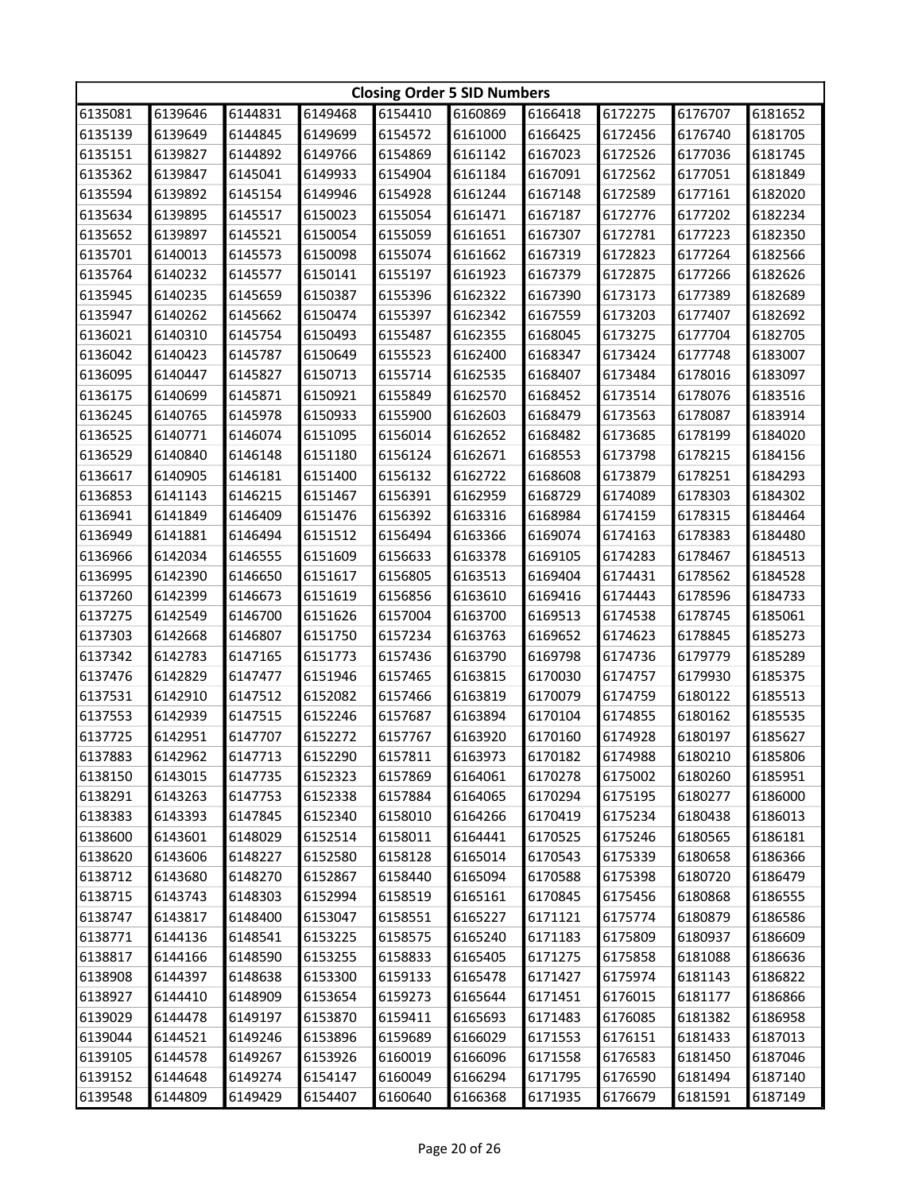| Closing Order 5 SID Numbers | | | | | | | | | |
|---|---|---|---|---|---|---|---|---|---|
| 6135081 | 6139646 | 6144831 | 6149468 | 6154410 | 6160869 | 6166418 | 6172275 | 6176707 | 6181652 |
| 6135139 | 6139649 | 6144845 | 6149699 | 6154572 | 6161000 | 6166425 | 6172456 | 6176740 | 6181705 |
| 6135151 | 6139827 | 6144892 | 6149766 | 6154869 | 6161142 | 6167023 | 6172526 | 6177036 | 6181745 |
| 6135362 | 6139847 | 6145041 | 6149933 | 6154904 | 6161184 | 6167091 | 6172562 | 6177051 | 6181849 |
| 6135594 | 6139892 | 6145154 | 6149946 | 6154928 | 6161244 | 6167148 | 6172589 | 6177161 | 6182020 |
| 6135634 | 6139895 | 6145517 | 6150023 | 6155054 | 6161471 | 6167187 | 6172776 | 6177202 | 6182234 |
| 6135652 | 6139897 | 6145521 | 6150054 | 6155059 | 6161651 | 6167307 | 6172781 | 6177223 | 6182350 |
| 6135701 | 6140013 | 6145573 | 6150098 | 6155074 | 6161662 | 6167319 | 6172823 | 6177264 | 6182566 |
| 6135764 | 6140232 | 6145577 | 6150141 | 6155197 | 6161923 | 6167379 | 6172875 | 6177266 | 6182626 |
| 6135945 | 6140235 | 6145659 | 6150387 | 6155396 | 6162322 | 6167390 | 6173173 | 6177389 | 6182689 |
| 6135947 | 6140262 | 6145662 | 6150474 | 6155397 | 6162342 | 6167559 | 6173203 | 6177407 | 6182692 |
| 6136021 | 6140310 | 6145754 | 6150493 | 6155487 | 6162355 | 6168045 | 6173275 | 6177704 | 6182705 |
| 6136042 | 6140423 | 6145787 | 6150649 | 6155523 | 6162400 | 6168347 | 6173424 | 6177748 | 6183007 |
| 6136095 | 6140447 | 6145827 | 6150713 | 6155714 | 6162535 | 6168407 | 6173484 | 6178016 | 6183097 |
| 6136175 | 6140699 | 6145871 | 6150921 | 6155849 | 6162570 | 6168452 | 6173514 | 6178076 | 6183516 |
| 6136245 | 6140765 | 6145978 | 6150933 | 6155900 | 6162603 | 6168479 | 6173563 | 6178087 | 6183914 |
| 6136525 | 6140771 | 6146074 | 6151095 | 6156014 | 6162652 | 6168482 | 6173685 | 6178199 | 6184020 |
| 6136529 | 6140840 | 6146148 | 6151180 | 6156124 | 6162671 | 6168553 | 6173798 | 6178215 | 6184156 |
| 6136617 | 6140905 | 6146181 | 6151400 | 6156132 | 6162722 | 6168608 | 6173879 | 6178251 | 6184293 |
| 6136853 | 6141143 | 6146215 | 6151467 | 6156391 | 6162959 | 6168729 | 6174089 | 6178303 | 6184302 |
| 6136941 | 6141849 | 6146409 | 6151476 | 6156392 | 6163316 | 6168984 | 6174159 | 6178315 | 6184464 |
| 6136949 | 6141881 | 6146494 | 6151512 | 6156494 | 6163366 | 6169074 | 6174163 | 6178383 | 6184480 |
| 6136966 | 6142034 | 6146555 | 6151609 | 6156633 | 6163378 | 6169105 | 6174283 | 6178467 | 6184513 |
| 6136995 | 6142390 | 6146650 | 6151617 | 6156805 | 6163513 | 6169404 | 6174431 | 6178562 | 6184528 |
| 6137260 | 6142399 | 6146673 | 6151619 | 6156856 | 6163610 | 6169416 | 6174443 | 6178596 | 6184733 |
| 6137275 | 6142549 | 6146700 | 6151626 | 6157004 | 6163700 | 6169513 | 6174538 | 6178745 | 6185061 |
| 6137303 | 6142668 | 6146807 | 6151750 | 6157234 | 6163763 | 6169652 | 6174623 | 6178845 | 6185273 |
| 6137342 | 6142783 | 6147165 | 6151773 | 6157436 | 6163790 | 6169798 | 6174736 | 6179779 | 6185289 |
| 6137476 | 6142829 | 6147477 | 6151946 | 6157465 | 6163815 | 6170030 | 6174757 | 6179930 | 6185375 |
| 6137531 | 6142910 | 6147512 | 6152082 | 6157466 | 6163819 | 6170079 | 6174759 | 6180122 | 6185513 |
| 6137553 | 6142939 | 6147515 | 6152246 | 6157687 | 6163894 | 6170104 | 6174855 | 6180162 | 6185535 |
| 6137725 | 6142951 | 6147707 | 6152272 | 6157767 | 6163920 | 6170160 | 6174928 | 6180197 | 6185627 |
| 6137883 | 6142962 | 6147713 | 6152290 | 6157811 | 6163973 | 6170182 | 6174988 | 6180210 | 6185806 |
| 6138150 | 6143015 | 6147735 | 6152323 | 6157869 | 6164061 | 6170278 | 6175002 | 6180260 | 6185951 |
| 6138291 | 6143263 | 6147753 | 6152338 | 6157884 | 6164065 | 6170294 | 6175195 | 6180277 | 6186000 |
| 6138383 | 6143393 | 6147845 | 6152340 | 6158010 | 6164266 | 6170419 | 6175234 | 6180438 | 6186013 |
| 6138600 | 6143601 | 6148029 | 6152514 | 6158011 | 6164441 | 6170525 | 6175246 | 6180565 | 6186181 |
| 6138620 | 6143606 | 6148227 | 6152580 | 6158128 | 6165014 | 6170543 | 6175339 | 6180658 | 6186366 |
| 6138712 | 6143680 | 6148270 | 6152867 | 6158440 | 6165094 | 6170588 | 6175398 | 6180720 | 6186479 |
| 6138715 | 6143743 | 6148303 | 6152994 | 6158519 | 6165161 | 6170845 | 6175456 | 6180868 | 6186555 |
| 6138747 | 6143817 | 6148400 | 6153047 | 6158551 | 6165227 | 6171121 | 6175774 | 6180879 | 6186586 |
| 6138771 | 6144136 | 6148541 | 6153225 | 6158575 | 6165240 | 6171183 | 6175809 | 6180937 | 6186609 |
| 6138817 | 6144166 | 6148590 | 6153255 | 6158833 | 6165405 | 6171275 | 6175858 | 6181088 | 6186636 |
| 6138908 | 6144397 | 6148638 | 6153300 | 6159133 | 6165478 | 6171427 | 6175974 | 6181143 | 6186822 |
| 6138927 | 6144410 | 6148909 | 6153654 | 6159273 | 6165644 | 6171451 | 6176015 | 6181177 | 6186866 |
| 6139029 | 6144478 | 6149197 | 6153870 | 6159411 | 6165693 | 6171483 | 6176085 | 6181382 | 6186958 |
| 6139044 | 6144521 | 6149246 | 6153896 | 6159689 | 6166029 | 6171553 | 6176151 | 6181433 | 6187013 |
| 6139105 | 6144578 | 6149267 | 6153926 | 6160019 | 6166096 | 6171558 | 6176583 | 6181450 | 6187046 |
| 6139152 | 6144648 | 6149274 | 6154147 | 6160049 | 6166294 | 6171795 | 6176590 | 6181494 | 6187140 |
| 6139548 | 6144809 | 6149429 | 6154407 | 6160640 | 6166368 | 6171935 | 6176679 | 6181591 | 6187149 |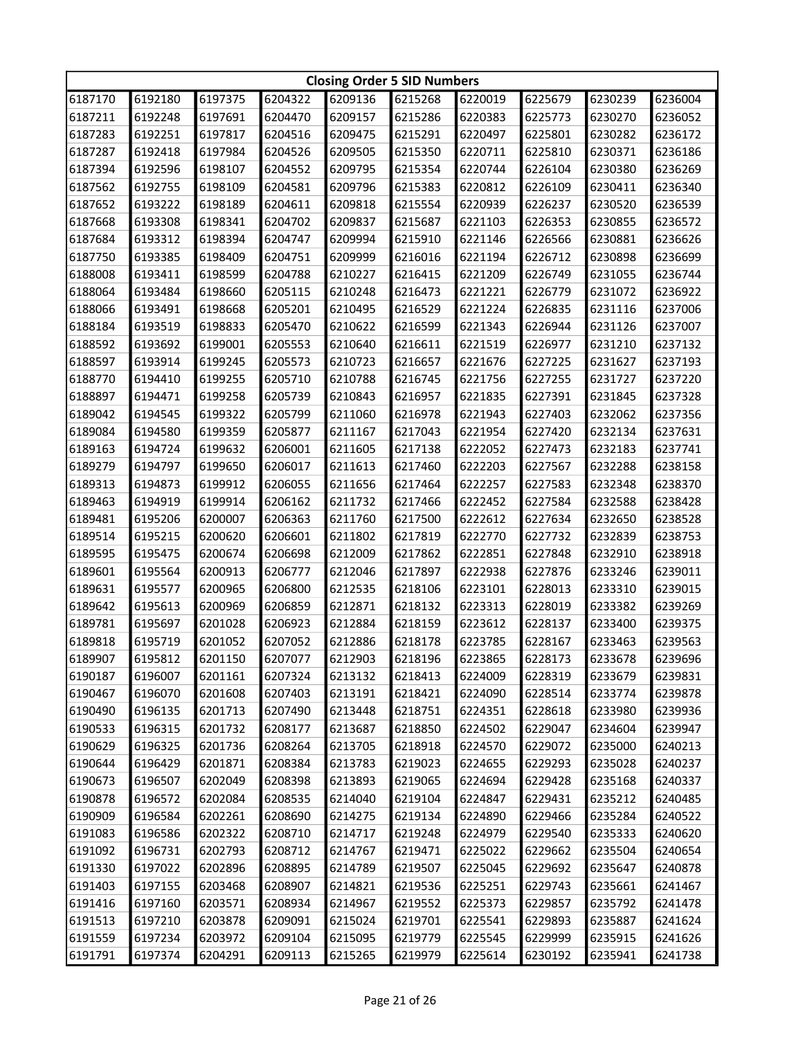| Closing Order 5 SID Numbers | | | | | | | | | |
|---|---|---|---|---|---|---|---|---|---|
| 6187170 | 6192180 | 6197375 | 6204322 | 6209136 | 6215268 | 6220019 | 6225679 | 6230239 | 6236004 |
| 6187211 | 6192248 | 6197691 | 6204470 | 6209157 | 6215286 | 6220383 | 6225773 | 6230270 | 6236052 |
| 6187283 | 6192251 | 6197817 | 6204516 | 6209475 | 6215291 | 6220497 | 6225801 | 6230282 | 6236172 |
| 6187287 | 6192418 | 6197984 | 6204526 | 6209505 | 6215350 | 6220711 | 6225810 | 6230371 | 6236186 |
| 6187394 | 6192596 | 6198107 | 6204552 | 6209795 | 6215354 | 6220744 | 6226104 | 6230380 | 6236269 |
| 6187562 | 6192755 | 6198109 | 6204581 | 6209796 | 6215383 | 6220812 | 6226109 | 6230411 | 6236340 |
| 6187652 | 6193222 | 6198189 | 6204611 | 6209818 | 6215554 | 6220939 | 6226237 | 6230520 | 6236539 |
| 6187668 | 6193308 | 6198341 | 6204702 | 6209837 | 6215687 | 6221103 | 6226353 | 6230855 | 6236572 |
| 6187684 | 6193312 | 6198394 | 6204747 | 6209994 | 6215910 | 6221146 | 6226566 | 6230881 | 6236626 |
| 6187750 | 6193385 | 6198409 | 6204751 | 6209999 | 6216016 | 6221194 | 6226712 | 6230898 | 6236699 |
| 6188008 | 6193411 | 6198599 | 6204788 | 6210227 | 6216415 | 6221209 | 6226749 | 6231055 | 6236744 |
| 6188064 | 6193484 | 6198660 | 6205115 | 6210248 | 6216473 | 6221221 | 6226779 | 6231072 | 6236922 |
| 6188066 | 6193491 | 6198668 | 6205201 | 6210495 | 6216529 | 6221224 | 6226835 | 6231116 | 6237006 |
| 6188184 | 6193519 | 6198833 | 6205470 | 6210622 | 6216599 | 6221343 | 6226944 | 6231126 | 6237007 |
| 6188592 | 6193692 | 6199001 | 6205553 | 6210640 | 6216611 | 6221519 | 6226977 | 6231210 | 6237132 |
| 6188597 | 6193914 | 6199245 | 6205573 | 6210723 | 6216657 | 6221676 | 6227225 | 6231627 | 6237193 |
| 6188770 | 6194410 | 6199255 | 6205710 | 6210788 | 6216745 | 6221756 | 6227255 | 6231727 | 6237220 |
| 6188897 | 6194471 | 6199258 | 6205739 | 6210843 | 6216957 | 6221835 | 6227391 | 6231845 | 6237328 |
| 6189042 | 6194545 | 6199322 | 6205799 | 6211060 | 6216978 | 6221943 | 6227403 | 6232062 | 6237356 |
| 6189084 | 6194580 | 6199359 | 6205877 | 6211167 | 6217043 | 6221954 | 6227420 | 6232134 | 6237631 |
| 6189163 | 6194724 | 6199632 | 6206001 | 6211605 | 6217138 | 6222052 | 6227473 | 6232183 | 6237741 |
| 6189279 | 6194797 | 6199650 | 6206017 | 6211613 | 6217460 | 6222203 | 6227567 | 6232288 | 6238158 |
| 6189313 | 6194873 | 6199912 | 6206055 | 6211656 | 6217464 | 6222257 | 6227583 | 6232348 | 6238370 |
| 6189463 | 6194919 | 6199914 | 6206162 | 6211732 | 6217466 | 6222452 | 6227584 | 6232588 | 6238428 |
| 6189481 | 6195206 | 6200007 | 6206363 | 6211760 | 6217500 | 6222612 | 6227634 | 6232650 | 6238528 |
| 6189514 | 6195215 | 6200620 | 6206601 | 6211802 | 6217819 | 6222770 | 6227732 | 6232839 | 6238753 |
| 6189595 | 6195475 | 6200674 | 6206698 | 6212009 | 6217862 | 6222851 | 6227848 | 6232910 | 6238918 |
| 6189601 | 6195564 | 6200913 | 6206777 | 6212046 | 6217897 | 6222938 | 6227876 | 6233246 | 6239011 |
| 6189631 | 6195577 | 6200965 | 6206800 | 6212535 | 6218106 | 6223101 | 6228013 | 6233310 | 6239015 |
| 6189642 | 6195613 | 6200969 | 6206859 | 6212871 | 6218132 | 6223313 | 6228019 | 6233382 | 6239269 |
| 6189781 | 6195697 | 6201028 | 6206923 | 6212884 | 6218159 | 6223612 | 6228137 | 6233400 | 6239375 |
| 6189818 | 6195719 | 6201052 | 6207052 | 6212886 | 6218178 | 6223785 | 6228167 | 6233463 | 6239563 |
| 6189907 | 6195812 | 6201150 | 6207077 | 6212903 | 6218196 | 6223865 | 6228173 | 6233678 | 6239696 |
| 6190187 | 6196007 | 6201161 | 6207324 | 6213132 | 6218413 | 6224009 | 6228319 | 6233679 | 6239831 |
| 6190467 | 6196070 | 6201608 | 6207403 | 6213191 | 6218421 | 6224090 | 6228514 | 6233774 | 6239878 |
| 6190490 | 6196135 | 6201713 | 6207490 | 6213448 | 6218751 | 6224351 | 6228618 | 6233980 | 6239936 |
| 6190533 | 6196315 | 6201732 | 6208177 | 6213687 | 6218850 | 6224502 | 6229047 | 6234604 | 6239947 |
| 6190629 | 6196325 | 6201736 | 6208264 | 6213705 | 6218918 | 6224570 | 6229072 | 6235000 | 6240213 |
| 6190644 | 6196429 | 6201871 | 6208384 | 6213783 | 6219023 | 6224655 | 6229293 | 6235028 | 6240237 |
| 6190673 | 6196507 | 6202049 | 6208398 | 6213893 | 6219065 | 6224694 | 6229428 | 6235168 | 6240337 |
| 6190878 | 6196572 | 6202084 | 6208535 | 6214040 | 6219104 | 6224847 | 6229431 | 6235212 | 6240485 |
| 6190909 | 6196584 | 6202261 | 6208690 | 6214275 | 6219134 | 6224890 | 6229466 | 6235284 | 6240522 |
| 6191083 | 6196586 | 6202322 | 6208710 | 6214717 | 6219248 | 6224979 | 6229540 | 6235333 | 6240620 |
| 6191092 | 6196731 | 6202793 | 6208712 | 6214767 | 6219471 | 6225022 | 6229662 | 6235504 | 6240654 |
| 6191330 | 6197022 | 6202896 | 6208895 | 6214789 | 6219507 | 6225045 | 6229692 | 6235647 | 6240878 |
| 6191403 | 6197155 | 6203468 | 6208907 | 6214821 | 6219536 | 6225251 | 6229743 | 6235661 | 6241467 |
| 6191416 | 6197160 | 6203571 | 6208934 | 6214967 | 6219552 | 6225373 | 6229857 | 6235792 | 6241478 |
| 6191513 | 6197210 | 6203878 | 6209091 | 6215024 | 6219701 | 6225541 | 6229893 | 6235887 | 6241624 |
| 6191559 | 6197234 | 6203972 | 6209104 | 6215095 | 6219779 | 6225545 | 6229999 | 6235915 | 6241626 |
| 6191791 | 6197374 | 6204291 | 6209113 | 6215265 | 6219979 | 6225614 | 6230192 | 6235941 | 6241738 |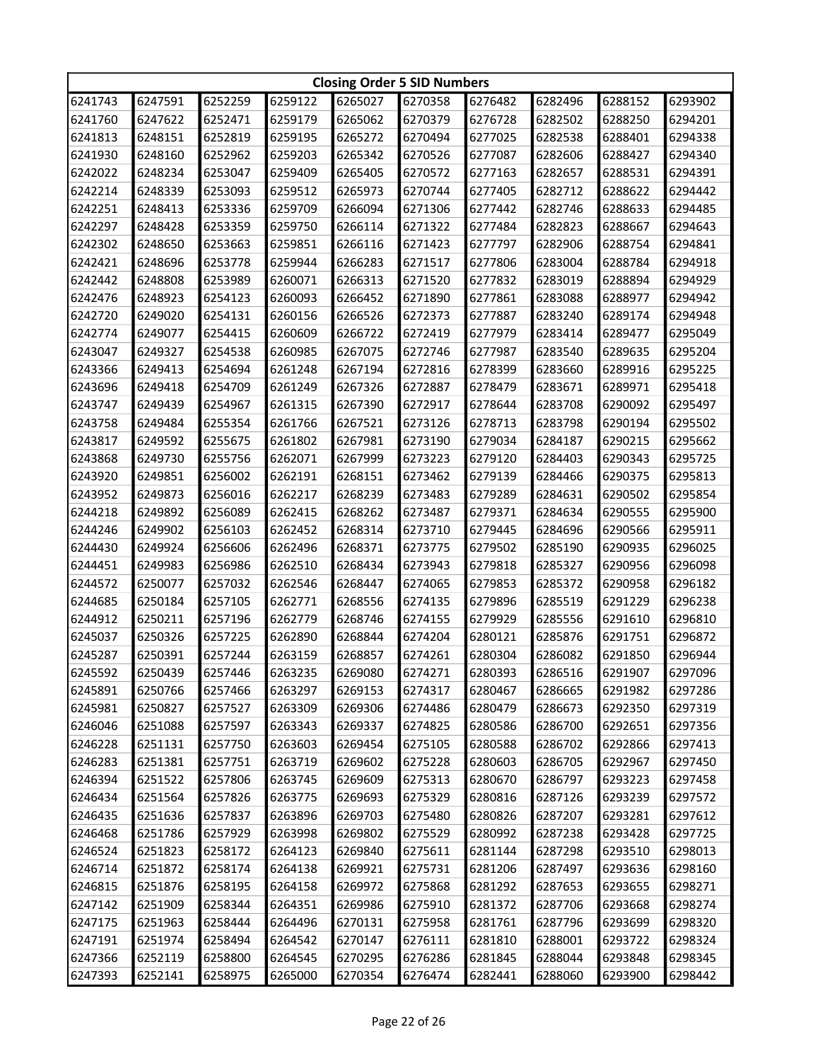| Closing Order 5 SID Numbers | | | | | | | | | |
|---|---|---|---|---|---|---|---|---|---|
| 6241743 | 6247591 | 6252259 | 6259122 | 6265027 | 6270358 | 6276482 | 6282496 | 6288152 | 6293902 |
| 6241760 | 6247622 | 6252471 | 6259179 | 6265062 | 6270379 | 6276728 | 6282502 | 6288250 | 6294201 |
| 6241813 | 6248151 | 6252819 | 6259195 | 6265272 | 6270494 | 6277025 | 6282538 | 6288401 | 6294338 |
| 6241930 | 6248160 | 6252962 | 6259203 | 6265342 | 6270526 | 6277087 | 6282606 | 6288427 | 6294340 |
| 6242022 | 6248234 | 6253047 | 6259409 | 6265405 | 6270572 | 6277163 | 6282657 | 6288531 | 6294391 |
| 6242214 | 6248339 | 6253093 | 6259512 | 6265973 | 6270744 | 6277405 | 6282712 | 6288622 | 6294442 |
| 6242251 | 6248413 | 6253336 | 6259709 | 6266094 | 6271306 | 6277442 | 6282746 | 6288633 | 6294485 |
| 6242297 | 6248428 | 6253359 | 6259750 | 6266114 | 6271322 | 6277484 | 6282823 | 6288667 | 6294643 |
| 6242302 | 6248650 | 6253663 | 6259851 | 6266116 | 6271423 | 6277797 | 6282906 | 6288754 | 6294841 |
| 6242421 | 6248696 | 6253778 | 6259944 | 6266283 | 6271517 | 6277806 | 6283004 | 6288784 | 6294918 |
| 6242442 | 6248808 | 6253989 | 6260071 | 6266313 | 6271520 | 6277832 | 6283019 | 6288894 | 6294929 |
| 6242476 | 6248923 | 6254123 | 6260093 | 6266452 | 6271890 | 6277861 | 6283088 | 6288977 | 6294942 |
| 6242720 | 6249020 | 6254131 | 6260156 | 6266526 | 6272373 | 6277887 | 6283240 | 6289174 | 6294948 |
| 6242774 | 6249077 | 6254415 | 6260609 | 6266722 | 6272419 | 6277979 | 6283414 | 6289477 | 6295049 |
| 6243047 | 6249327 | 6254538 | 6260985 | 6267075 | 6272746 | 6277987 | 6283540 | 6289635 | 6295204 |
| 6243366 | 6249413 | 6254694 | 6261248 | 6267194 | 6272816 | 6278399 | 6283660 | 6289916 | 6295225 |
| 6243696 | 6249418 | 6254709 | 6261249 | 6267326 | 6272887 | 6278479 | 6283671 | 6289971 | 6295418 |
| 6243747 | 6249439 | 6254967 | 6261315 | 6267390 | 6272917 | 6278644 | 6283708 | 6290092 | 6295497 |
| 6243758 | 6249484 | 6255354 | 6261766 | 6267521 | 6273126 | 6278713 | 6283798 | 6290194 | 6295502 |
| 6243817 | 6249592 | 6255675 | 6261802 | 6267981 | 6273190 | 6279034 | 6284187 | 6290215 | 6295662 |
| 6243868 | 6249730 | 6255756 | 6262071 | 6267999 | 6273223 | 6279120 | 6284403 | 6290343 | 6295725 |
| 6243920 | 6249851 | 6256002 | 6262191 | 6268151 | 6273462 | 6279139 | 6284466 | 6290375 | 6295813 |
| 6243952 | 6249873 | 6256016 | 6262217 | 6268239 | 6273483 | 6279289 | 6284631 | 6290502 | 6295854 |
| 6244218 | 6249892 | 6256089 | 6262415 | 6268262 | 6273487 | 6279371 | 6284634 | 6290555 | 6295900 |
| 6244246 | 6249902 | 6256103 | 6262452 | 6268314 | 6273710 | 6279445 | 6284696 | 6290566 | 6295911 |
| 6244430 | 6249924 | 6256606 | 6262496 | 6268371 | 6273775 | 6279502 | 6285190 | 6290935 | 6296025 |
| 6244451 | 6249983 | 6256986 | 6262510 | 6268434 | 6273943 | 6279818 | 6285327 | 6290956 | 6296098 |
| 6244572 | 6250077 | 6257032 | 6262546 | 6268447 | 6274065 | 6279853 | 6285372 | 6290958 | 6296182 |
| 6244685 | 6250184 | 6257105 | 6262771 | 6268556 | 6274135 | 6279896 | 6285519 | 6291229 | 6296238 |
| 6244912 | 6250211 | 6257196 | 6262779 | 6268746 | 6274155 | 6279929 | 6285556 | 6291610 | 6296810 |
| 6245037 | 6250326 | 6257225 | 6262890 | 6268844 | 6274204 | 6280121 | 6285876 | 6291751 | 6296872 |
| 6245287 | 6250391 | 6257244 | 6263159 | 6268857 | 6274261 | 6280304 | 6286082 | 6291850 | 6296944 |
| 6245592 | 6250439 | 6257446 | 6263235 | 6269080 | 6274271 | 6280393 | 6286516 | 6291907 | 6297096 |
| 6245891 | 6250766 | 6257466 | 6263297 | 6269153 | 6274317 | 6280467 | 6286665 | 6291982 | 6297286 |
| 6245981 | 6250827 | 6257527 | 6263309 | 6269306 | 6274486 | 6280479 | 6286673 | 6292350 | 6297319 |
| 6246046 | 6251088 | 6257597 | 6263343 | 6269337 | 6274825 | 6280586 | 6286700 | 6292651 | 6297356 |
| 6246228 | 6251131 | 6257750 | 6263603 | 6269454 | 6275105 | 6280588 | 6286702 | 6292866 | 6297413 |
| 6246283 | 6251381 | 6257751 | 6263719 | 6269602 | 6275228 | 6280603 | 6286705 | 6292967 | 6297450 |
| 6246394 | 6251522 | 6257806 | 6263745 | 6269609 | 6275313 | 6280670 | 6286797 | 6293223 | 6297458 |
| 6246434 | 6251564 | 6257826 | 6263775 | 6269693 | 6275329 | 6280816 | 6287126 | 6293239 | 6297572 |
| 6246435 | 6251636 | 6257837 | 6263896 | 6269703 | 6275480 | 6280826 | 6287207 | 6293281 | 6297612 |
| 6246468 | 6251786 | 6257929 | 6263998 | 6269802 | 6275529 | 6280992 | 6287238 | 6293428 | 6297725 |
| 6246524 | 6251823 | 6258172 | 6264123 | 6269840 | 6275611 | 6281144 | 6287298 | 6293510 | 6298013 |
| 6246714 | 6251872 | 6258174 | 6264138 | 6269921 | 6275731 | 6281206 | 6287497 | 6293636 | 6298160 |
| 6246815 | 6251876 | 6258195 | 6264158 | 6269972 | 6275868 | 6281292 | 6287653 | 6293655 | 6298271 |
| 6247142 | 6251909 | 6258344 | 6264351 | 6269986 | 6275910 | 6281372 | 6287706 | 6293668 | 6298274 |
| 6247175 | 6251963 | 6258444 | 6264496 | 6270131 | 6275958 | 6281761 | 6287796 | 6293699 | 6298320 |
| 6247191 | 6251974 | 6258494 | 6264542 | 6270147 | 6276111 | 6281810 | 6288001 | 6293722 | 6298324 |
| 6247366 | 6252119 | 6258800 | 6264545 | 6270295 | 6276286 | 6281845 | 6288044 | 6293848 | 6298345 |
| 6247393 | 6252141 | 6258975 | 6265000 | 6270354 | 6276474 | 6282441 | 6288060 | 6293900 | 6298442 |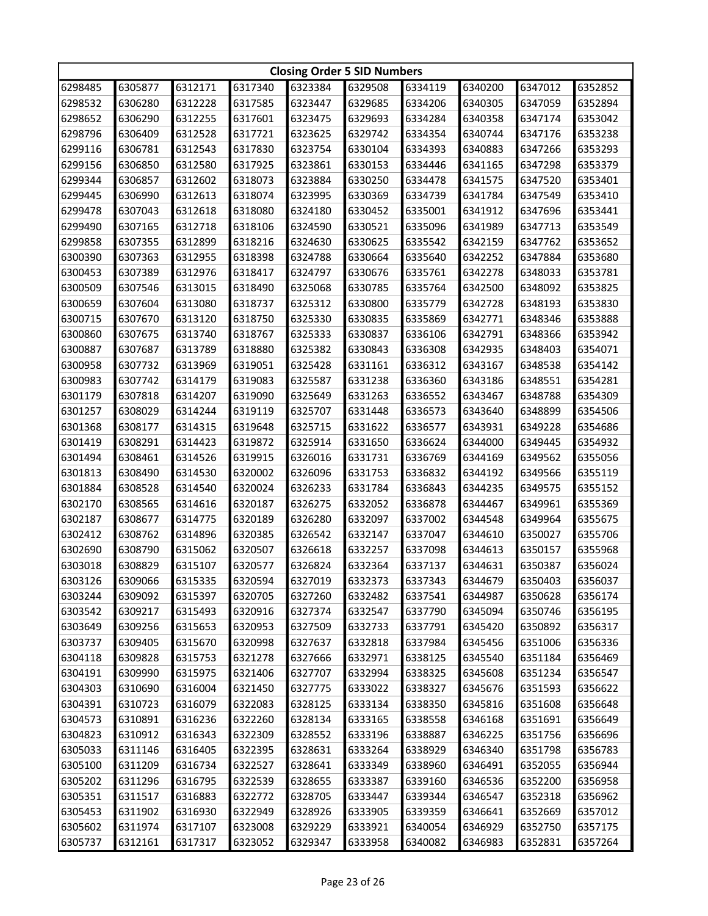| Closing Order 5 SID Numbers | | | | | | | | | |
|---|---|---|---|---|---|---|---|---|---|
| 6298485 | 6305877 | 6312171 | 6317340 | 6323384 | 6329508 | 6334119 | 6340200 | 6347012 | 6352852 |
| 6298532 | 6306280 | 6312228 | 6317585 | 6323447 | 6329685 | 6334206 | 6340305 | 6347059 | 6352894 |
| 6298652 | 6306290 | 6312255 | 6317601 | 6323475 | 6329693 | 6334284 | 6340358 | 6347174 | 6353042 |
| 6298796 | 6306409 | 6312528 | 6317721 | 6323625 | 6329742 | 6334354 | 6340744 | 6347176 | 6353238 |
| 6299116 | 6306781 | 6312543 | 6317830 | 6323754 | 6330104 | 6334393 | 6340883 | 6347266 | 6353293 |
| 6299156 | 6306850 | 6312580 | 6317925 | 6323861 | 6330153 | 6334446 | 6341165 | 6347298 | 6353379 |
| 6299344 | 6306857 | 6312602 | 6318073 | 6323884 | 6330250 | 6334478 | 6341575 | 6347520 | 6353401 |
| 6299445 | 6306990 | 6312613 | 6318074 | 6323995 | 6330369 | 6334739 | 6341784 | 6347549 | 6353410 |
| 6299478 | 6307043 | 6312618 | 6318080 | 6324180 | 6330452 | 6335001 | 6341912 | 6347696 | 6353441 |
| 6299490 | 6307165 | 6312718 | 6318106 | 6324590 | 6330521 | 6335096 | 6341989 | 6347713 | 6353549 |
| 6299858 | 6307355 | 6312899 | 6318216 | 6324630 | 6330625 | 6335542 | 6342159 | 6347762 | 6353652 |
| 6300390 | 6307363 | 6312955 | 6318398 | 6324788 | 6330664 | 6335640 | 6342252 | 6347884 | 6353680 |
| 6300453 | 6307389 | 6312976 | 6318417 | 6324797 | 6330676 | 6335761 | 6342278 | 6348033 | 6353781 |
| 6300509 | 6307546 | 6313015 | 6318490 | 6325068 | 6330785 | 6335764 | 6342500 | 6348092 | 6353825 |
| 6300659 | 6307604 | 6313080 | 6318737 | 6325312 | 6330800 | 6335779 | 6342728 | 6348193 | 6353830 |
| 6300715 | 6307670 | 6313120 | 6318750 | 6325330 | 6330835 | 6335869 | 6342771 | 6348346 | 6353888 |
| 6300860 | 6307675 | 6313740 | 6318767 | 6325333 | 6330837 | 6336106 | 6342791 | 6348366 | 6353942 |
| 6300887 | 6307687 | 6313789 | 6318880 | 6325382 | 6330843 | 6336308 | 6342935 | 6348403 | 6354071 |
| 6300958 | 6307732 | 6313969 | 6319051 | 6325428 | 6331161 | 6336312 | 6343167 | 6348538 | 6354142 |
| 6300983 | 6307742 | 6314179 | 6319083 | 6325587 | 6331238 | 6336360 | 6343186 | 6348551 | 6354281 |
| 6301179 | 6307818 | 6314207 | 6319090 | 6325649 | 6331263 | 6336552 | 6343467 | 6348788 | 6354309 |
| 6301257 | 6308029 | 6314244 | 6319119 | 6325707 | 6331448 | 6336573 | 6343640 | 6348899 | 6354506 |
| 6301368 | 6308177 | 6314315 | 6319648 | 6325715 | 6331622 | 6336577 | 6343931 | 6349228 | 6354686 |
| 6301419 | 6308291 | 6314423 | 6319872 | 6325914 | 6331650 | 6336624 | 6344000 | 6349445 | 6354932 |
| 6301494 | 6308461 | 6314526 | 6319915 | 6326016 | 6331731 | 6336769 | 6344169 | 6349562 | 6355056 |
| 6301813 | 6308490 | 6314530 | 6320002 | 6326096 | 6331753 | 6336832 | 6344192 | 6349566 | 6355119 |
| 6301884 | 6308528 | 6314540 | 6320024 | 6326233 | 6331784 | 6336843 | 6344235 | 6349575 | 6355152 |
| 6302170 | 6308565 | 6314616 | 6320187 | 6326275 | 6332052 | 6336878 | 6344467 | 6349961 | 6355369 |
| 6302187 | 6308677 | 6314775 | 6320189 | 6326280 | 6332097 | 6337002 | 6344548 | 6349964 | 6355675 |
| 6302412 | 6308762 | 6314896 | 6320385 | 6326542 | 6332147 | 6337047 | 6344610 | 6350027 | 6355706 |
| 6302690 | 6308790 | 6315062 | 6320507 | 6326618 | 6332257 | 6337098 | 6344613 | 6350157 | 6355968 |
| 6303018 | 6308829 | 6315107 | 6320577 | 6326824 | 6332364 | 6337137 | 6344631 | 6350387 | 6356024 |
| 6303126 | 6309066 | 6315335 | 6320594 | 6327019 | 6332373 | 6337343 | 6344679 | 6350403 | 6356037 |
| 6303244 | 6309092 | 6315397 | 6320705 | 6327260 | 6332482 | 6337541 | 6344987 | 6350628 | 6356174 |
| 6303542 | 6309217 | 6315493 | 6320916 | 6327374 | 6332547 | 6337790 | 6345094 | 6350746 | 6356195 |
| 6303649 | 6309256 | 6315653 | 6320953 | 6327509 | 6332733 | 6337791 | 6345420 | 6350892 | 6356317 |
| 6303737 | 6309405 | 6315670 | 6320998 | 6327637 | 6332818 | 6337984 | 6345456 | 6351006 | 6356336 |
| 6304118 | 6309828 | 6315753 | 6321278 | 6327666 | 6332971 | 6338125 | 6345540 | 6351184 | 6356469 |
| 6304191 | 6309990 | 6315975 | 6321406 | 6327707 | 6332994 | 6338325 | 6345608 | 6351234 | 6356547 |
| 6304303 | 6310690 | 6316004 | 6321450 | 6327775 | 6333022 | 6338327 | 6345676 | 6351593 | 6356622 |
| 6304391 | 6310723 | 6316079 | 6322083 | 6328125 | 6333134 | 6338350 | 6345816 | 6351608 | 6356648 |
| 6304573 | 6310891 | 6316236 | 6322260 | 6328134 | 6333165 | 6338558 | 6346168 | 6351691 | 6356649 |
| 6304823 | 6310912 | 6316343 | 6322309 | 6328552 | 6333196 | 6338887 | 6346225 | 6351756 | 6356696 |
| 6305033 | 6311146 | 6316405 | 6322395 | 6328631 | 6333264 | 6338929 | 6346340 | 6351798 | 6356783 |
| 6305100 | 6311209 | 6316734 | 6322527 | 6328641 | 6333349 | 6338960 | 6346491 | 6352055 | 6356944 |
| 6305202 | 6311296 | 6316795 | 6322539 | 6328655 | 6333387 | 6339160 | 6346536 | 6352200 | 6356958 |
| 6305351 | 6311517 | 6316883 | 6322772 | 6328705 | 6333447 | 6339344 | 6346547 | 6352318 | 6356962 |
| 6305453 | 6311902 | 6316930 | 6322949 | 6328926 | 6333905 | 6339359 | 6346641 | 6352669 | 6357012 |
| 6305602 | 6311974 | 6317107 | 6323008 | 6329229 | 6333921 | 6340054 | 6346929 | 6352750 | 6357175 |
| 6305737 | 6312161 | 6317317 | 6323052 | 6329347 | 6333958 | 6340082 | 6346983 | 6352831 | 6357264 |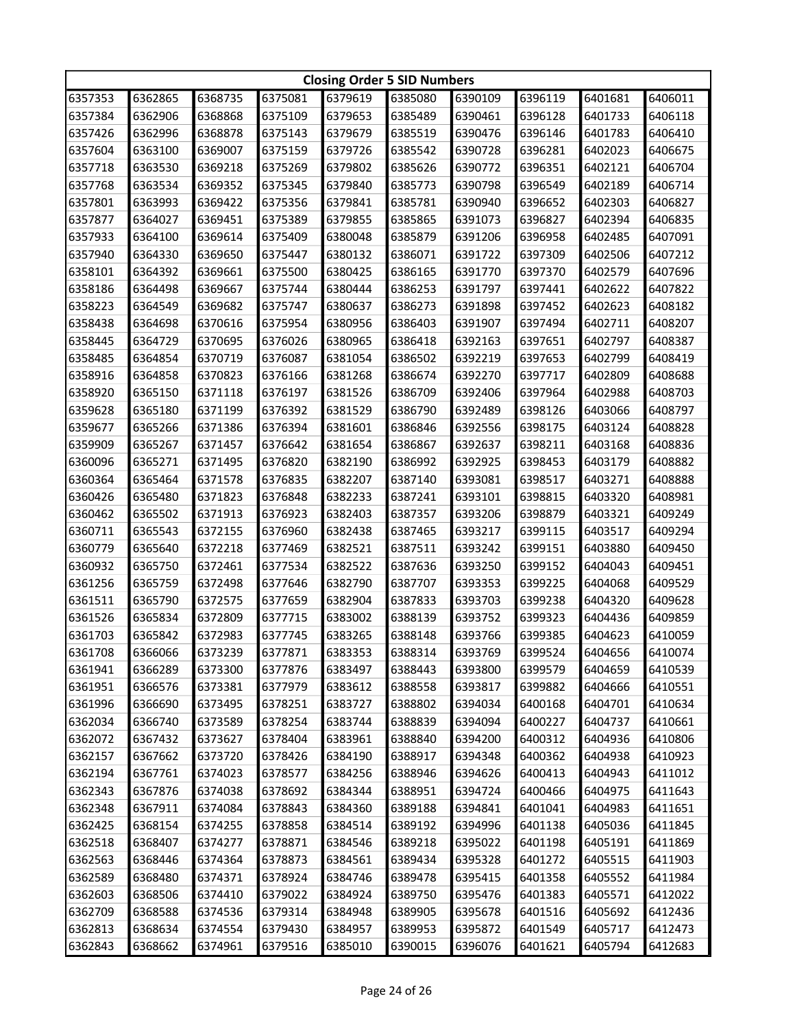| Closing Order 5 SID Numbers | | | | | | | | | |
|---|---|---|---|---|---|---|---|---|---|
| 6357353 | 6362865 | 6368735 | 6375081 | 6379619 | 6385080 | 6390109 | 6396119 | 6401681 | 6406011 |
| 6357384 | 6362906 | 6368868 | 6375109 | 6379653 | 6385489 | 6390461 | 6396128 | 6401733 | 6406118 |
| 6357426 | 6362996 | 6368878 | 6375143 | 6379679 | 6385519 | 6390476 | 6396146 | 6401783 | 6406410 |
| 6357604 | 6363100 | 6369007 | 6375159 | 6379726 | 6385542 | 6390728 | 6396281 | 6402023 | 6406675 |
| 6357718 | 6363530 | 6369218 | 6375269 | 6379802 | 6385626 | 6390772 | 6396351 | 6402121 | 6406704 |
| 6357768 | 6363534 | 6369352 | 6375345 | 6379840 | 6385773 | 6390798 | 6396549 | 6402189 | 6406714 |
| 6357801 | 6363993 | 6369422 | 6375356 | 6379841 | 6385781 | 6390940 | 6396652 | 6402303 | 6406827 |
| 6357877 | 6364027 | 6369451 | 6375389 | 6379855 | 6385865 | 6391073 | 6396827 | 6402394 | 6406835 |
| 6357933 | 6364100 | 6369614 | 6375409 | 6380048 | 6385879 | 6391206 | 6396958 | 6402485 | 6407091 |
| 6357940 | 6364330 | 6369650 | 6375447 | 6380132 | 6386071 | 6391722 | 6397309 | 6402506 | 6407212 |
| 6358101 | 6364392 | 6369661 | 6375500 | 6380425 | 6386165 | 6391770 | 6397370 | 6402579 | 6407696 |
| 6358186 | 6364498 | 6369667 | 6375744 | 6380444 | 6386253 | 6391797 | 6397441 | 6402622 | 6407822 |
| 6358223 | 6364549 | 6369682 | 6375747 | 6380637 | 6386273 | 6391898 | 6397452 | 6402623 | 6408182 |
| 6358438 | 6364698 | 6370616 | 6375954 | 6380956 | 6386403 | 6391907 | 6397494 | 6402711 | 6408207 |
| 6358445 | 6364729 | 6370695 | 6376026 | 6380965 | 6386418 | 6392163 | 6397651 | 6402797 | 6408387 |
| 6358485 | 6364854 | 6370719 | 6376087 | 6381054 | 6386502 | 6392219 | 6397653 | 6402799 | 6408419 |
| 6358916 | 6364858 | 6370823 | 6376166 | 6381268 | 6386674 | 6392270 | 6397717 | 6402809 | 6408688 |
| 6358920 | 6365150 | 6371118 | 6376197 | 6381526 | 6386709 | 6392406 | 6397964 | 6402988 | 6408703 |
| 6359628 | 6365180 | 6371199 | 6376392 | 6381529 | 6386790 | 6392489 | 6398126 | 6403066 | 6408797 |
| 6359677 | 6365266 | 6371386 | 6376394 | 6381601 | 6386846 | 6392556 | 6398175 | 6403124 | 6408828 |
| 6359909 | 6365267 | 6371457 | 6376642 | 6381654 | 6386867 | 6392637 | 6398211 | 6403168 | 6408836 |
| 6360096 | 6365271 | 6371495 | 6376820 | 6382190 | 6386992 | 6392925 | 6398453 | 6403179 | 6408882 |
| 6360364 | 6365464 | 6371578 | 6376835 | 6382207 | 6387140 | 6393081 | 6398517 | 6403271 | 6408888 |
| 6360426 | 6365480 | 6371823 | 6376848 | 6382233 | 6387241 | 6393101 | 6398815 | 6403320 | 6408981 |
| 6360462 | 6365502 | 6371913 | 6376923 | 6382403 | 6387357 | 6393206 | 6398879 | 6403321 | 6409249 |
| 6360711 | 6365543 | 6372155 | 6376960 | 6382438 | 6387465 | 6393217 | 6399115 | 6403517 | 6409294 |
| 6360779 | 6365640 | 6372218 | 6377469 | 6382521 | 6387511 | 6393242 | 6399151 | 6403880 | 6409450 |
| 6360932 | 6365750 | 6372461 | 6377534 | 6382522 | 6387636 | 6393250 | 6399152 | 6404043 | 6409451 |
| 6361256 | 6365759 | 6372498 | 6377646 | 6382790 | 6387707 | 6393353 | 6399225 | 6404068 | 6409529 |
| 6361511 | 6365790 | 6372575 | 6377659 | 6382904 | 6387833 | 6393703 | 6399238 | 6404320 | 6409628 |
| 6361526 | 6365834 | 6372809 | 6377715 | 6383002 | 6388139 | 6393752 | 6399323 | 6404436 | 6409859 |
| 6361703 | 6365842 | 6372983 | 6377745 | 6383265 | 6388148 | 6393766 | 6399385 | 6404623 | 6410059 |
| 6361708 | 6366066 | 6373239 | 6377871 | 6383353 | 6388314 | 6393769 | 6399524 | 6404656 | 6410074 |
| 6361941 | 6366289 | 6373300 | 6377876 | 6383497 | 6388443 | 6393800 | 6399579 | 6404659 | 6410539 |
| 6361951 | 6366576 | 6373381 | 6377979 | 6383612 | 6388558 | 6393817 | 6399882 | 6404666 | 6410551 |
| 6361996 | 6366690 | 6373495 | 6378251 | 6383727 | 6388802 | 6394034 | 6400168 | 6404701 | 6410634 |
| 6362034 | 6366740 | 6373589 | 6378254 | 6383744 | 6388839 | 6394094 | 6400227 | 6404737 | 6410661 |
| 6362072 | 6367432 | 6373627 | 6378404 | 6383961 | 6388840 | 6394200 | 6400312 | 6404936 | 6410806 |
| 6362157 | 6367662 | 6373720 | 6378426 | 6384190 | 6388917 | 6394348 | 6400362 | 6404938 | 6410923 |
| 6362194 | 6367761 | 6374023 | 6378577 | 6384256 | 6388946 | 6394626 | 6400413 | 6404943 | 6411012 |
| 6362343 | 6367876 | 6374038 | 6378692 | 6384344 | 6388951 | 6394724 | 6400466 | 6404975 | 6411643 |
| 6362348 | 6367911 | 6374084 | 6378843 | 6384360 | 6389188 | 6394841 | 6401041 | 6404983 | 6411651 |
| 6362425 | 6368154 | 6374255 | 6378858 | 6384514 | 6389192 | 6394996 | 6401138 | 6405036 | 6411845 |
| 6362518 | 6368407 | 6374277 | 6378871 | 6384546 | 6389218 | 6395022 | 6401198 | 6405191 | 6411869 |
| 6362563 | 6368446 | 6374364 | 6378873 | 6384561 | 6389434 | 6395328 | 6401272 | 6405515 | 6411903 |
| 6362589 | 6368480 | 6374371 | 6378924 | 6384746 | 6389478 | 6395415 | 6401358 | 6405552 | 6411984 |
| 6362603 | 6368506 | 6374410 | 6379022 | 6384924 | 6389750 | 6395476 | 6401383 | 6405571 | 6412022 |
| 6362709 | 6368588 | 6374536 | 6379314 | 6384948 | 6389905 | 6395678 | 6401516 | 6405692 | 6412436 |
| 6362813 | 6368634 | 6374554 | 6379430 | 6384957 | 6389953 | 6395872 | 6401549 | 6405717 | 6412473 |
| 6362843 | 6368662 | 6374961 | 6379516 | 6385010 | 6390015 | 6396076 | 6401621 | 6405794 | 6412683 |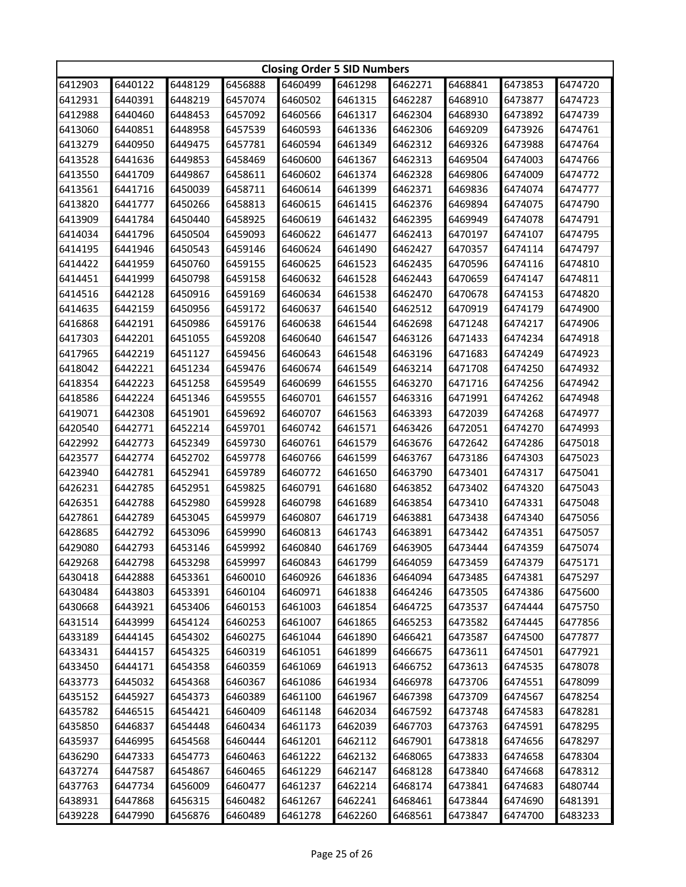| Closing Order 5 SID Numbers | | | | | | | | | |
|---|---|---|---|---|---|---|---|---|---|
| 6412903 | 6440122 | 6448129 | 6456888 | 6460499 | 6461298 | 6462271 | 6468841 | 6473853 | 6474720 |
| 6412931 | 6440391 | 6448219 | 6457074 | 6460502 | 6461315 | 6462287 | 6468910 | 6473877 | 6474723 |
| 6412988 | 6440460 | 6448453 | 6457092 | 6460566 | 6461317 | 6462304 | 6468930 | 6473892 | 6474739 |
| 6413060 | 6440851 | 6448958 | 6457539 | 6460593 | 6461336 | 6462306 | 6469209 | 6473926 | 6474761 |
| 6413279 | 6440950 | 6449475 | 6457781 | 6460594 | 6461349 | 6462312 | 6469326 | 6473988 | 6474764 |
| 6413528 | 6441636 | 6449853 | 6458469 | 6460600 | 6461367 | 6462313 | 6469504 | 6474003 | 6474766 |
| 6413550 | 6441709 | 6449867 | 6458611 | 6460602 | 6461374 | 6462328 | 6469806 | 6474009 | 6474772 |
| 6413561 | 6441716 | 6450039 | 6458711 | 6460614 | 6461399 | 6462371 | 6469836 | 6474074 | 6474777 |
| 6413820 | 6441777 | 6450266 | 6458813 | 6460615 | 6461415 | 6462376 | 6469894 | 6474075 | 6474790 |
| 6413909 | 6441784 | 6450440 | 6458925 | 6460619 | 6461432 | 6462395 | 6469949 | 6474078 | 6474791 |
| 6414034 | 6441796 | 6450504 | 6459093 | 6460622 | 6461477 | 6462413 | 6470197 | 6474107 | 6474795 |
| 6414195 | 6441946 | 6450543 | 6459146 | 6460624 | 6461490 | 6462427 | 6470357 | 6474114 | 6474797 |
| 6414422 | 6441959 | 6450760 | 6459155 | 6460625 | 6461523 | 6462435 | 6470596 | 6474116 | 6474810 |
| 6414451 | 6441999 | 6450798 | 6459158 | 6460632 | 6461528 | 6462443 | 6470659 | 6474147 | 6474811 |
| 6414516 | 6442128 | 6450916 | 6459169 | 6460634 | 6461538 | 6462470 | 6470678 | 6474153 | 6474820 |
| 6414635 | 6442159 | 6450956 | 6459172 | 6460637 | 6461540 | 6462512 | 6470919 | 6474179 | 6474900 |
| 6416868 | 6442191 | 6450986 | 6459176 | 6460638 | 6461544 | 6462698 | 6471248 | 6474217 | 6474906 |
| 6417303 | 6442201 | 6451055 | 6459208 | 6460640 | 6461547 | 6463126 | 6471433 | 6474234 | 6474918 |
| 6417965 | 6442219 | 6451127 | 6459456 | 6460643 | 6461548 | 6463196 | 6471683 | 6474249 | 6474923 |
| 6418042 | 6442221 | 6451234 | 6459476 | 6460674 | 6461549 | 6463214 | 6471708 | 6474250 | 6474932 |
| 6418354 | 6442223 | 6451258 | 6459549 | 6460699 | 6461555 | 6463270 | 6471716 | 6474256 | 6474942 |
| 6418586 | 6442224 | 6451346 | 6459555 | 6460701 | 6461557 | 6463316 | 6471991 | 6474262 | 6474948 |
| 6419071 | 6442308 | 6451901 | 6459692 | 6460707 | 6461563 | 6463393 | 6472039 | 6474268 | 6474977 |
| 6420540 | 6442771 | 6452214 | 6459701 | 6460742 | 6461571 | 6463426 | 6472051 | 6474270 | 6474993 |
| 6422992 | 6442773 | 6452349 | 6459730 | 6460761 | 6461579 | 6463676 | 6472642 | 6474286 | 6475018 |
| 6423577 | 6442774 | 6452702 | 6459778 | 6460766 | 6461599 | 6463767 | 6473186 | 6474303 | 6475023 |
| 6423940 | 6442781 | 6452941 | 6459789 | 6460772 | 6461650 | 6463790 | 6473401 | 6474317 | 6475041 |
| 6426231 | 6442785 | 6452951 | 6459825 | 6460791 | 6461680 | 6463852 | 6473402 | 6474320 | 6475043 |
| 6426351 | 6442788 | 6452980 | 6459928 | 6460798 | 6461689 | 6463854 | 6473410 | 6474331 | 6475048 |
| 6427861 | 6442789 | 6453045 | 6459979 | 6460807 | 6461719 | 6463881 | 6473438 | 6474340 | 6475056 |
| 6428685 | 6442792 | 6453096 | 6459990 | 6460813 | 6461743 | 6463891 | 6473442 | 6474351 | 6475057 |
| 6429080 | 6442793 | 6453146 | 6459992 | 6460840 | 6461769 | 6463905 | 6473444 | 6474359 | 6475074 |
| 6429268 | 6442798 | 6453298 | 6459997 | 6460843 | 6461799 | 6464059 | 6473459 | 6474379 | 6475171 |
| 6430418 | 6442888 | 6453361 | 6460010 | 6460926 | 6461836 | 6464094 | 6473485 | 6474381 | 6475297 |
| 6430484 | 6443803 | 6453391 | 6460104 | 6460971 | 6461838 | 6464246 | 6473505 | 6474386 | 6475600 |
| 6430668 | 6443921 | 6453406 | 6460153 | 6461003 | 6461854 | 6464725 | 6473537 | 6474444 | 6475750 |
| 6431514 | 6443999 | 6454124 | 6460253 | 6461007 | 6461865 | 6465253 | 6473582 | 6474445 | 6477856 |
| 6433189 | 6444145 | 6454302 | 6460275 | 6461044 | 6461890 | 6466421 | 6473587 | 6474500 | 6477877 |
| 6433431 | 6444157 | 6454325 | 6460319 | 6461051 | 6461899 | 6466675 | 6473611 | 6474501 | 6477921 |
| 6433450 | 6444171 | 6454358 | 6460359 | 6461069 | 6461913 | 6466752 | 6473613 | 6474535 | 6478078 |
| 6433773 | 6445032 | 6454368 | 6460367 | 6461086 | 6461934 | 6466978 | 6473706 | 6474551 | 6478099 |
| 6435152 | 6445927 | 6454373 | 6460389 | 6461100 | 6461967 | 6467398 | 6473709 | 6474567 | 6478254 |
| 6435782 | 6446515 | 6454421 | 6460409 | 6461148 | 6462034 | 6467592 | 6473748 | 6474583 | 6478281 |
| 6435850 | 6446837 | 6454448 | 6460434 | 6461173 | 6462039 | 6467703 | 6473763 | 6474591 | 6478295 |
| 6435937 | 6446995 | 6454568 | 6460444 | 6461201 | 6462112 | 6467901 | 6473818 | 6474656 | 6478297 |
| 6436290 | 6447333 | 6454773 | 6460463 | 6461222 | 6462132 | 6468065 | 6473833 | 6474658 | 6478304 |
| 6437274 | 6447587 | 6454867 | 6460465 | 6461229 | 6462147 | 6468128 | 6473840 | 6474668 | 6478312 |
| 6437763 | 6447734 | 6456009 | 6460477 | 6461237 | 6462214 | 6468174 | 6473841 | 6474683 | 6480744 |
| 6438931 | 6447868 | 6456315 | 6460482 | 6461267 | 6462241 | 6468461 | 6473844 | 6474690 | 6481391 |
| 6439228 | 6447990 | 6456876 | 6460489 | 6461278 | 6462260 | 6468561 | 6473847 | 6474700 | 6483233 |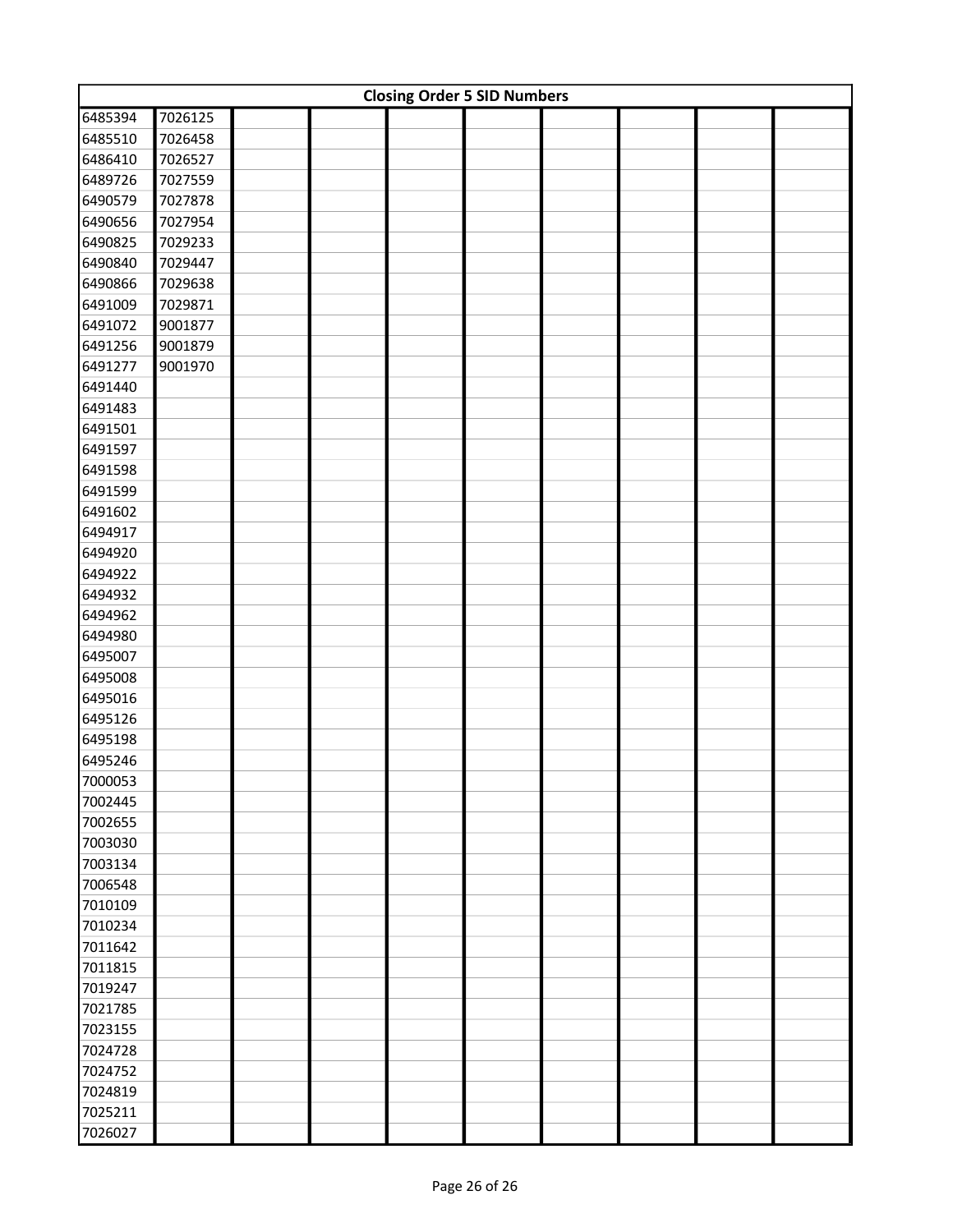| Closing Order 5 SID Numbers | | | | | | | | | |
|---|---|---|---|---|---|---|---|---|---|
| 6485394 | 7026125 | | | | | | | | |
| 6485510 | 7026458 | | | | | | | | |
| 6486410 | 7026527 | | | | | | | | |
| 6489726 | 7027559 | | | | | | | | |
| 6490579 | 7027878 | | | | | | | | |
| 6490656 | 7027954 | | | | | | | | |
| 6490825 | 7029233 | | | | | | | | |
| 6490840 | 7029447 | | | | | | | | |
| 6490866 | 7029638 | | | | | | | | |
| 6491009 | 7029871 | | | | | | | | |
| 6491072 | 9001877 | | | | | | | | |
| 6491256 | 9001879 | | | | | | | | |
| 6491277 | 9001970 | | | | | | | | |
| 6491440 | | | | | | | | | |
| 6491483 | | | | | | | | | |
| 6491501 | | | | | | | | | |
| 6491597 | | | | | | | | | |
| 6491598 | | | | | | | | | |
| 6491599 | | | | | | | | | |
| 6491602 | | | | | | | | | |
| 6494917 | | | | | | | | | |
| 6494920 | | | | | | | | | |
| 6494922 | | | | | | | | | |
| 6494932 | | | | | | | | | |
| 6494962 | | | | | | | | | |
| 6494980 | | | | | | | | | |
| 6495007 | | | | | | | | | |
| 6495008 | | | | | | | | | |
| 6495016 | | | | | | | | | |
| 6495126 | | | | | | | | | |
| 6495198 | | | | | | | | | |
| 6495246 | | | | | | | | | |
| 7000053 | | | | | | | | | |
| 7002445 | | | | | | | | | |
| 7002655 | | | | | | | | | |
| 7003030 | | | | | | | | | |
| 7003134 | | | | | | | | | |
| 7006548 | | | | | | | | | |
| 7010109 | | | | | | | | | |
| 7010234 | | | | | | | | | |
| 7011642 | | | | | | | | | |
| 7011815 | | | | | | | | | |
| 7019247 | | | | | | | | | |
| 7021785 | | | | | | | | | |
| 7023155 | | | | | | | | | |
| 7024728 | | | | | | | | | |
| 7024752 | | | | | | | | | |
| 7024819 | | | | | | | | | |
| 7025211 | | | | | | | | | |
| 7026027 | | | | | | | | | |